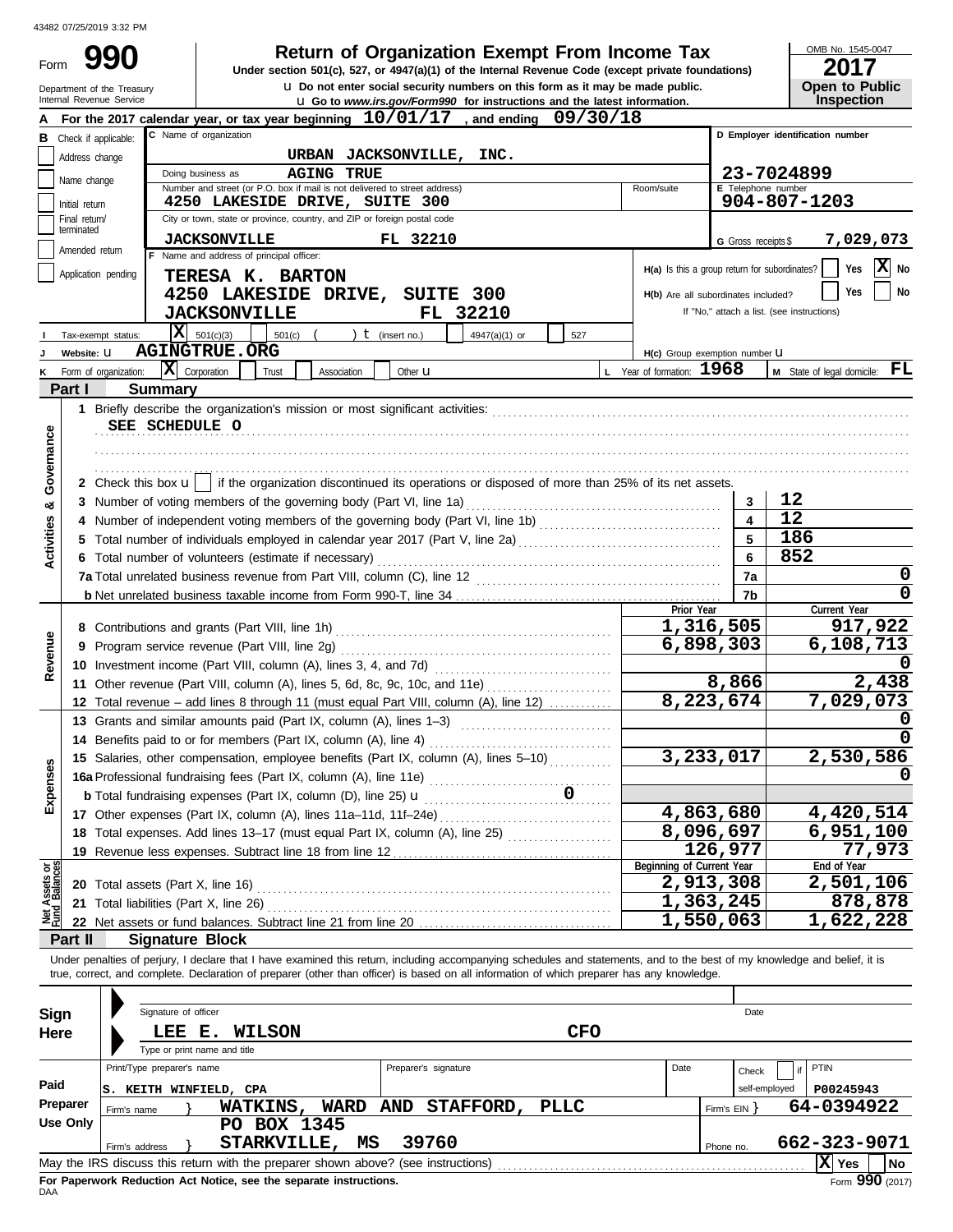43482 07/25/2019 3:32 PM

Form **990**

# Return of Organization Exempt From Income Tax

**Under section 501(c), 527, or 4947(a)(1) of the Internal Revenue Code (except private foundations)**

u Do not enter social security numbers on this form as it may be made public.

u Go to *www.irs.gov/Form990* for instructions and the latest information.

Department of the Treasury
Internal Revenue Service

OMB No. 1545-0047

**2017**

**Open to Public Inspection**

**A** For the 2017 calendar year, or tax year beginning **10/01/17**, and ending **09/30/18**

**B** Check if applicable:
- Address change
- Name change
- Initial return
- Final return/terminated
- Amended return
- Application pending

**C** Name of organization: **URBAN JACKSONVILLE, INC.**

Doing business as: **AGING TRUE**

Number and street (or P.O. box if mail is not delivered to street address): **4250 LAKESIDE DRIVE, SUITE 300** Room/suite

City or town, state or province, country, and ZIP or foreign postal code: **JACKSONVILLE FL 32210**

**D** Employer identification number: **23-7024899**

**E** Telephone number: **904-807-1203**

**G** Gross receipts $ **7,029,073**

**F** Name and address of principal officer:
**TERESA K. BARTON**
**4250 LAKESIDE DRIVE, SUITE 300**
**JACKSONVILLE FL 32210**

**H(a)** Is this a group return for subordinates? Yes [ ] No [X]

**H(b)** Are all subordinates included? Yes [ ] No [ ]
If "No," attach a list. (see instructions)

**I** Tax-exempt status: [X] 501(c)(3) [ ] 501(c) ( ) t (insert no.) [ ] 4947(a)(1) or [ ] 527

**J** Website: u **AGINGTRUE.ORG**

**H(c)** Group exemption number u

**K** Form of organization: [X] Corporation [ ] Trust [ ] Association [ ] Other u

**L** Year of formation: **1968**

**M** State of legal domicile: **FL**

## Part I Summary

**Activities & Governance**

1 Briefly describe the organization's mission or most significant activities:
**SEE SCHEDULE O**

2 Check this box u [ ] if the organization discontinued its operations or disposed of more than 25% of its net assets.

| | | Line | Value |
|---|---|---|---|
| 3 | Number of voting members of the governing body (Part VI, line 1a) | 3 | 12 |
| 4 | Number of independent voting members of the governing body (Part VI, line 1b) | 4 | 12 |
| 5 | Total number of individuals employed in calendar year 2017 (Part V, line 2a) | 5 | 186 |
| 6 | Total number of volunteers (estimate if necessary) | 6 | 852 |
| 7a | Total unrelated business revenue from Part VIII, column (C), line 12 | 7a | 0 |
| b | Net unrelated business taxable income from Form 990-T, line 34 | 7b | 0 |

| | | Prior Year | Current Year |
|---|---|---|---|
| **Revenue** | | | |
| 8 | Contributions and grants (Part VIII, line 1h) | 1,316,505 | 917,922 |
| 9 | Program service revenue (Part VIII, line 2g) | 6,898,303 | 6,108,713 |
| 10 | Investment income (Part VIII, column (A), lines 3, 4, and 7d) | | 0 |
| 11 | Other revenue (Part VIII, column (A), lines 5, 6d, 8c, 9c, 10c, and 11e) | 8,866 | 2,438 |
| 12 | Total revenue – add lines 8 through 11 (must equal Part VIII, column (A), line 12) | 8,223,674 | 7,029,073 |
| **Expenses** | | | |
| 13 | Grants and similar amounts paid (Part IX, column (A), lines 1–3) | | 0 |
| 14 | Benefits paid to or for members (Part IX, column (A), line 4) | | 0 |
| 15 | Salaries, other compensation, employee benefits (Part IX, column (A), lines 5–10) | 3,233,017 | 2,530,586 |
| 16a | Professional fundraising fees (Part IX, column (A), line 11e) | | 0 |
| b | Total fundraising expenses (Part IX, column (D), line 25) u 0 | | |
| 17 | Other expenses (Part IX, column (A), lines 11a–11d, 11f–24e) | 4,863,680 | 4,420,514 |
| 18 | Total expenses. Add lines 13–17 (must equal Part IX, column (A), line 25) | 8,096,697 | 6,951,100 |
| 19 | Revenue less expenses. Subtract line 18 from line 12 | 126,977 | 77,973 |
| **Net Assets or Fund Balances** | | **Beginning of Current Year** | **End of Year** |
| 20 | Total assets (Part X, line 16) | 2,913,308 | 2,501,106 |
| 21 | Total liabilities (Part X, line 26) | 1,363,245 | 878,878 |
| 22 | Net assets or fund balances. Subtract line 21 from line 20 | 1,550,063 | 1,622,228 |

## Part II Signature Block

Under penalties of perjury, I declare that I have examined this return, including accompanying schedules and statements, and to the best of my knowledge and belief, it is true, correct, and complete. Declaration of preparer (other than officer) is based on all information of which preparer has any knowledge.

**Sign Here**

Signature of officer — Date

**LEE E. WILSON CFO**

Type or print name and title

**Paid Preparer Use Only**

| Print/Type preparer's name | Preparer's signature | Date | Check [ ] if self-employed | PTIN |
|---|---|---|---|---|
| S. KEITH WINFIELD, CPA | | | | P00245943 |

Firm's name } **WATKINS, WARD AND STAFFORD, PLLC** — Firm's EIN } **64-0394922**

Firm's address } **PO BOX 1345, STARKVILLE, MS 39760** — Phone no. **662-323-9071**

May the IRS discuss this return with the preparer shown above? (see instructions) [X] Yes [ ] No

**For Paperwork Reduction Act Notice, see the separate instructions.**

DAA

Form **990** (2017)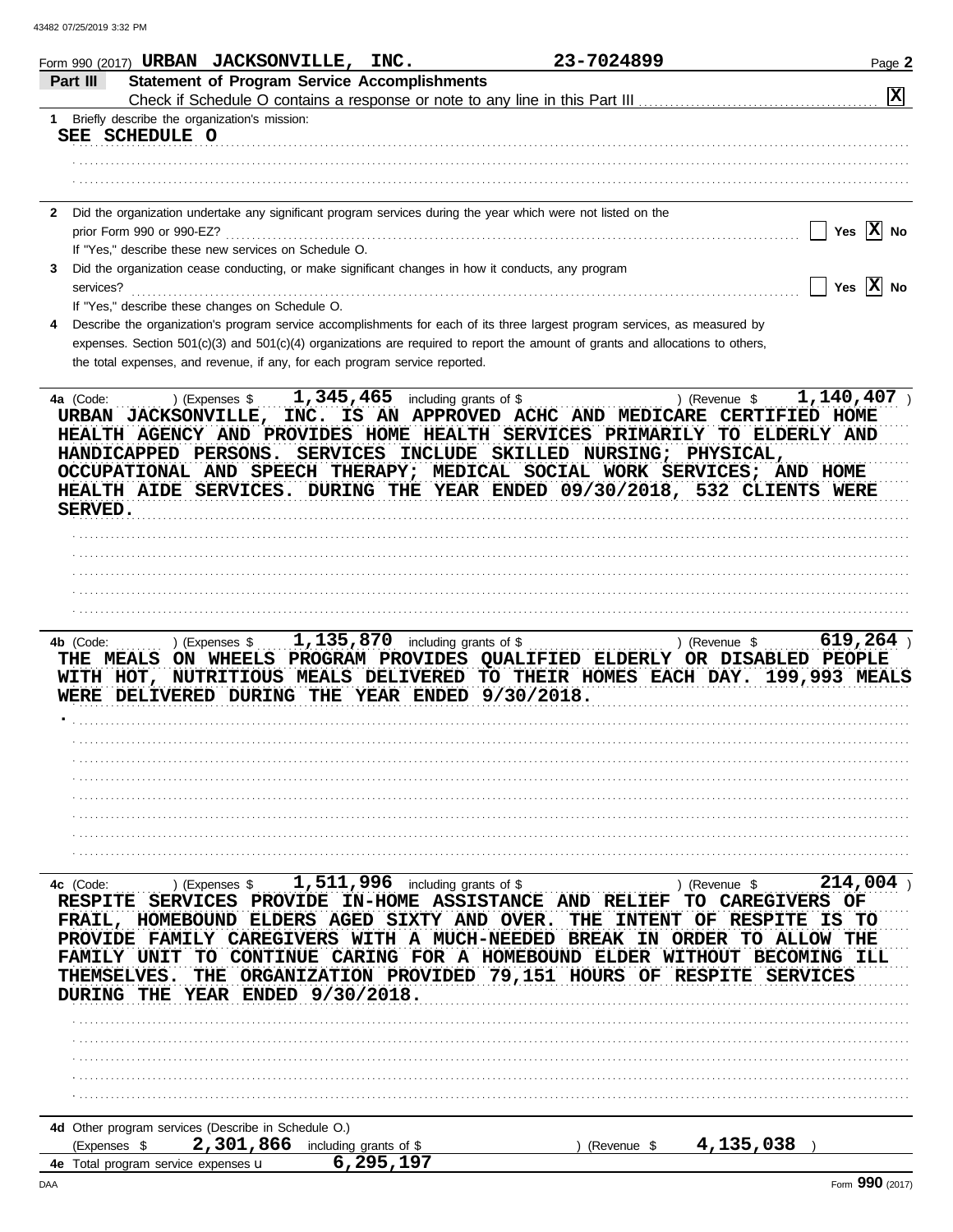Form 990 (2017) **URBAN JACKSONVILLE, INC.** **23-7024899** Page **2**

**Part III** **Statement of Program Service Accomplishments**

Check if Schedule O contains a response or note to any line in this Part III .......... [X]

**1** Briefly describe the organization's mission:

SEE SCHEDULE O

**2** Did the organization undertake any significant program services during the year which were not listed on the prior Form 990 or 990-EZ? .......... [ ] Yes [X] No

If "Yes," describe these new services on Schedule O.

**3** Did the organization cease conducting, or make significant changes in how it conducts, any program services? .......... [ ] Yes [X] No

If "Yes," describe these changes on Schedule O.

**4** Describe the organization's program service accomplishments for each of its three largest program services, as measured by expenses. Section 501(c)(3) and 501(c)(4) organizations are required to report the amount of grants and allocations to others, the total expenses, and revenue, if any, for each program service reported.

**4a** (Code: ) (Expenses $ **1,345,465** including grants of $ ) (Revenue $ **1,140,407** )

URBAN JACKSONVILLE, INC. IS AN APPROVED ACHC AND MEDICARE CERTIFIED HOME HEALTH AGENCY AND PROVIDES HOME HEALTH SERVICES PRIMARILY TO ELDERLY AND HANDICAPPED PERSONS. SERVICES INCLUDE SKILLED NURSING; PHYSICAL, OCCUPATIONAL AND SPEECH THERAPY; MEDICAL SOCIAL WORK SERVICES; AND HOME HEALTH AIDE SERVICES. DURING THE YEAR ENDED 09/30/2018, 532 CLIENTS WERE SERVED.

**4b** (Code: ) (Expenses $ **1,135,870** including grants of $ ) (Revenue $ **619,264** )

THE MEALS ON WHEELS PROGRAM PROVIDES QUALIFIED ELDERLY OR DISABLED PEOPLE WITH HOT, NUTRITIOUS MEALS DELIVERED TO THEIR HOMES EACH DAY. 199,993 MEALS WERE DELIVERED DURING THE YEAR ENDED 9/30/2018.

.

**4c** (Code: ) (Expenses $ **1,511,996** including grants of $ ) (Revenue $ **214,004** )

RESPITE SERVICES PROVIDE IN-HOME ASSISTANCE AND RELIEF TO CAREGIVERS OF FRAIL, HOMEBOUND ELDERS AGED SIXTY AND OVER. THE INTENT OF RESPITE IS TO PROVIDE FAMILY CAREGIVERS WITH A MUCH-NEEDED BREAK IN ORDER TO ALLOW THE FAMILY UNIT TO CONTINUE CARING FOR A HOMEBOUND ELDER WITHOUT BECOMING ILL THEMSELVES. THE ORGANIZATION PROVIDED 79,151 HOURS OF RESPITE SERVICES DURING THE YEAR ENDED 9/30/2018.

**4d** Other program services (Describe in Schedule O.)

(Expenses $ **2,301,866** including grants of $ ) (Revenue $ **4,135,038** )

**4e** Total program service expenses **6,295,197**

Form **990** (2017)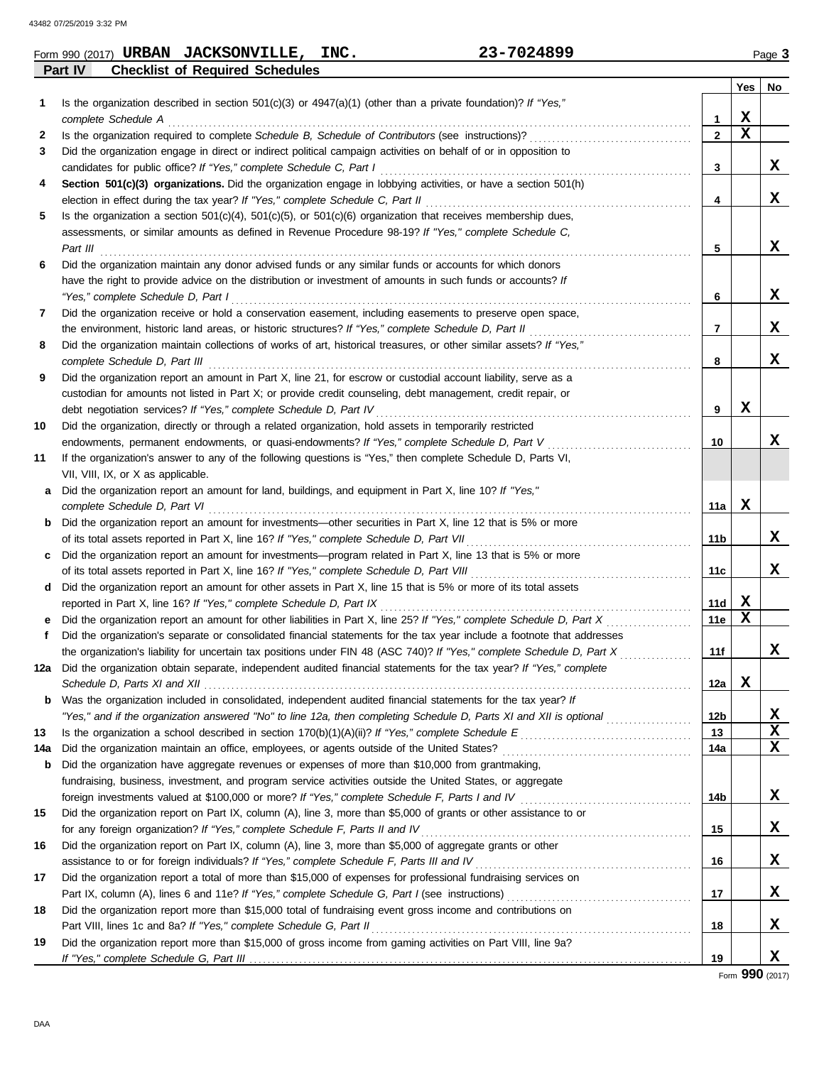Form 990 (2017) **URBAN JACKSONVILLE, INC.** **23-7024899** Page **3**

## Part IV Checklist of Required Schedules

| | | | Yes | No |
|---|---|---|---|---|
| **1** | Is the organization described in section 501(c)(3) or 4947(a)(1) (other than a private foundation)? *If "Yes," complete Schedule A* | 1 | X | |
| **2** | Is the organization required to complete *Schedule B, Schedule of Contributors* (see instructions)? | 2 | X | |
| **3** | Did the organization engage in direct or indirect political campaign activities on behalf of or in opposition to candidates for public office? *If "Yes," complete Schedule C, Part I* | 3 | | X |
| **4** | **Section 501(c)(3) organizations.** Did the organization engage in lobbying activities, or have a section 501(h) election in effect during the tax year? *If "Yes," complete Schedule C, Part II* | 4 | | X |
| **5** | Is the organization a section 501(c)(4), 501(c)(5), or 501(c)(6) organization that receives membership dues, assessments, or similar amounts as defined in Revenue Procedure 98-19? *If "Yes," complete Schedule C, Part III* | 5 | | X |
| **6** | Did the organization maintain any donor advised funds or any similar funds or accounts for which donors have the right to provide advice on the distribution or investment of amounts in such funds or accounts? *If "Yes," complete Schedule D, Part I* | 6 | | X |
| **7** | Did the organization receive or hold a conservation easement, including easements to preserve open space, the environment, historic land areas, or historic structures? *If "Yes," complete Schedule D, Part II* | 7 | | X |
| **8** | Did the organization maintain collections of works of art, historical treasures, or other similar assets? *If "Yes," complete Schedule D, Part III* | 8 | | X |
| **9** | Did the organization report an amount in Part X, line 21, for escrow or custodial account liability, serve as a custodian for amounts not listed in Part X; or provide credit counseling, debt management, credit repair, or debt negotiation services? *If "Yes," complete Schedule D, Part IV* | 9 | X | |
| **10** | Did the organization, directly or through a related organization, hold assets in temporarily restricted endowments, permanent endowments, or quasi-endowments? *If "Yes," complete Schedule D, Part V* | 10 | | X |
| **11** | If the organization's answer to any of the following questions is "Yes," then complete Schedule D, Parts VI, VII, VIII, IX, or X as applicable. | | | |
| **a** | Did the organization report an amount for land, buildings, and equipment in Part X, line 10? *If "Yes," complete Schedule D, Part VI* | 11a | X | |
| **b** | Did the organization report an amount for investments—other securities in Part X, line 12 that is 5% or more of its total assets reported in Part X, line 16? *If "Yes," complete Schedule D, Part VII* | 11b | | X |
| **c** | Did the organization report an amount for investments—program related in Part X, line 13 that is 5% or more of its total assets reported in Part X, line 16? *If "Yes," complete Schedule D, Part VIII* | 11c | | X |
| **d** | Did the organization report an amount for other assets in Part X, line 15 that is 5% or more of its total assets reported in Part X, line 16? *If "Yes," complete Schedule D, Part IX* | 11d | X | |
| **e** | Did the organization report an amount for other liabilities in Part X, line 25? *If "Yes," complete Schedule D, Part X* | 11e | X | |
| **f** | Did the organization's separate or consolidated financial statements for the tax year include a footnote that addresses the organization's liability for uncertain tax positions under FIN 48 (ASC 740)? *If "Yes," complete Schedule D, Part X* | 11f | | X |
| **12a** | Did the organization obtain separate, independent audited financial statements for the tax year? *If "Yes," complete Schedule D, Parts XI and XII* | 12a | X | |
| **b** | Was the organization included in consolidated, independent audited financial statements for the tax year? *If "Yes," and if the organization answered "No" to line 12a, then completing Schedule D, Parts XI and XII is optional* | 12b | | X |
| **13** | Is the organization a school described in section 170(b)(1)(A)(ii)? *If "Yes," complete Schedule E* | 13 | | X |
| **14a** | Did the organization maintain an office, employees, or agents outside of the United States? | 14a | | X |
| **b** | Did the organization have aggregate revenues or expenses of more than $10,000 from grantmaking, fundraising, business, investment, and program service activities outside the United States, or aggregate foreign investments valued at $100,000 or more? *If "Yes," complete Schedule F, Parts I and IV* | 14b | | X |
| **15** | Did the organization report on Part IX, column (A), line 3, more than $5,000 of grants or other assistance to or for any foreign organization? *If "Yes," complete Schedule F, Parts II and IV* | 15 | | X |
| **16** | Did the organization report on Part IX, column (A), line 3, more than $5,000 of aggregate grants or other assistance to or for foreign individuals? *If "Yes," complete Schedule F, Parts III and IV* | 16 | | X |
| **17** | Did the organization report a total of more than $15,000 of expenses for professional fundraising services on Part IX, column (A), lines 6 and 11e? *If "Yes," complete Schedule G, Part I* (see instructions) | 17 | | X |
| **18** | Did the organization report more than $15,000 total of fundraising event gross income and contributions on Part VIII, lines 1c and 8a? *If "Yes," complete Schedule G, Part II* | 18 | | X |
| **19** | Did the organization report more than $15,000 of gross income from gaming activities on Part VIII, line 9a? *If "Yes," complete Schedule G, Part III* | 19 | | X |

Form **990** (2017)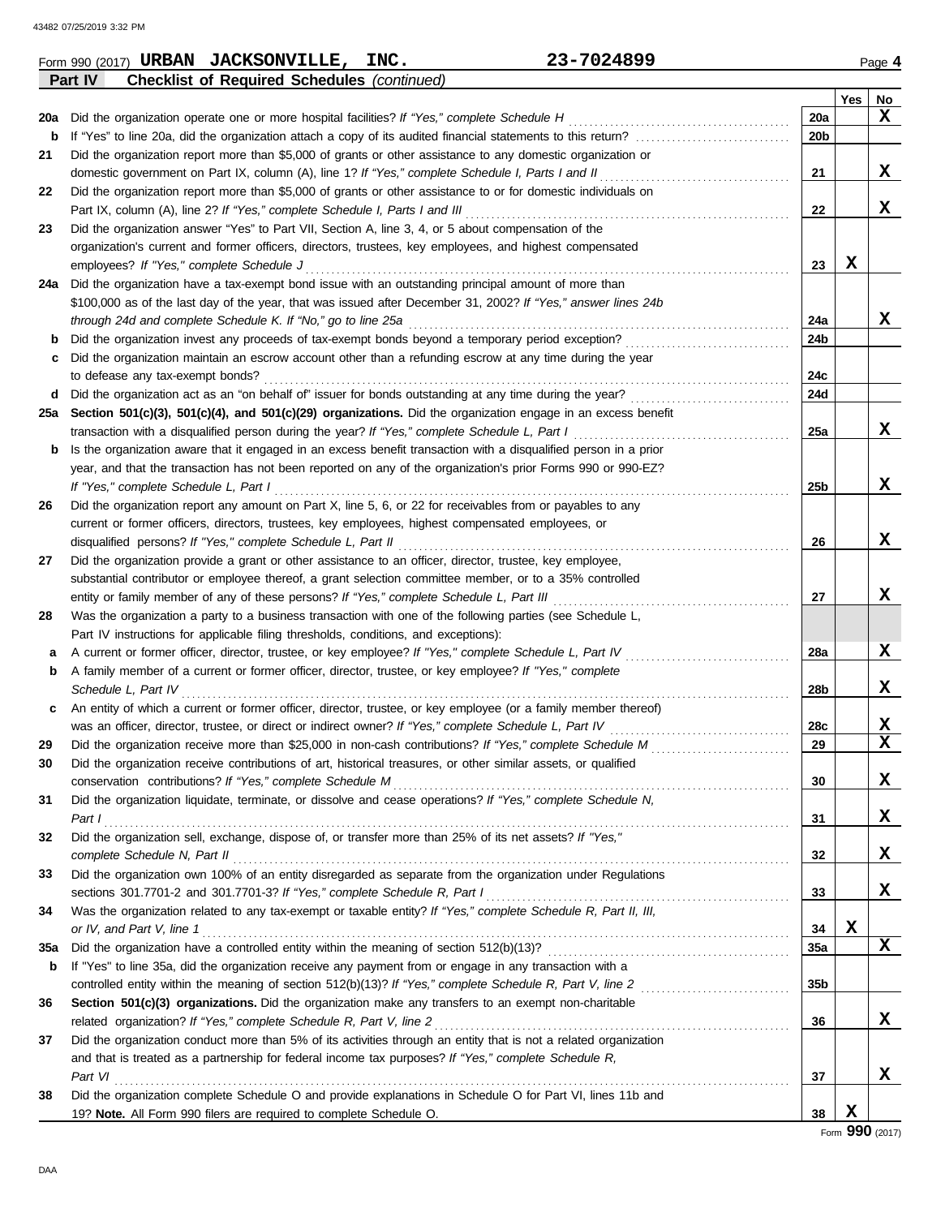Form 990 (2017) **URBAN JACKSONVILLE, INC.** **23-7024899** Page **4**

**Part IV** **Checklist of Required Schedules** *(continued)*

| | | | Yes | No |
|---|---|---|---|---|
| **20a** | Did the organization operate one or more hospital facilities? *If "Yes," complete Schedule H* | 20a | | X |
| **b** | If "Yes" to line 20a, did the organization attach a copy of its audited financial statements to this return? | 20b | | |
| **21** | Did the organization report more than $5,000 of grants or other assistance to any domestic organization or domestic government on Part IX, column (A), line 1? *If "Yes," complete Schedule I, Parts I and II* | 21 | | X |
| **22** | Did the organization report more than $5,000 of grants or other assistance to or for domestic individuals on Part IX, column (A), line 2? *If "Yes," complete Schedule I, Parts I and III* | 22 | | X |
| **23** | Did the organization answer "Yes" to Part VII, Section A, line 3, 4, or 5 about compensation of the organization's current and former officers, directors, trustees, key employees, and highest compensated employees? *If "Yes," complete Schedule J* | 23 | X | |
| **24a** | Did the organization have a tax-exempt bond issue with an outstanding principal amount of more than $100,000 as of the last day of the year, that was issued after December 31, 2002? *If "Yes," answer lines 24b through 24d and complete Schedule K. If "No," go to line 25a* | 24a | | X |
| **b** | Did the organization invest any proceeds of tax-exempt bonds beyond a temporary period exception? | 24b | | |
| **c** | Did the organization maintain an escrow account other than a refunding escrow at any time during the year to defease any tax-exempt bonds? | 24c | | |
| **d** | Did the organization act as an "on behalf of" issuer for bonds outstanding at any time during the year? | 24d | | |
| **25a** | **Section 501(c)(3), 501(c)(4), and 501(c)(29) organizations.** Did the organization engage in an excess benefit transaction with a disqualified person during the year? *If "Yes," complete Schedule L, Part I* | 25a | | X |
| **b** | Is the organization aware that it engaged in an excess benefit transaction with a disqualified person in a prior year, and that the transaction has not been reported on any of the organization's prior Forms 990 or 990-EZ? *If "Yes," complete Schedule L, Part I* | 25b | | X |
| **26** | Did the organization report any amount on Part X, line 5, 6, or 22 for receivables from or payables to any current or former officers, directors, trustees, key employees, highest compensated employees, or disqualified persons? *If "Yes," complete Schedule L, Part II* | 26 | | X |
| **27** | Did the organization provide a grant or other assistance to an officer, director, trustee, key employee, substantial contributor or employee thereof, a grant selection committee member, or to a 35% controlled entity or family member of any of these persons? *If "Yes," complete Schedule L, Part III* | 27 | | X |
| **28** | Was the organization a party to a business transaction with one of the following parties (see Schedule L, Part IV instructions for applicable filing thresholds, conditions, and exceptions): | | | |
| **a** | A current or former officer, director, trustee, or key employee? *If "Yes," complete Schedule L, Part IV* | 28a | | X |
| **b** | A family member of a current or former officer, director, trustee, or key employee? *If "Yes," complete Schedule L, Part IV* | 28b | | X |
| **c** | An entity of which a current or former officer, director, trustee, or key employee (or a family member thereof) was an officer, director, trustee, or direct or indirect owner? *If "Yes," complete Schedule L, Part IV* | 28c | | X |
| **29** | Did the organization receive more than $25,000 in non-cash contributions? *If "Yes," complete Schedule M* | 29 | | X |
| **30** | Did the organization receive contributions of art, historical treasures, or other similar assets, or qualified conservation contributions? *If "Yes," complete Schedule M* | 30 | | X |
| **31** | Did the organization liquidate, terminate, or dissolve and cease operations? *If "Yes," complete Schedule N, Part I* | 31 | | X |
| **32** | Did the organization sell, exchange, dispose of, or transfer more than 25% of its net assets? *If "Yes," complete Schedule N, Part II* | 32 | | X |
| **33** | Did the organization own 100% of an entity disregarded as separate from the organization under Regulations sections 301.7701-2 and 301.7701-3? *If "Yes," complete Schedule R, Part I* | 33 | | X |
| **34** | Was the organization related to any tax-exempt or taxable entity? *If "Yes," complete Schedule R, Part II, III, or IV, and Part V, line 1* | 34 | X | |
| **35a** | Did the organization have a controlled entity within the meaning of section 512(b)(13)? | 35a | | X |
| **b** | If "Yes" to line 35a, did the organization receive any payment from or engage in any transaction with a controlled entity within the meaning of section 512(b)(13)? *If "Yes," complete Schedule R, Part V, line 2* | 35b | | |
| **36** | **Section 501(c)(3) organizations.** Did the organization make any transfers to an exempt non-charitable related organization? *If "Yes," complete Schedule R, Part V, line 2* | 36 | | X |
| **37** | Did the organization conduct more than 5% of its activities through an entity that is not a related organization and that is treated as a partnership for federal income tax purposes? *If "Yes," complete Schedule R, Part VI* | 37 | | X |
| **38** | Did the organization complete Schedule O and provide explanations in Schedule O for Part VI, lines 11b and 19? **Note.** All Form 990 filers are required to complete Schedule O. | 38 | X | |

Form **990** (2017)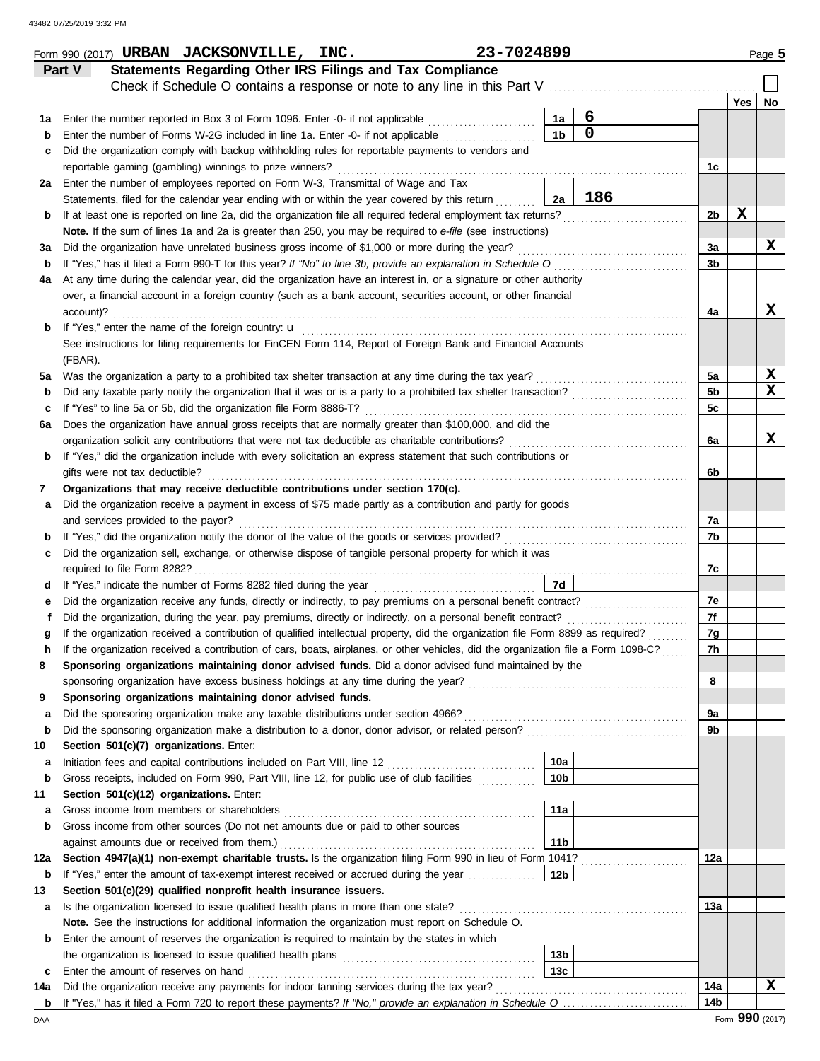Form 990 (2017) **URBAN JACKSONVILLE, INC.** **23-7024899** Page **5**

## Part V — Statements Regarding Other IRS Filings and Tax Compliance

Check if Schedule O contains a response or note to any line in this Part V ☐

| | | | | | Yes | No |
|---|---|---|---|---|---|---|
| **1a** | Enter the number reported in Box 3 of Form 1096. Enter -0- if not applicable | 1a | 6 | | | |
| **b** | Enter the number of Forms W-2G included in line 1a. Enter -0- if not applicable | 1b | 0 | | | |
| **c** | Did the organization comply with backup withholding rules for reportable payments to vendors and reportable gaming (gambling) winnings to prize winners? | | | 1c | | |
| **2a** | Enter the number of employees reported on Form W-3, Transmittal of Wage and Tax Statements, filed for the calendar year ending with or within the year covered by this return | 2a | 186 | | | |
| **b** | If at least one is reported on line 2a, did the organization file all required federal employment tax returns? | | | 2b | X | |
| | **Note.** If the sum of lines 1a and 2a is greater than 250, you may be required to *e-file* (see instructions) | | | | | |
| **3a** | Did the organization have unrelated business gross income of $1,000 or more during the year? | | | 3a | | X |
| **b** | If "Yes," has it filed a Form 990-T for this year? *If "No" to line 3b, provide an explanation in Schedule O* | | | 3b | | |
| **4a** | At any time during the calendar year, did the organization have an interest in, or a signature or other authority over, a financial account in a foreign country (such as a bank account, securities account, or other financial account)? | | | 4a | | X |
| **b** | If "Yes," enter the name of the foreign country: u<br>See instructions for filing requirements for FinCEN Form 114, Report of Foreign Bank and Financial Accounts (FBAR). | | | | | |
| **5a** | Was the organization a party to a prohibited tax shelter transaction at any time during the tax year? | | | 5a | | X |
| **b** | Did any taxable party notify the organization that it was or is a party to a prohibited tax shelter transaction? | | | 5b | | X |
| **c** | If "Yes" to line 5a or 5b, did the organization file Form 8886-T? | | | 5c | | |
| **6a** | Does the organization have annual gross receipts that are normally greater than $100,000, and did the organization solicit any contributions that were not tax deductible as charitable contributions? | | | 6a | | X |
| **b** | If "Yes," did the organization include with every solicitation an express statement that such contributions or gifts were not tax deductible? | | | 6b | | |
| **7** | **Organizations that may receive deductible contributions under section 170(c).** | | | | | |
| **a** | Did the organization receive a payment in excess of $75 made partly as a contribution and partly for goods and services provided to the payor? | | | 7a | | |
| **b** | If "Yes," did the organization notify the donor of the value of the goods or services provided? | | | 7b | | |
| **c** | Did the organization sell, exchange, or otherwise dispose of tangible personal property for which it was required to file Form 8282? | | | 7c | | |
| **d** | If "Yes," indicate the number of Forms 8282 filed during the year | 7d | | | | |
| **e** | Did the organization receive any funds, directly or indirectly, to pay premiums on a personal benefit contract? | | | 7e | | |
| **f** | Did the organization, during the year, pay premiums, directly or indirectly, on a personal benefit contract? | | | 7f | | |
| **g** | If the organization received a contribution of qualified intellectual property, did the organization file Form 8899 as required? | | | 7g | | |
| **h** | If the organization received a contribution of cars, boats, airplanes, or other vehicles, did the organization file a Form 1098-C? | | | 7h | | |
| **8** | **Sponsoring organizations maintaining donor advised funds.** Did a donor advised fund maintained by the sponsoring organization have excess business holdings at any time during the year? | | | 8 | | |
| **9** | **Sponsoring organizations maintaining donor advised funds.** | | | | | |
| **a** | Did the sponsoring organization make any taxable distributions under section 4966? | | | 9a | | |
| **b** | Did the sponsoring organization make a distribution to a donor, donor advisor, or related person? | | | 9b | | |
| **10** | **Section 501(c)(7) organizations.** Enter: | | | | | |
| **a** | Initiation fees and capital contributions included on Part VIII, line 12 | 10a | | | | |
| **b** | Gross receipts, included on Form 990, Part VIII, line 12, for public use of club facilities | 10b | | | | |
| **11** | **Section 501(c)(12) organizations.** Enter: | | | | | |
| **a** | Gross income from members or shareholders | 11a | | | | |
| **b** | Gross income from other sources (Do not net amounts due or paid to other sources against amounts due or received from them.) | 11b | | | | |
| **12a** | **Section 4947(a)(1) non-exempt charitable trusts.** Is the organization filing Form 990 in lieu of Form 1041? | | | 12a | | |
| **b** | If "Yes," enter the amount of tax-exempt interest received or accrued during the year | 12b | | | | |
| **13** | **Section 501(c)(29) qualified nonprofit health insurance issuers.** | | | | | |
| **a** | Is the organization licensed to issue qualified health plans in more than one state?<br>**Note.** See the instructions for additional information the organization must report on Schedule O. | | | 13a | | |
| **b** | Enter the amount of reserves the organization is required to maintain by the states in which the organization is licensed to issue qualified health plans | 13b | | | | |
| **c** | Enter the amount of reserves on hand | 13c | | | | |
| **14a** | Did the organization receive any payments for indoor tanning services during the tax year? | | | 14a | | X |
| **b** | If "Yes," has it filed a Form 720 to report these payments? *If "No," provide an explanation in Schedule O* | | | 14b | | |

Form **990** (2017)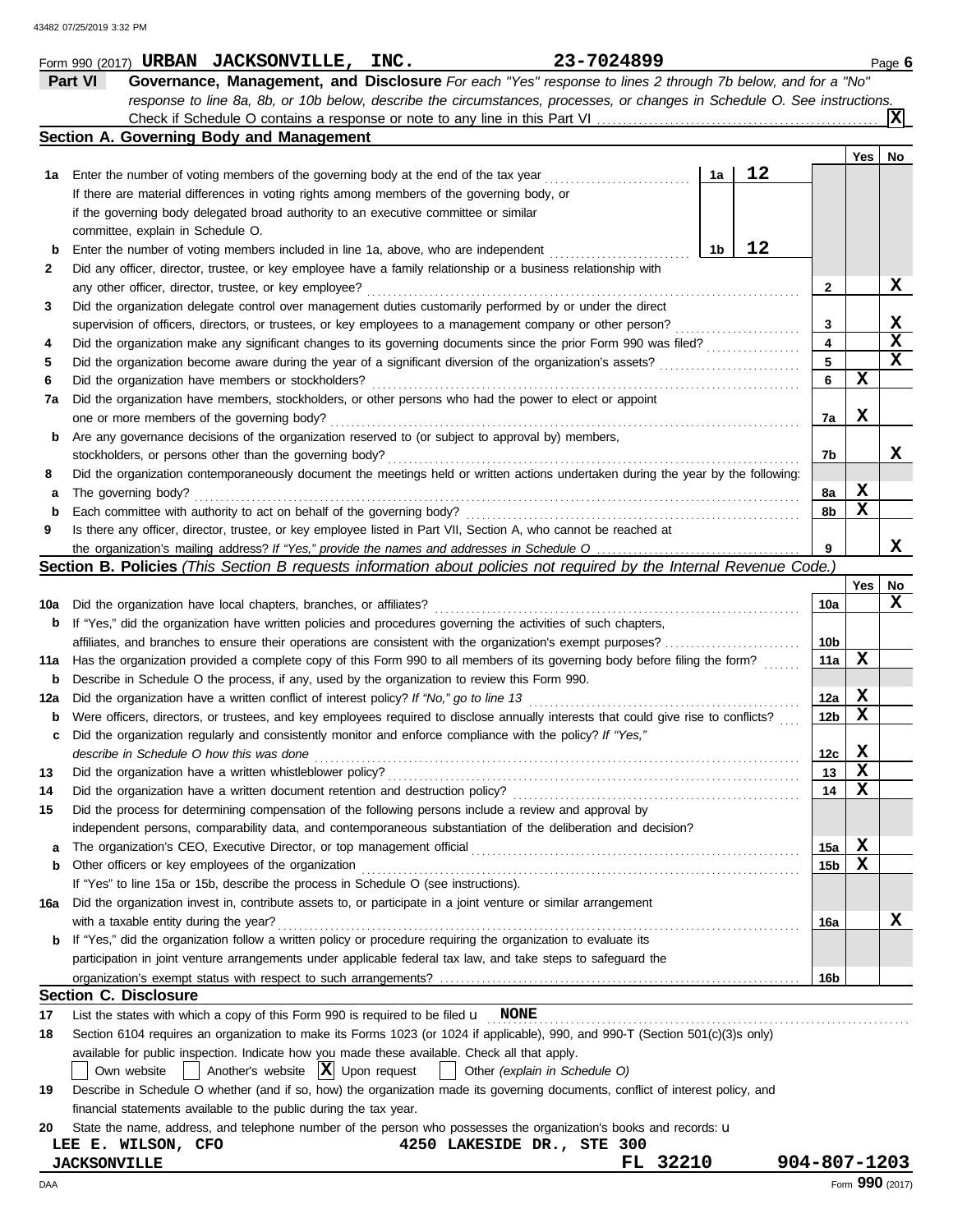Form 990 (2017) **URBAN JACKSONVILLE, INC.** **23-7024899**

## Part VI Governance, Management, and Disclosure

*For each "Yes" response to lines 2 through 7b below, and for a "No" response to line 8a, 8b, or 10b below, describe the circumstances, processes, or changes in Schedule O. See instructions.*

Check if Schedule O contains a response or note to any line in this Part VI ... **X**

### Section A. Governing Body and Management

| | | | Yes | No |
|---|---|---|---|---|
| 1a | Enter the number of voting members of the governing body at the end of the tax year — 1a: **12**. If there are material differences in voting rights among members of the governing body, or if the governing body delegated broad authority to an executive committee or similar committee, explain in Schedule O. | | | |
| b | Enter the number of voting members included in line 1a, above, who are independent — 1b: **12** | | | |
| 2 | Did any officer, director, trustee, or key employee have a family relationship or a business relationship with any other officer, director, trustee, or key employee? | 2 | | X |
| 3 | Did the organization delegate control over management duties customarily performed by or under the direct supervision of officers, directors, or trustees, or key employees to a management company or other person? | 3 | | X |
| 4 | Did the organization make any significant changes to its governing documents since the prior Form 990 was filed? | 4 | | X |
| 5 | Did the organization become aware during the year of a significant diversion of the organization's assets? | 5 | | X |
| 6 | Did the organization have members or stockholders? | 6 | X | |
| 7a | Did the organization have members, stockholders, or other persons who had the power to elect or appoint one or more members of the governing body? | 7a | X | |
| b | Are any governance decisions of the organization reserved to (or subject to approval by) members, stockholders, or persons other than the governing body? | 7b | | X |
| 8 | Did the organization contemporaneously document the meetings held or written actions undertaken during the year by the following: | | | |
| a | The governing body? | 8a | X | |
| b | Each committee with authority to act on behalf of the governing body? | 8b | X | |
| 9 | Is there any officer, director, trustee, or key employee listed in Part VII, Section A, who cannot be reached at the organization's mailing address? *If "Yes," provide the names and addresses in Schedule O* | 9 | | X |

### Section B. Policies *(This Section B requests information about policies not required by the Internal Revenue Code.)*

| | | | Yes | No |
|---|---|---|---|---|
| 10a | Did the organization have local chapters, branches, or affiliates? | 10a | | X |
| b | If "Yes," did the organization have written policies and procedures governing the activities of such chapters, affiliates, and branches to ensure their operations are consistent with the organization's exempt purposes? | 10b | | |
| 11a | Has the organization provided a complete copy of this Form 990 to all members of its governing body before filing the form? | 11a | X | |
| b | Describe in Schedule O the process, if any, used by the organization to review this Form 990. | | | |
| 12a | Did the organization have a written conflict of interest policy? *If "No," go to line 13* | 12a | X | |
| b | Were officers, directors, or trustees, and key employees required to disclose annually interests that could give rise to conflicts? | 12b | X | |
| c | Did the organization regularly and consistently monitor and enforce compliance with the policy? *If "Yes," describe in Schedule O how this was done* | 12c | X | |
| 13 | Did the organization have a written whistleblower policy? | 13 | X | |
| 14 | Did the organization have a written document retention and destruction policy? | 14 | X | |
| 15 | Did the process for determining compensation of the following persons include a review and approval by independent persons, comparability data, and contemporaneous substantiation of the deliberation and decision? | | | |
| a | The organization's CEO, Executive Director, or top management official | 15a | X | |
| b | Other officers or key employees of the organization | 15b | X | |
| | If "Yes" to line 15a or 15b, describe the process in Schedule O (see instructions). | | | |
| 16a | Did the organization invest in, contribute assets to, or participate in a joint venture or similar arrangement with a taxable entity during the year? | 16a | | X |
| b | If "Yes," did the organization follow a written policy or procedure requiring the organization to evaluate its participation in joint venture arrangements under applicable federal tax law, and take steps to safeguard the organization's exempt status with respect to such arrangements? | 16b | | |

### Section C. Disclosure

17 List the states with which a copy of this Form 990 is required to be filed **NONE**

18 Section 6104 requires an organization to make its Forms 1023 (or 1024 if applicable), 990, and 990-T (Section 501(c)(3)s only) available for public inspection. Indicate how you made these available. Check all that apply.

☐ Own website ☐ Another's website ☒ Upon request ☐ Other *(explain in Schedule O)*

19 Describe in Schedule O whether (and if so, how) the organization made its governing documents, conflict of interest policy, and financial statements available to the public during the tax year.

20 State the name, address, and telephone number of the person who possesses the organization's books and records:

**LEE E. WILSON, CFO** **4250 LAKESIDE DR., STE 300**
**JACKSONVILLE** **FL 32210** **904-807-1203**

Form **990** (2017)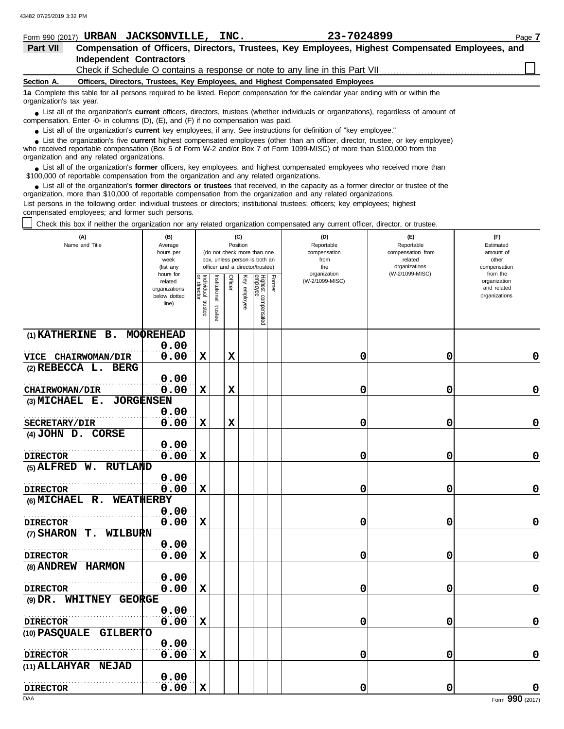Form 990 (2017) **URBAN JACKSONVILLE, INC.** **23-7024899** Page **7**

**Part VII** **Compensation of Officers, Directors, Trustees, Key Employees, Highest Compensated Employees, and Independent Contractors**

Check if Schedule O contains a response or note to any line in this Part VII ☐

**Section A.** **Officers, Directors, Trustees, Key Employees, and Highest Compensated Employees**

**1a** Complete this table for all persons required to be listed. Report compensation for the calendar year ending with or within the organization's tax year.

- List all of the organization's **current** officers, directors, trustees (whether individuals or organizations), regardless of amount of compensation. Enter -0- in columns (D), (E), and (F) if no compensation was paid.
- List all of the organization's **current** key employees, if any. See instructions for definition of "key employee."
- List the organization's five **current** highest compensated employees (other than an officer, director, trustee, or key employee) who received reportable compensation (Box 5 of Form W-2 and/or Box 7 of Form 1099-MISC) of more than $100,000 from the organization and any related organizations.
- List all of the organization's **former** officers, key employees, and highest compensated employees who received more than $100,000 of reportable compensation from the organization and any related organizations.
- List all of the organization's **former directors or trustees** that received, in the capacity as a former director or trustee of the organization, more than $10,000 of reportable compensation from the organization and any related organizations.

List persons in the following order: individual trustees or directors; institutional trustees; officers; key employees; highest compensated employees; and former such persons.

☐ Check this box if neither the organization nor any related organization compensated any current officer, director, or trustee.

| (A) Name and Title | (B) Average hours per week (list any hours for related organizations below dotted line) | (C) Position (do not check more than one box, unless person is both an officer and a director/trustee) Individual trustee or director | Institutional trustee | Officer | Key employee | Highest compensated employee | Former | (D) Reportable compensation from the organization (W-2/1099-MISC) | (E) Reportable compensation from related organizations (W-2/1099-MISC) | (F) Estimated amount of other compensation from the organization and related organizations |
|---|---|---|---|---|---|---|---|---|---|---|
| (1) KATHERINE B. MOOREHEAD<br>VICE CHAIRWOMAN/DIR | 0.00<br>0.00 | X | | X | | | | 0 | 0 | 0 |
| (2) REBECCA L. BERG<br>CHAIRWOMAN/DIR | 0.00<br>0.00 | X | | X | | | | 0 | 0 | 0 |
| (3) MICHAEL E. JORGENSEN<br>SECRETARY/DIR | 0.00<br>0.00 | X | | X | | | | 0 | 0 | 0 |
| (4) JOHN D. CORSE<br>DIRECTOR | 0.00<br>0.00 | X | | | | | | 0 | 0 | 0 |
| (5) ALFRED W. RUTLAND<br>DIRECTOR | 0.00<br>0.00 | X | | | | | | 0 | 0 | 0 |
| (6) MICHAEL R. WEATHERBY<br>DIRECTOR | 0.00<br>0.00 | X | | | | | | 0 | 0 | 0 |
| (7) SHARON T. WILBURN<br>DIRECTOR | 0.00<br>0.00 | X | | | | | | 0 | 0 | 0 |
| (8) ANDREW HARMON<br>DIRECTOR | 0.00<br>0.00 | X | | | | | | 0 | 0 | 0 |
| (9) DR. WHITNEY GEORGE<br>DIRECTOR | 0.00<br>0.00 | X | | | | | | 0 | 0 | 0 |
| (10) PASQUALE GILBERTO<br>DIRECTOR | 0.00<br>0.00 | X | | | | | | 0 | 0 | 0 |
| (11) ALLAHYAR NEJAD<br>DIRECTOR | 0.00<br>0.00 | X | | | | | | 0 | 0 | 0 |

Form **990** (2017)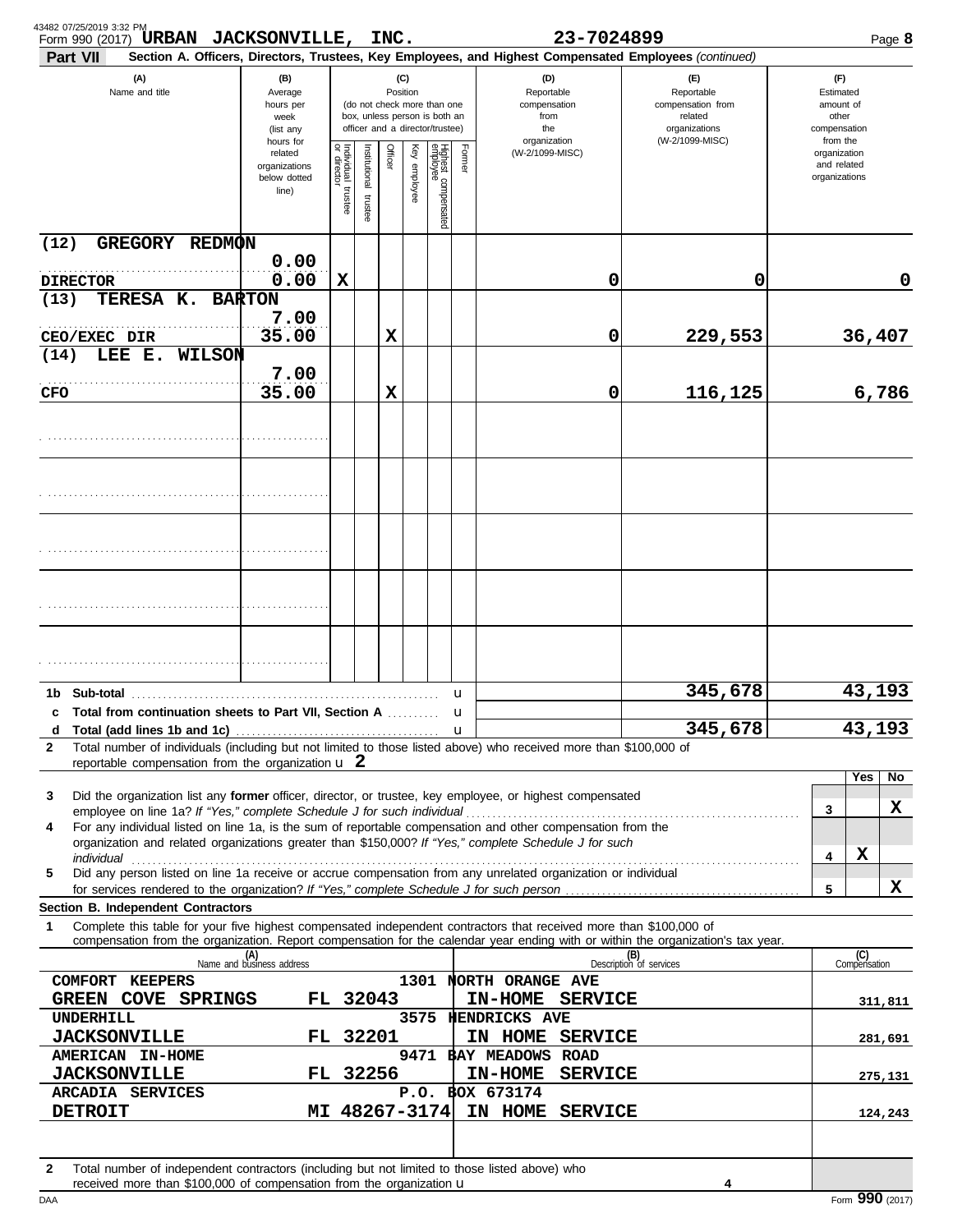Form 990 (2017) **URBAN JACKSONVILLE, INC.** **23-7024899** Page **8**

**Part VII** **Section A. Officers, Directors, Trustees, Key Employees, and Highest Compensated Employees** *(continued)*

| (A) Name and title | (B) Average hours per week (list any hours for related organizations below dotted line) | (C) Position: Individual trustee or director | Institutional trustee | Officer | Key employee | Highest compensated employee | Former | (D) Reportable compensation from the organization (W-2/1099-MISC) | (E) Reportable compensation from related organizations (W-2/1099-MISC) | (F) Estimated amount of other compensation from the organization and related organizations |
|---|---|---|---|---|---|---|---|---|---|---|
| (12) GREGORY REDMON<br>DIRECTOR | 0.00<br>0.00 | X | | | | | | 0 | 0 | 0 |
| (13) TERESA K. BARTON<br>CEO/EXEC DIR | 7.00<br>35.00 | | | X | | | | 0 | 229,553 | 36,407 |
| (14) LEE E. WILSON<br>CFO | 7.00<br>35.00 | | | X | | | | 0 | 116,125 | 6,786 |
| | | | | | | | | | | |
| | | | | | | | | | | |
| | | | | | | | | | | |
| | | | | | | | | | | |
| | | | | | | | | | | |

| | | (D) | (E) | (F) |
|---|---|---|---|---|
| **1b** | **Sub-total** | | 345,678 | 43,193 |
| **c** | **Total from continuation sheets to Part VII, Section A** | | | |
| **d** | **Total (add lines 1b and 1c)** | | 345,678 | 43,193 |

**2** Total number of individuals (including but not limited to those listed above) who received more than $100,000 of reportable compensation from the organization u **2**

| | | | Yes | No |
|---|---|---|---|---|
| **3** | Did the organization list any **former** officer, director, or trustee, key employee, or highest compensated employee on line 1a? *If "Yes," complete Schedule J for such individual* | 3 | | X |
| **4** | For any individual listed on line 1a, is the sum of reportable compensation and other compensation from the organization and related organizations greater than $150,000? *If "Yes," complete Schedule J for such individual* | 4 | X | |
| **5** | Did any person listed on line 1a receive or accrue compensation from any unrelated organization or individual for services rendered to the organization? *If "Yes," complete Schedule J for such person* | 5 | | X |

**Section B. Independent Contractors**

**1** Complete this table for your five highest compensated independent contractors that received more than $100,000 of compensation from the organization. Report compensation for the calendar year ending with or within the organization's tax year.

| (A) Name and business address | (B) Description of services | (C) Compensation |
|---|---|---|
| COMFORT KEEPERS 1301 NORTH ORANGE AVE<br>GREEN COVE SPRINGS FL 32043 | IN-HOME SERVICE | 311,811 |
| UNDERHILL 3575 HENDRICKS AVE<br>JACKSONVILLE FL 32201 | IN HOME SERVICE | 281,691 |
| AMERICAN IN-HOME 9471 BAY MEADOWS ROAD<br>JACKSONVILLE FL 32256 | IN-HOME SERVICE | 275,131 |
| ARCADIA SERVICES P.O. BOX 673174<br>DETROIT MI 48267-3174 | IN HOME SERVICE | 124,243 |
| | | |

**2** Total number of independent contractors (including but not limited to those listed above) who received more than $100,000 of compensation from the organization u **4**

DAA Form **990** (2017)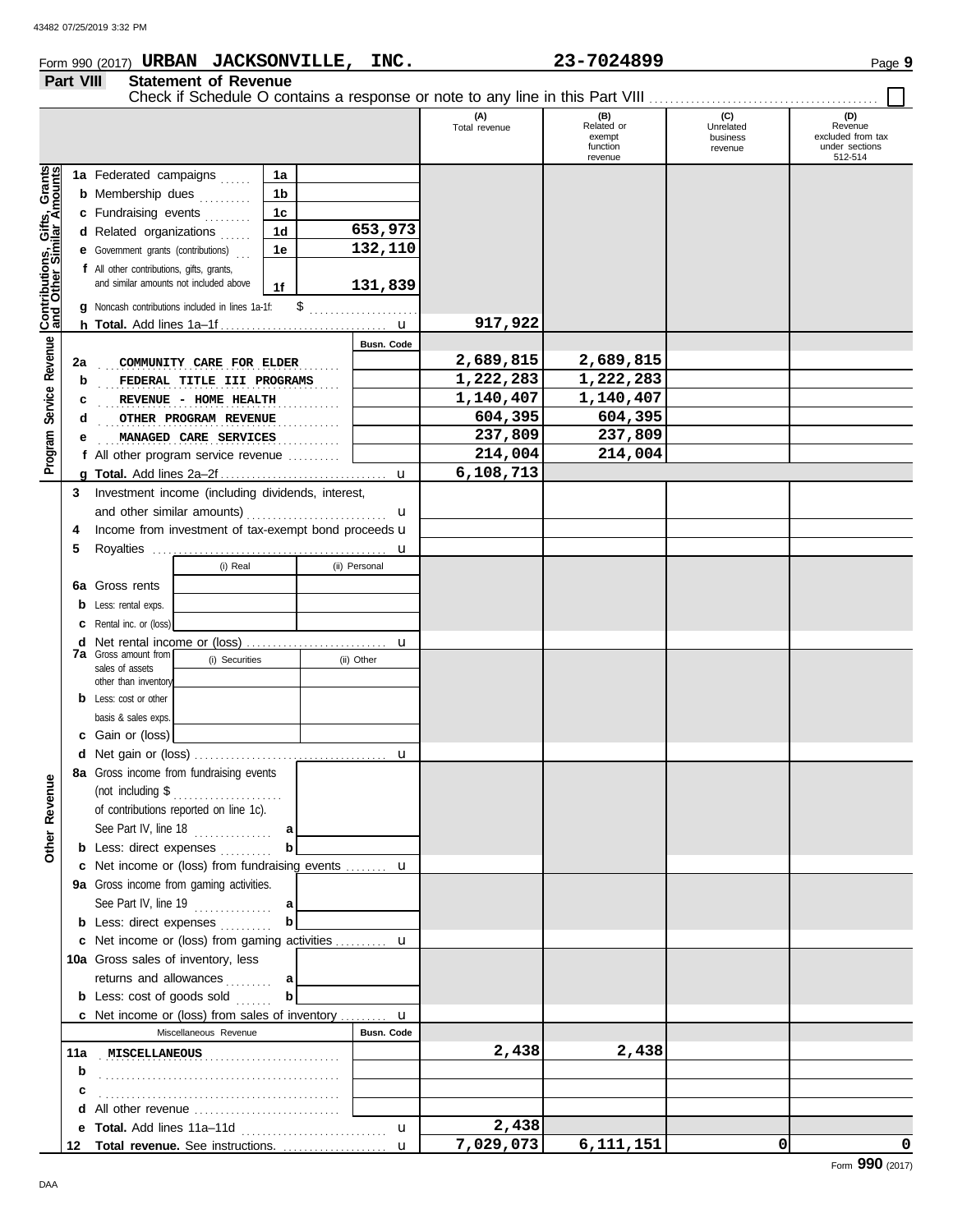Form 990 (2017) **URBAN JACKSONVILLE, INC.** **23-7024899**

## Part VIII Statement of Revenue

Check if Schedule O contains a response or note to any line in this Part VIII ☐

| | | | (A) Total revenue | (B) Related or exempt function revenue | (C) Unrelated business revenue | (D) Revenue excluded from tax under sections 512-514 |
|---|---|---|---|---|---|---|
| **Contributions, Gifts, Grants and Other Similar Amounts** | **1a** Federated campaigns | 1a | | | | |
| | **b** Membership dues | 1b | | | | |
| | **c** Fundraising events | 1c | | | | |
| | **d** Related organizations | 1d 653,973 | | | | |
| | **e** Government grants (contributions) | 1e 132,110 | | | | |
| | **f** All other contributions, gifts, grants, and similar amounts not included above | 1f 131,839 | | | | |
| | **g** Noncash contributions included in lines 1a-1f: $ | | | | | |
| | **h Total.** Add lines 1a–1f | | 917,922 | | | |
| **Program Service Revenue** | | Busn. Code | | | | |
| | **2a** COMMUNITY CARE FOR ELDER | | 2,689,815 | 2,689,815 | | |
| | **b** FEDERAL TITLE III PROGRAMS | | 1,222,283 | 1,222,283 | | |
| | **c** REVENUE - HOME HEALTH | | 1,140,407 | 1,140,407 | | |
| | **d** OTHER PROGRAM REVENUE | | 604,395 | 604,395 | | |
| | **e** MANAGED CARE SERVICES | | 237,809 | 237,809 | | |
| | **f** All other program service revenue | | 214,004 | 214,004 | | |
| | **g Total.** Add lines 2a–2f | | 6,108,713 | | | |
| **Other Revenue** | **3** Investment income (including dividends, interest, and other similar amounts) | | | | | |
| | **4** Income from investment of tax-exempt bond proceeds | | | | | |
| | **5** Royalties | | | | | |
| | | (i) Real / (ii) Personal | | | | |
| | **6a** Gross rents | | | | | |
| | **b** Less: rental exps. | | | | | |
| | **c** Rental inc. or (loss) | | | | | |
| | **d** Net rental income or (loss) | | | | | |
| | **7a** Gross amount from sales of assets other than inventory | (i) Securities / (ii) Other | | | | |
| | **b** Less: cost or other basis & sales exps. | | | | | |
| | **c** Gain or (loss) | | | | | |
| | **d** Net gain or (loss) | | | | | |
| | **8a** Gross income from fundraising events (not including $ of contributions reported on line 1c). See Part IV, line 18 | a | | | | |
| | **b** Less: direct expenses | b | | | | |
| | **c** Net income or (loss) from fundraising events | | | | | |
| | **9a** Gross income from gaming activities. See Part IV, line 19 | a | | | | |
| | **b** Less: direct expenses | b | | | | |
| | **c** Net income or (loss) from gaming activities | | | | | |
| | **10a** Gross sales of inventory, less returns and allowances | a | | | | |
| | **b** Less: cost of goods sold | b | | | | |
| | **c** Net income or (loss) from sales of inventory | | | | | |
| | Miscellaneous Revenue | Busn. Code | | | | |
| | **11a** MISCELLANEOUS | | 2,438 | 2,438 | | |
| | **b** | | | | | |
| | **c** | | | | | |
| | **d** All other revenue | | | | | |
| | **e Total.** Add lines 11a–11d | | 2,438 | | | |
| | **12 Total revenue.** See instructions. | | 7,029,073 | 6,111,151 | 0 | 0 |

Form **990** (2017)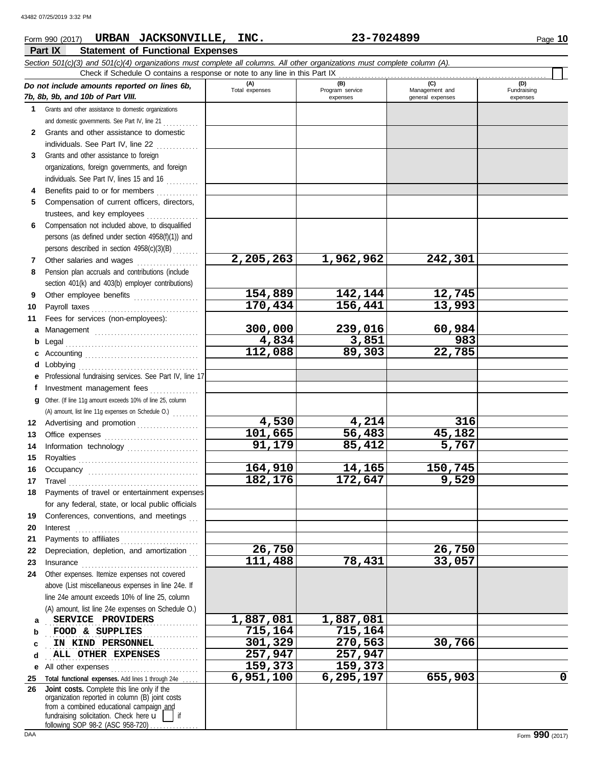Form 990 (2017) **URBAN JACKSONVILLE, INC.** **23-7024899**

## Part IX Statement of Functional Expenses

*Section 501(c)(3) and 501(c)(4) organizations must complete all columns. All other organizations must complete column (A).*

Check if Schedule O contains a response or note to any line in this Part IX ☐

| *Do not include amounts reported on lines 6b, 7b, 8b, 9b, and 10b of Part VIII.* | (A) Total expenses | (B) Program service expenses | (C) Management and general expenses | (D) Fundraising expenses |
|---|---|---|---|---|
| **1** Grants and other assistance to domestic organizations and domestic governments. See Part IV, line 21 | | | | |
| **2** Grants and other assistance to domestic individuals. See Part IV, line 22 | | | | |
| **3** Grants and other assistance to foreign organizations, foreign governments, and foreign individuals. See Part IV, lines 15 and 16 | | | | |
| **4** Benefits paid to or for members | | | | |
| **5** Compensation of current officers, directors, trustees, and key employees | | | | |
| **6** Compensation not included above, to disqualified persons (as defined under section 4958(f)(1)) and persons described in section 4958(c)(3)(B) | | | | |
| **7** Other salaries and wages | 2,205,263 | 1,962,962 | 242,301 | |
| **8** Pension plan accruals and contributions (include section 401(k) and 403(b) employer contributions) | | | | |
| **9** Other employee benefits | 154,889 | 142,144 | 12,745 | |
| **10** Payroll taxes | 170,434 | 156,441 | 13,993 | |
| **11** Fees for services (non-employees): | | | | |
| **a** Management | 300,000 | 239,016 | 60,984 | |
| **b** Legal | 4,834 | 3,851 | 983 | |
| **c** Accounting | 112,088 | 89,303 | 22,785 | |
| **d** Lobbying | | | | |
| **e** Professional fundraising services. See Part IV, line 17 | | | | |
| **f** Investment management fees | | | | |
| **g** Other. (If line 11g amount exceeds 10% of line 25, column (A) amount, list line 11g expenses on Schedule O.) | | | | |
| **12** Advertising and promotion | 4,530 | 4,214 | 316 | |
| **13** Office expenses | 101,665 | 56,483 | 45,182 | |
| **14** Information technology | 91,179 | 85,412 | 5,767 | |
| **15** Royalties | | | | |
| **16** Occupancy | 164,910 | 14,165 | 150,745 | |
| **17** Travel | 182,176 | 172,647 | 9,529 | |
| **18** Payments of travel or entertainment expenses for any federal, state, or local public officials | | | | |
| **19** Conferences, conventions, and meetings | | | | |
| **20** Interest | | | | |
| **21** Payments to affiliates | | | | |
| **22** Depreciation, depletion, and amortization | 26,750 | | 26,750 | |
| **23** Insurance | 111,488 | 78,431 | 33,057 | |
| **24** Other expenses. Itemize expenses not covered above (List miscellaneous expenses in line 24e. If line 24e amount exceeds 10% of line 25, column (A) amount, list line 24e expenses on Schedule O.) | | | | |
| **a** SERVICE PROVIDERS | 1,887,081 | 1,887,081 | | |
| **b** FOOD & SUPPLIES | 715,164 | 715,164 | | |
| **c** IN KIND PERSONNEL | 301,329 | 270,563 | 30,766 | |
| **d** ALL OTHER EXPENSES | 257,947 | 257,947 | | |
| **e** All other expenses | 159,373 | 159,373 | | |
| **25 Total functional expenses.** Add lines 1 through 24e | 6,951,100 | 6,295,197 | 655,903 | 0 |
| **26 Joint costs.** Complete this line only if the organization reported in column (B) joint costs from a combined educational campaign and fundraising solicitation. Check here ☐ if following SOP 98-2 (ASC 958-720) | | | | |

Form **990** (2017)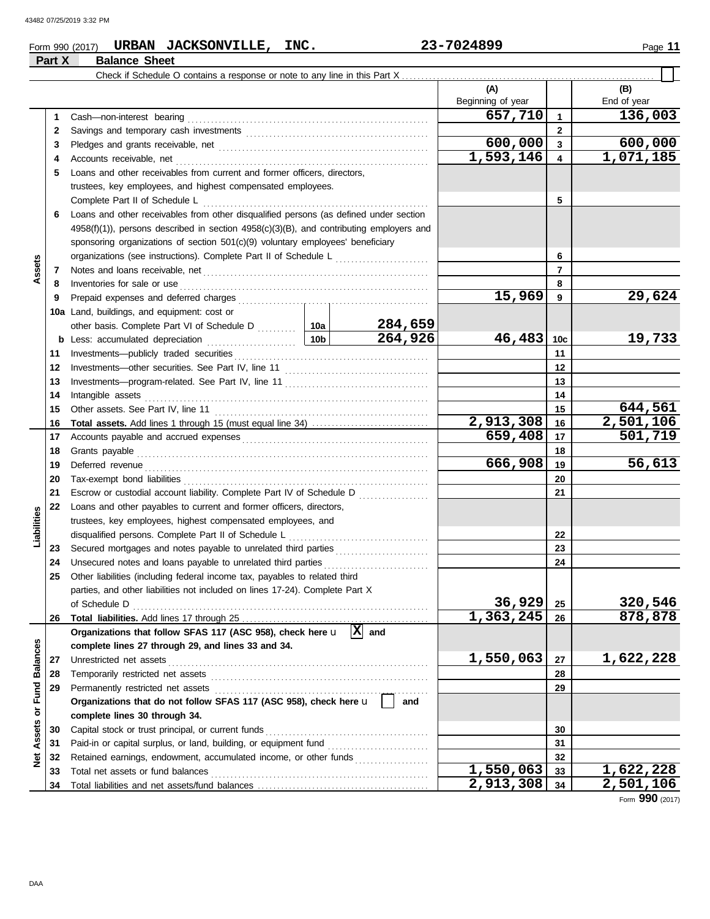Form 990 (2017) **URBAN JACKSONVILLE, INC.** **23-7024899**

**Part X — Balance Sheet**

Check if Schedule O contains a response or note to any line in this Part X [ ]

| | | | | (A) Beginning of year | | (B) End of year |
|---|---|---|---|---|---|---|
| **Assets** | 1 | Cash—non-interest bearing | | 657,710 | 1 | 136,003 |
| | 2 | Savings and temporary cash investments | | | 2 | |
| | 3 | Pledges and grants receivable, net | | 600,000 | 3 | 600,000 |
| | 4 | Accounts receivable, net | | 1,593,146 | 4 | 1,071,185 |
| | 5 | Loans and other receivables from current and former officers, directors, trustees, key employees, and highest compensated employees. Complete Part II of Schedule L | | | 5 | |
| | 6 | Loans and other receivables from other disqualified persons (as defined under section 4958(f)(1)), persons described in section 4958(c)(3)(B), and contributing employers and sponsoring organizations of section 501(c)(9) voluntary employees' beneficiary organizations (see instructions). Complete Part II of Schedule L | | | 6 | |
| | 7 | Notes and loans receivable, net | | | 7 | |
| | 8 | Inventories for sale or use | | | 8 | |
| | 9 | Prepaid expenses and deferred charges | | 15,969 | 9 | 29,624 |
| | 10a | Land, buildings, and equipment: cost or other basis. Complete Part VI of Schedule D | 10a 284,659 | | | |
| | b | Less: accumulated depreciation | 10b 264,926 | 46,483 | 10c | 19,733 |
| | 11 | Investments—publicly traded securities | | | 11 | |
| | 12 | Investments—other securities. See Part IV, line 11 | | | 12 | |
| | 13 | Investments—program-related. See Part IV, line 11 | | | 13 | |
| | 14 | Intangible assets | | | 14 | |
| | 15 | Other assets. See Part IV, line 11 | | | 15 | 644,561 |
| | 16 | **Total assets.** Add lines 1 through 15 (must equal line 34) | | 2,913,308 | 16 | 2,501,106 |
| **Liabilities** | 17 | Accounts payable and accrued expenses | | 659,408 | 17 | 501,719 |
| | 18 | Grants payable | | | 18 | |
| | 19 | Deferred revenue | | 666,908 | 19 | 56,613 |
| | 20 | Tax-exempt bond liabilities | | | 20 | |
| | 21 | Escrow or custodial account liability. Complete Part IV of Schedule D | | | 21 | |
| | 22 | Loans and other payables to current and former officers, directors, trustees, key employees, highest compensated employees, and disqualified persons. Complete Part II of Schedule L | | | 22 | |
| | 23 | Secured mortgages and notes payable to unrelated third parties | | | 23 | |
| | 24 | Unsecured notes and loans payable to unrelated third parties | | | 24 | |
| | 25 | Other liabilities (including federal income tax, payables to related third parties, and other liabilities not included on lines 17-24). Complete Part X of Schedule D | | 36,929 | 25 | 320,546 |
| | 26 | **Total liabilities.** Add lines 17 through 25 | | 1,363,245 | 26 | 878,878 |
| **Net Assets or Fund Balances** | | **Organizations that follow SFAS 117 (ASC 958), check here** [X] **and complete lines 27 through 29, and lines 33 and 34.** | | | | |
| | 27 | Unrestricted net assets | | 1,550,063 | 27 | 1,622,228 |
| | 28 | Temporarily restricted net assets | | | 28 | |
| | 29 | Permanently restricted net assets | | | 29 | |
| | | **Organizations that do not follow SFAS 117 (ASC 958), check here** [ ] **and complete lines 30 through 34.** | | | | |
| | 30 | Capital stock or trust principal, or current funds | | | 30 | |
| | 31 | Paid-in or capital surplus, or land, building, or equipment fund | | | 31 | |
| | 32 | Retained earnings, endowment, accumulated income, or other funds | | | 32 | |
| | 33 | Total net assets or fund balances | | 1,550,063 | 33 | 1,622,228 |
| | 34 | Total liabilities and net assets/fund balances | | 2,913,308 | 34 | 2,501,106 |

Form **990** (2017)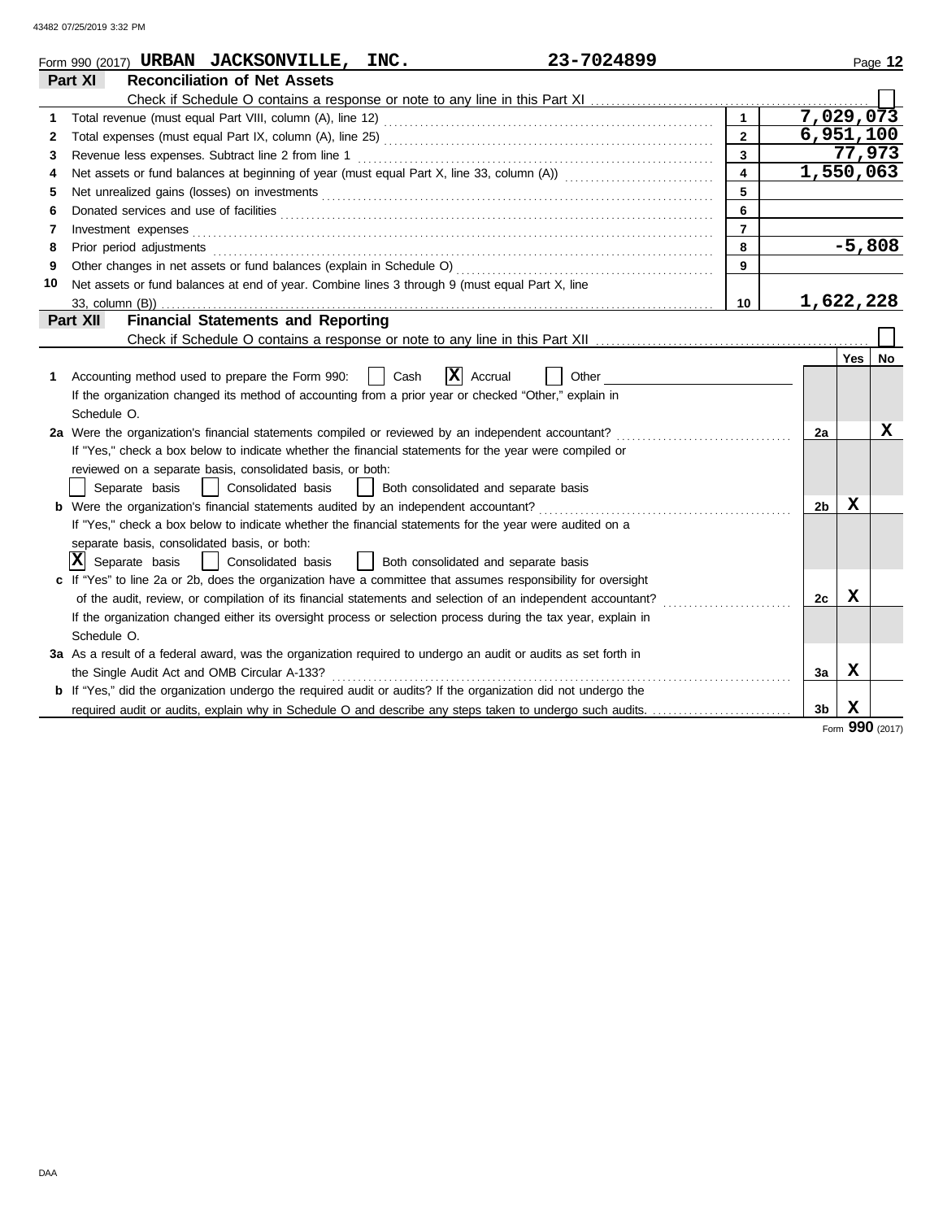Form 990 (2017) **URBAN JACKSONVILLE, INC.** **23-7024899** Page **12**

## Part XI Reconciliation of Net Assets

Check if Schedule O contains a response or note to any line in this Part XI ☐

| | | | |
|---|---|---|---|
| 1 | Total revenue (must equal Part VIII, column (A), line 12) | 1 | 7,029,073 |
| 2 | Total expenses (must equal Part IX, column (A), line 25) | 2 | 6,951,100 |
| 3 | Revenue less expenses. Subtract line 2 from line 1 | 3 | 77,973 |
| 4 | Net assets or fund balances at beginning of year (must equal Part X, line 33, column (A)) | 4 | 1,550,063 |
| 5 | Net unrealized gains (losses) on investments | 5 | |
| 6 | Donated services and use of facilities | 6 | |
| 7 | Investment expenses | 7 | |
| 8 | Prior period adjustments | 8 | -5,808 |
| 9 | Other changes in net assets or fund balances (explain in Schedule O) | 9 | |
| 10 | Net assets or fund balances at end of year. Combine lines 3 through 9 (must equal Part X, line 33, column (B)) | 10 | 1,622,228 |

## Part XII Financial Statements and Reporting

Check if Schedule O contains a response or note to any line in this Part XII ☐

| | | | Yes | No |
|---|---|---|---|---|
| 1 | Accounting method used to prepare the Form 990: ☐ Cash ☒ Accrual ☐ Other<br>If the organization changed its method of accounting from a prior year or checked "Other," explain in Schedule O. | | | |
| 2a | Were the organization's financial statements compiled or reviewed by an independent accountant?<br>If "Yes," check a box below to indicate whether the financial statements for the year were compiled or reviewed on a separate basis, consolidated basis, or both:<br>☐ Separate basis ☐ Consolidated basis ☐ Both consolidated and separate basis | 2a | | X |
| b | Were the organization's financial statements audited by an independent accountant?<br>If "Yes," check a box below to indicate whether the financial statements for the year were audited on a separate basis, consolidated basis, or both:<br>☒ Separate basis ☐ Consolidated basis ☐ Both consolidated and separate basis | 2b | X | |
| c | If "Yes" to line 2a or 2b, does the organization have a committee that assumes responsibility for oversight of the audit, review, or compilation of its financial statements and selection of an independent accountant?<br>If the organization changed either its oversight process or selection process during the tax year, explain in Schedule O. | 2c | X | |
| 3a | As a result of a federal award, was the organization required to undergo an audit or audits as set forth in the Single Audit Act and OMB Circular A-133? | 3a | X | |
| b | If "Yes," did the organization undergo the required audit or audits? If the organization did not undergo the required audit or audits, explain why in Schedule O and describe any steps taken to undergo such audits. | 3b | X | |

Form **990** (2017)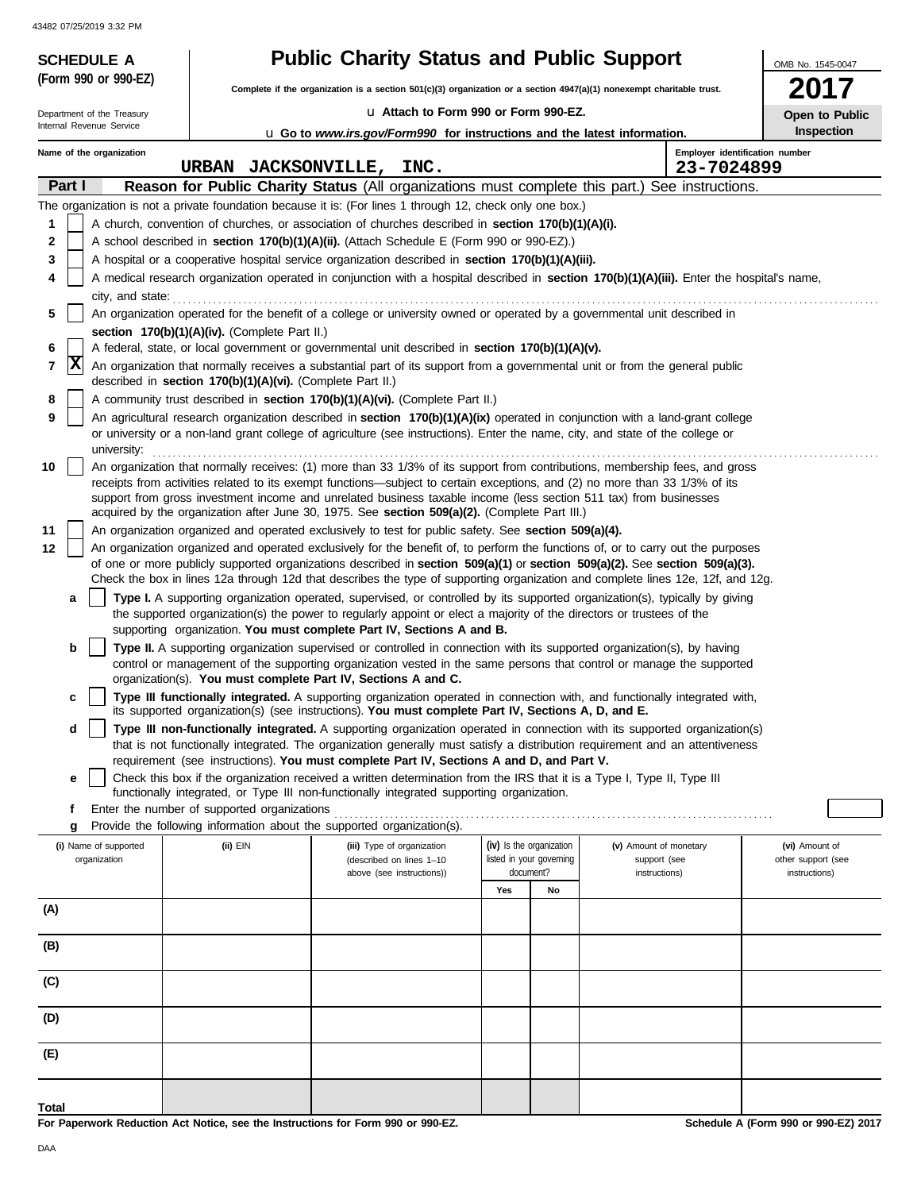43482 07/25/2019 3:32 PM

**SCHEDULE A**
**(Form 990 or 990-EZ)**

Department of the Treasury
Internal Revenue Service

# Public Charity Status and Public Support

**Complete if the organization is a section 501(c)(3) organization or a section 4947(a)(1) nonexempt charitable trust.**

u **Attach to Form 990 or Form 990-EZ.**

u **Go to *www.irs.gov/Form990* for instructions and the latest information.**

OMB No. 1545-0047

**2017**

**Open to Public Inspection**

Name of the organization: URBAN JACKSONVILLE, INC.

Employer identification number: 23-7024899

## Part I — Reason for Public Charity Status (All organizations must complete this part.) See instructions.

The organization is not a private foundation because it is: (For lines 1 through 12, check only one box.)

1 [ ] A church, convention of churches, or association of churches described in **section 170(b)(1)(A)(i).**

2 [ ] A school described in **section 170(b)(1)(A)(ii).** (Attach Schedule E (Form 990 or 990-EZ).)

3 [ ] A hospital or a cooperative hospital service organization described in **section 170(b)(1)(A)(iii).**

4 [ ] A medical research organization operated in conjunction with a hospital described in **section 170(b)(1)(A)(iii).** Enter the hospital's name, city, and state:

5 [ ] An organization operated for the benefit of a college or university owned or operated by a governmental unit described in **section 170(b)(1)(A)(iv).** (Complete Part II.)

6 [ ] A federal, state, or local government or governmental unit described in **section 170(b)(1)(A)(v).**

7 [X] An organization that normally receives a substantial part of its support from a governmental unit or from the general public described in **section 170(b)(1)(A)(vi).** (Complete Part II.)

8 [ ] A community trust described in **section 170(b)(1)(A)(vi).** (Complete Part II.)

9 [ ] An agricultural research organization described in **section 170(b)(1)(A)(ix)** operated in conjunction with a land-grant college or university or a non-land grant college of agriculture (see instructions). Enter the name, city, and state of the college or university:

10 [ ] An organization that normally receives: (1) more than 33 1/3% of its support from contributions, membership fees, and gross receipts from activities related to its exempt functions—subject to certain exceptions, and (2) no more than 33 1/3% of its support from gross investment income and unrelated business taxable income (less section 511 tax) from businesses acquired by the organization after June 30, 1975. See **section 509(a)(2).** (Complete Part III.)

11 [ ] An organization organized and operated exclusively to test for public safety. See **section 509(a)(4).**

12 [ ] An organization organized and operated exclusively for the benefit of, to perform the functions of, or to carry out the purposes of one or more publicly supported organizations described in **section 509(a)(1)** or **section 509(a)(2).** See **section 509(a)(3).** Check the box in lines 12a through 12d that describes the type of supporting organization and complete lines 12e, 12f, and 12g.

a [ ] **Type I.** A supporting organization operated, supervised, or controlled by its supported organization(s), typically by giving the supported organization(s) the power to regularly appoint or elect a majority of the directors or trustees of the supporting organization. **You must complete Part IV, Sections A and B.**

b [ ] **Type II.** A supporting organization supervised or controlled in connection with its supported organization(s), by having control or management of the supporting organization vested in the same persons that control or manage the supported organization(s). **You must complete Part IV, Sections A and C.**

c [ ] **Type III functionally integrated.** A supporting organization operated in connection with, and functionally integrated with, its supported organization(s) (see instructions). **You must complete Part IV, Sections A, D, and E.**

d [ ] **Type III non-functionally integrated.** A supporting organization operated in connection with its supported organization(s) that is not functionally integrated. The organization generally must satisfy a distribution requirement and an attentiveness requirement (see instructions). **You must complete Part IV, Sections A and D, and Part V.**

e [ ] Check this box if the organization received a written determination from the IRS that it is a Type I, Type II, Type III functionally integrated, or Type III non-functionally integrated supporting organization.

f Enter the number of supported organizations

g Provide the following information about the supported organization(s).

| (i) Name of supported organization | (ii) EIN | (iii) Type of organization (described on lines 1–10 above (see instructions)) | (iv) Is the organization listed in your governing document? Yes | No | (v) Amount of monetary support (see instructions) | (vi) Amount of other support (see instructions) |
|---|---|---|---|---|---|---|
| (A) | | | | | | |
| (B) | | | | | | |
| (C) | | | | | | |
| (D) | | | | | | |
| (E) | | | | | | |
| **Total** | | | | | | |

**For Paperwork Reduction Act Notice, see the Instructions for Form 990 or 990-EZ.**

**Schedule A (Form 990 or 990-EZ) 2017**

DAA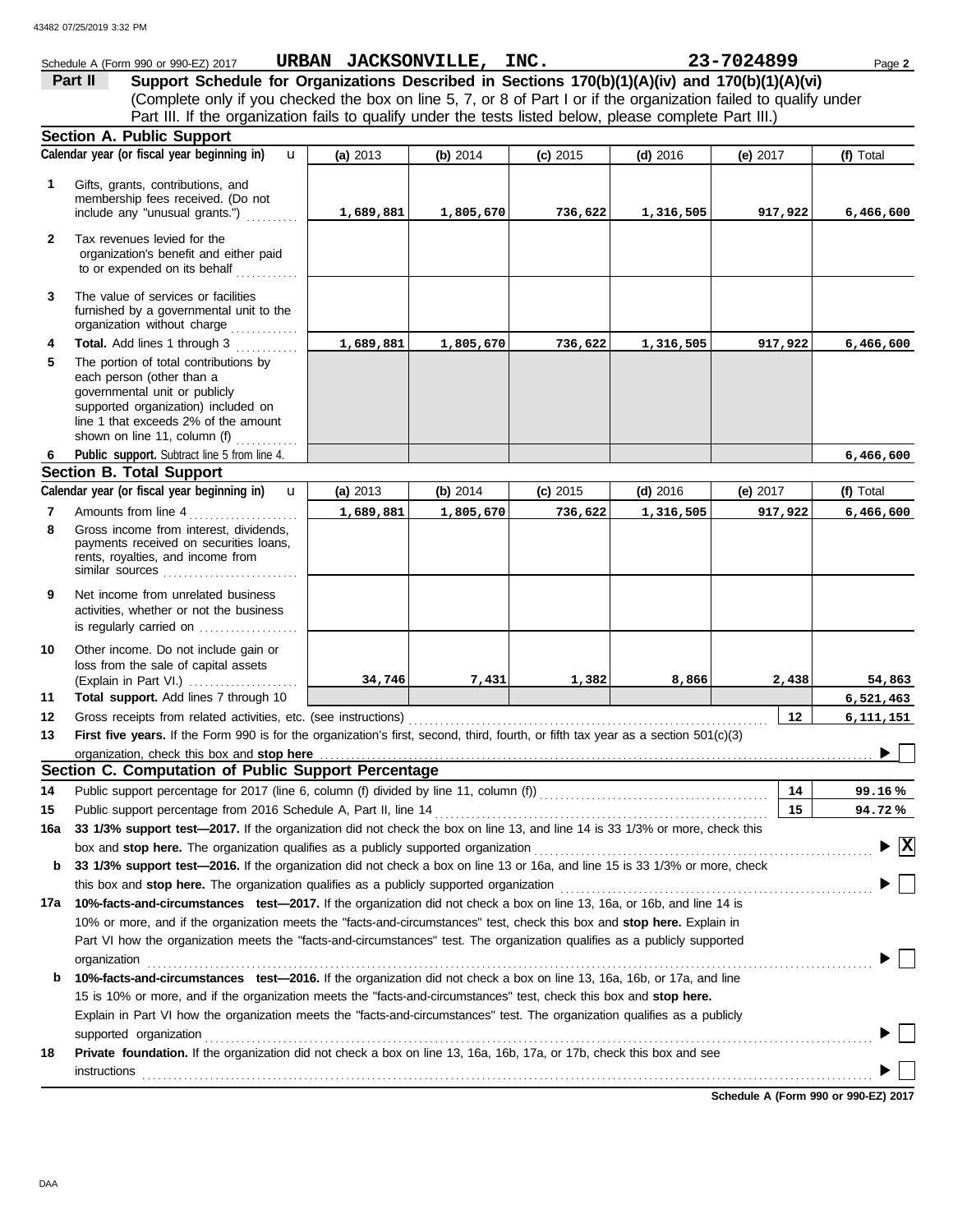Schedule A (Form 990 or 990-EZ) 2017 **URBAN JACKSONVILLE, INC.** **23-7024899** Page **2**

**Part II** **Support Schedule for Organizations Described in Sections 170(b)(1)(A)(iv) and 170(b)(1)(A)(vi)**
(Complete only if you checked the box on line 5, 7, or 8 of Part I or if the organization failed to qualify under Part III. If the organization fails to qualify under the tests listed below, please complete Part III.)

## Section A. Public Support

| | Calendar year (or fiscal year beginning in) | (a) 2013 | (b) 2014 | (c) 2015 | (d) 2016 | (e) 2017 | (f) Total |
|---|---|---|---|---|---|---|---|
| 1 | Gifts, grants, contributions, and membership fees received. (Do not include any "unusual grants.") | 1,689,881 | 1,805,670 | 736,622 | 1,316,505 | 917,922 | 6,466,600 |
| 2 | Tax revenues levied for the organization's benefit and either paid to or expended on its behalf | | | | | | |
| 3 | The value of services or facilities furnished by a governmental unit to the organization without charge | | | | | | |
| 4 | **Total.** Add lines 1 through 3 | 1,689,881 | 1,805,670 | 736,622 | 1,316,505 | 917,922 | 6,466,600 |
| 5 | The portion of total contributions by each person (other than a governmental unit or publicly supported organization) included on line 1 that exceeds 2% of the amount shown on line 11, column (f) | | | | | | |
| 6 | **Public support.** Subtract line 5 from line 4. | | | | | | 6,466,600 |

## Section B. Total Support

| | Calendar year (or fiscal year beginning in) | (a) 2013 | (b) 2014 | (c) 2015 | (d) 2016 | (e) 2017 | (f) Total |
|---|---|---|---|---|---|---|---|
| 7 | Amounts from line 4 | 1,689,881 | 1,805,670 | 736,622 | 1,316,505 | 917,922 | 6,466,600 |
| 8 | Gross income from interest, dividends, payments received on securities loans, rents, royalties, and income from similar sources | | | | | | |
| 9 | Net income from unrelated business activities, whether or not the business is regularly carried on | | | | | | |
| 10 | Other income. Do not include gain or loss from the sale of capital assets (Explain in Part VI.) | 34,746 | 7,431 | 1,382 | 8,866 | 2,438 | 54,863 |
| 11 | **Total support.** Add lines 7 through 10 | | | | | | 6,521,463 |
| 12 | Gross receipts from related activities, etc. (see instructions) | | | | | 12 | 6,111,151 |

**13** **First five years.** If the Form 990 is for the organization's first, second, third, fourth, or fifth tax year as a section 501(c)(3) organization, check this box and **stop here** ☐

## Section C. Computation of Public Support Percentage

| | | | |
|---|---|---|---|
| 14 | Public support percentage for 2017 (line 6, column (f) divided by line 11, column (f)) | 14 | 99.16 % |
| 15 | Public support percentage from 2016 Schedule A, Part II, line 14 | 15 | 94.72 % |

**16a** **33 1/3% support test—2017.** If the organization did not check the box on line 13, and line 14 is 33 1/3% or more, check this box and **stop here.** The organization qualifies as a publicly supported organization ☒

**b** **33 1/3% support test—2016.** If the organization did not check a box on line 13 or 16a, and line 15 is 33 1/3% or more, check this box and **stop here.** The organization qualifies as a publicly supported organization ☐

**17a** **10%-facts-and-circumstances test—2017.** If the organization did not check a box on line 13, 16a, or 16b, and line 14 is 10% or more, and if the organization meets the "facts-and-circumstances" test, check this box and **stop here.** Explain in Part VI how the organization meets the "facts-and-circumstances" test. The organization qualifies as a publicly supported organization ☐

**b** **10%-facts-and-circumstances test—2016.** If the organization did not check a box on line 13, 16a, 16b, or 17a, and line 15 is 10% or more, and if the organization meets the "facts-and-circumstances" test, check this box and **stop here.** Explain in Part VI how the organization meets the "facts-and-circumstances" test. The organization qualifies as a publicly supported organization ☐

**18** **Private foundation.** If the organization did not check a box on line 13, 16a, 16b, 17a, or 17b, check this box and see instructions ☐

**Schedule A (Form 990 or 990-EZ) 2017**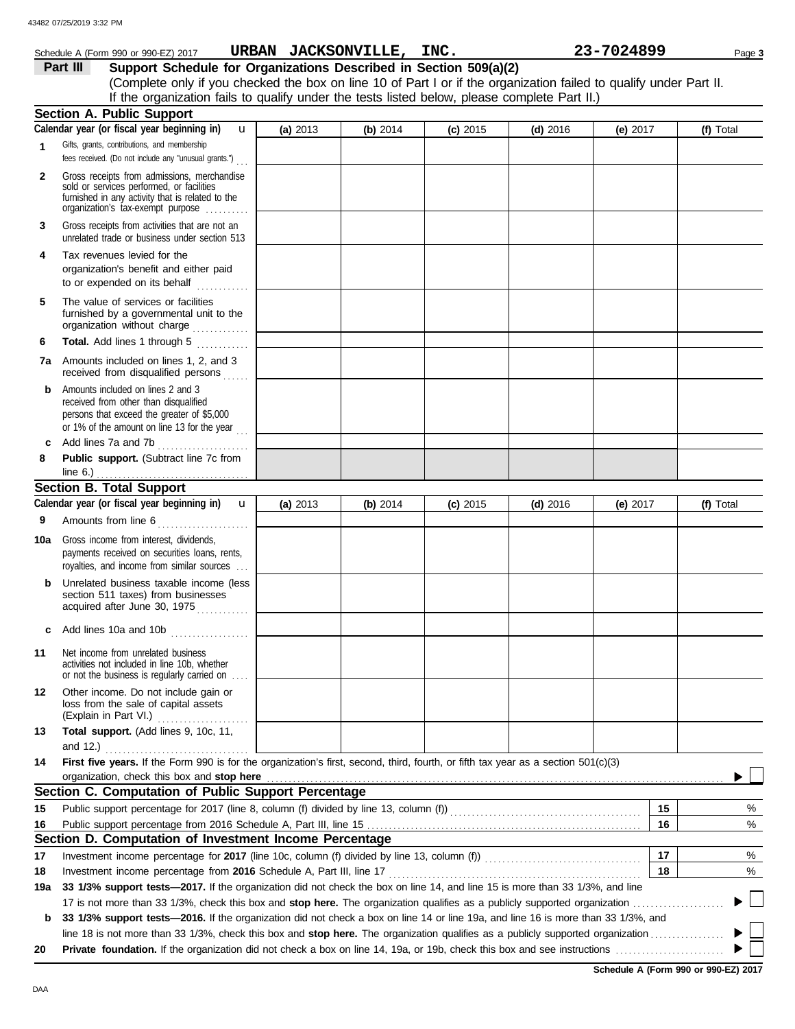Schedule A (Form 990 or 990-EZ) 2017 **URBAN JACKSONVILLE, INC.** **23-7024899** Page **3**

## Part III Support Schedule for Organizations Described in Section 509(a)(2)

(Complete only if you checked the box on line 10 of Part I or if the organization failed to qualify under Part II. If the organization fails to qualify under the tests listed below, please complete Part II.)

### Section A. Public Support

| Calendar year (or fiscal year beginning in) | (a) 2013 | (b) 2014 | (c) 2015 | (d) 2016 | (e) 2017 | (f) Total |
|---|---|---|---|---|---|---|
| **1** Gifts, grants, contributions, and membership fees received. (Do not include any "unusual grants.") | | | | | | |
| **2** Gross receipts from admissions, merchandise sold or services performed, or facilities furnished in any activity that is related to the organization's tax-exempt purpose | | | | | | |
| **3** Gross receipts from activities that are not an unrelated trade or business under section 513 | | | | | | |
| **4** Tax revenues levied for the organization's benefit and either paid to or expended on its behalf | | | | | | |
| **5** The value of services or facilities furnished by a governmental unit to the organization without charge | | | | | | |
| **6** **Total.** Add lines 1 through 5 | | | | | | |
| **7a** Amounts included on lines 1, 2, and 3 received from disqualified persons | | | | | | |
| **b** Amounts included on lines 2 and 3 received from other than disqualified persons that exceed the greater of $5,000 or 1% of the amount on line 13 for the year | | | | | | |
| **c** Add lines 7a and 7b | | | | | | |
| **8** **Public support.** (Subtract line 7c from line 6.) | | | | | | |

### Section B. Total Support

| Calendar year (or fiscal year beginning in) | (a) 2013 | (b) 2014 | (c) 2015 | (d) 2016 | (e) 2017 | (f) Total |
|---|---|---|---|---|---|---|
| **9** Amounts from line 6 | | | | | | |
| **10a** Gross income from interest, dividends, payments received on securities loans, rents, royalties, and income from similar sources | | | | | | |
| **b** Unrelated business taxable income (less section 511 taxes) from businesses acquired after June 30, 1975 | | | | | | |
| **c** Add lines 10a and 10b | | | | | | |
| **11** Net income from unrelated business activities not included in line 10b, whether or not the business is regularly carried on | | | | | | |
| **12** Other income. Do not include gain or loss from the sale of capital assets (Explain in Part VI.) | | | | | | |
| **13** **Total support.** (Add lines 9, 10c, 11, and 12.) | | | | | | |

**14** **First five years.** If the Form 990 is for the organization's first, second, third, fourth, or fifth tax year as a section 501(c)(3) organization, check this box and **stop here** ☐

### Section C. Computation of Public Support Percentage

| | | | |
|---|---|---|---|
| **15** | Public support percentage for 2017 (line 8, column (f) divided by line 13, column (f)) | **15** | % |
| **16** | Public support percentage from 2016 Schedule A, Part III, line 15 | **16** | % |

### Section D. Computation of Investment Income Percentage

| | | | |
|---|---|---|---|
| **17** | Investment income percentage for **2017** (line 10c, column (f) divided by line 13, column (f)) | **17** | % |
| **18** | Investment income percentage from **2016** Schedule A, Part III, line 17 | **18** | % |

**19a** **33 1/3% support tests—2017.** If the organization did not check the box on line 14, and line 15 is more than 33 1/3%, and line 17 is not more than 33 1/3%, check this box and **stop here.** The organization qualifies as a publicly supported organization ☐

**b** **33 1/3% support tests—2016.** If the organization did not check a box on line 14 or line 19a, and line 16 is more than 33 1/3%, and line 18 is not more than 33 1/3%, check this box and **stop here.** The organization qualifies as a publicly supported organization ☐

**20** **Private foundation.** If the organization did not check a box on line 14, 19a, or 19b, check this box and see instructions ☐

**Schedule A (Form 990 or 990-EZ) 2017**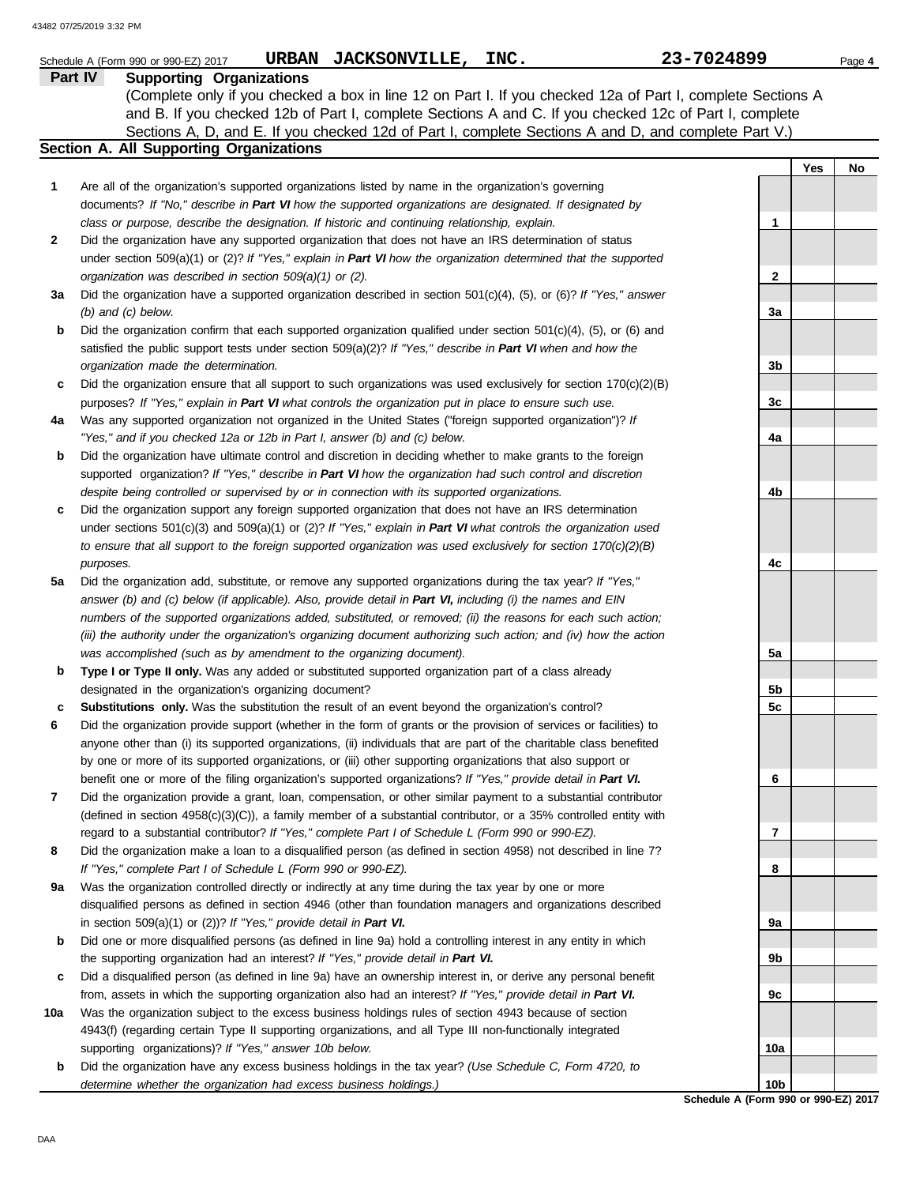Schedule A (Form 990 or 990-EZ) 2017 **URBAN JACKSONVILLE, INC.** **23-7024899**

**Part IV** **Supporting Organizations**

(Complete only if you checked a box in line 12 on Part I. If you checked 12a of Part I, complete Sections A and B. If you checked 12b of Part I, complete Sections A and C. If you checked 12c of Part I, complete Sections A, D, and E. If you checked 12d of Part I, complete Sections A and D, and complete Part V.)

**Section A. All Supporting Organizations**

| | | | Yes | No |
|---|---|---|---|---|
| **1** | Are all of the organization's supported organizations listed by name in the organization's governing documents? *If "No," describe in **Part VI** how the supported organizations are designated. If designated by class or purpose, describe the designation. If historic and continuing relationship, explain.* | 1 | | |
| **2** | Did the organization have any supported organization that does not have an IRS determination of status under section 509(a)(1) or (2)? *If "Yes," explain in **Part VI** how the organization determined that the supported organization was described in section 509(a)(1) or (2).* | 2 | | |
| **3a** | Did the organization have a supported organization described in section 501(c)(4), (5), or (6)? *If "Yes," answer (b) and (c) below.* | 3a | | |
| **b** | Did the organization confirm that each supported organization qualified under section 501(c)(4), (5), or (6) and satisfied the public support tests under section 509(a)(2)? *If "Yes," describe in **Part VI** when and how the organization made the determination.* | 3b | | |
| **c** | Did the organization ensure that all support to such organizations was used exclusively for section 170(c)(2)(B) purposes? *If "Yes," explain in **Part VI** what controls the organization put in place to ensure such use.* | 3c | | |
| **4a** | Was any supported organization not organized in the United States ("foreign supported organization")? *If "Yes," and if you checked 12a or 12b in Part I, answer (b) and (c) below.* | 4a | | |
| **b** | Did the organization have ultimate control and discretion in deciding whether to make grants to the foreign supported organization? *If "Yes," describe in **Part VI** how the organization had such control and discretion despite being controlled or supervised by or in connection with its supported organizations.* | 4b | | |
| **c** | Did the organization support any foreign supported organization that does not have an IRS determination under sections 501(c)(3) and 509(a)(1) or (2)? *If "Yes," explain in **Part VI** what controls the organization used to ensure that all support to the foreign supported organization was used exclusively for section 170(c)(2)(B) purposes.* | 4c | | |
| **5a** | Did the organization add, substitute, or remove any supported organizations during the tax year? *If "Yes," answer (b) and (c) below (if applicable). Also, provide detail in **Part VI,** including (i) the names and EIN numbers of the supported organizations added, substituted, or removed; (ii) the reasons for each such action; (iii) the authority under the organization's organizing document authorizing such action; and (iv) how the action was accomplished (such as by amendment to the organizing document).* | 5a | | |
| **b** | **Type I or Type II only.** Was any added or substituted supported organization part of a class already designated in the organization's organizing document? | 5b | | |
| **c** | **Substitutions only.** Was the substitution the result of an event beyond the organization's control? | 5c | | |
| **6** | Did the organization provide support (whether in the form of grants or the provision of services or facilities) to anyone other than (i) its supported organizations, (ii) individuals that are part of the charitable class benefited by one or more of its supported organizations, or (iii) other supporting organizations that also support or benefit one or more of the filing organization's supported organizations? *If "Yes," provide detail in **Part VI.*** | 6 | | |
| **7** | Did the organization provide a grant, loan, compensation, or other similar payment to a substantial contributor (defined in section 4958(c)(3)(C)), a family member of a substantial contributor, or a 35% controlled entity with regard to a substantial contributor? *If "Yes," complete Part I of Schedule L (Form 990 or 990-EZ).* | 7 | | |
| **8** | Did the organization make a loan to a disqualified person (as defined in section 4958) not described in line 7? *If "Yes," complete Part I of Schedule L (Form 990 or 990-EZ).* | 8 | | |
| **9a** | Was the organization controlled directly or indirectly at any time during the tax year by one or more disqualified persons as defined in section 4946 (other than foundation managers and organizations described in section 509(a)(1) or (2))? *If "Yes," provide detail in **Part VI.*** | 9a | | |
| **b** | Did one or more disqualified persons (as defined in line 9a) hold a controlling interest in any entity in which the supporting organization had an interest? *If "Yes," provide detail in **Part VI.*** | 9b | | |
| **c** | Did a disqualified person (as defined in line 9a) have an ownership interest in, or derive any personal benefit from, assets in which the supporting organization also had an interest? *If "Yes," provide detail in **Part VI.*** | 9c | | |
| **10a** | Was the organization subject to the excess business holdings rules of section 4943 because of section 4943(f) (regarding certain Type II supporting organizations, and all Type III non-functionally integrated supporting organizations)? *If "Yes," answer 10b below.* | 10a | | |
| **b** | Did the organization have any excess business holdings in the tax year? *(Use Schedule C, Form 4720, to determine whether the organization had excess business holdings.)* | 10b | | |

**Schedule A (Form 990 or 990-EZ) 2017**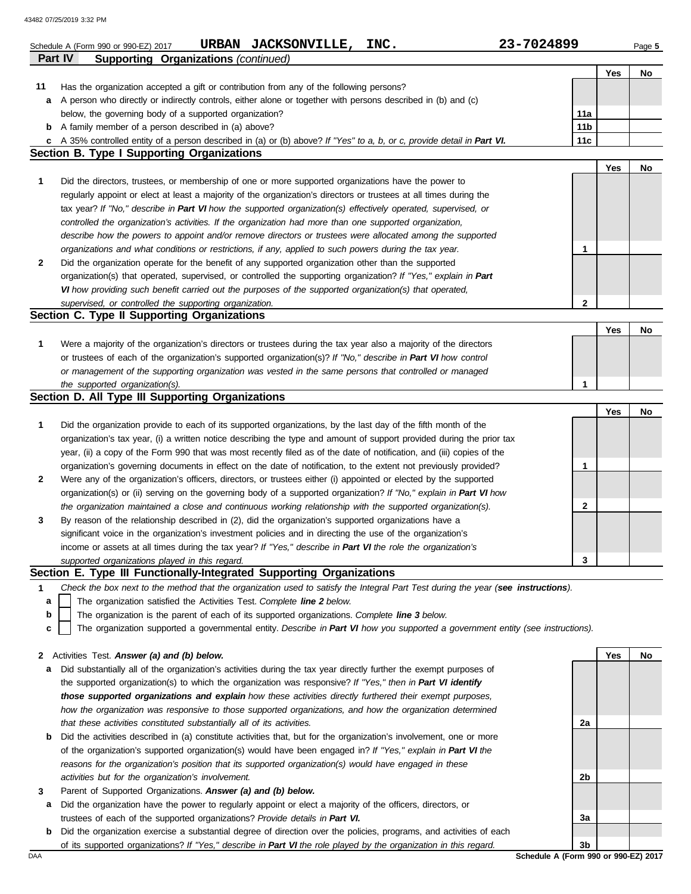Schedule A (Form 990 or 990-EZ) 2017 **URBAN JACKSONVILLE, INC.** **23-7024899**

## Part IV Supporting Organizations *(continued)*

| | | | Yes | No |
|---|---|---|---|---|
| **11** | Has the organization accepted a gift or contribution from any of the following persons? | | | |
| **a** | A person who directly or indirectly controls, either alone or together with persons described in (b) and (c) below, the governing body of a supported organization? | **11a** | | |
| **b** | A family member of a person described in (a) above? | **11b** | | |
| **c** | A 35% controlled entity of a person described in (a) or (b) above? *If "Yes" to a, b, or c, provide detail in* ***Part VI.*** | **11c** | | |

### Section B. Type I Supporting Organizations

| | | | Yes | No |
|---|---|---|---|---|
| **1** | Did the directors, trustees, or membership of one or more supported organizations have the power to regularly appoint or elect at least a majority of the organization's directors or trustees at all times during the tax year? *If "No," describe in* ***Part VI*** *how the supported organization(s) effectively operated, supervised, or controlled the organization's activities. If the organization had more than one supported organization, describe how the powers to appoint and/or remove directors or trustees were allocated among the supported organizations and what conditions or restrictions, if any, applied to such powers during the tax year.* | **1** | | |
| **2** | Did the organization operate for the benefit of any supported organization other than the supported organization(s) that operated, supervised, or controlled the supporting organization? *If "Yes," explain in* ***Part VI*** *how providing such benefit carried out the purposes of the supported organization(s) that operated, supervised, or controlled the supporting organization.* | **2** | | |

### Section C. Type II Supporting Organizations

| | | | Yes | No |
|---|---|---|---|---|
| **1** | Were a majority of the organization's directors or trustees during the tax year also a majority of the directors or trustees of each of the organization's supported organization(s)? *If "No," describe in* ***Part VI*** *how control or management of the supporting organization was vested in the same persons that controlled or managed the supported organization(s).* | **1** | | |

### Section D. All Type III Supporting Organizations

| | | | Yes | No |
|---|---|---|---|---|
| **1** | Did the organization provide to each of its supported organizations, by the last day of the fifth month of the organization's tax year, (i) a written notice describing the type and amount of support provided during the prior tax year, (ii) a copy of the Form 990 that was most recently filed as of the date of notification, and (iii) copies of the organization's governing documents in effect on the date of notification, to the extent not previously provided? | **1** | | |
| **2** | Were any of the organization's officers, directors, or trustees either (i) appointed or elected by the supported organization(s) or (ii) serving on the governing body of a supported organization? *If "No," explain in* ***Part VI*** *how the organization maintained a close and continuous working relationship with the supported organization(s).* | **2** | | |
| **3** | By reason of the relationship described in (2), did the organization's supported organizations have a significant voice in the organization's investment policies and in directing the use of the organization's income or assets at all times during the tax year? *If "Yes," describe in* ***Part VI*** *the role the organization's supported organizations played in this regard.* | **3** | | |

### Section E. Type III Functionally-Integrated Supporting Organizations

**1** *Check the box next to the method that the organization used to satisfy the Integral Part Test during the year (**see instructions**).*

- **a** ☐ The organization satisfied the Activities Test. *Complete* ***line 2*** *below.*
- **b** ☐ The organization is the parent of each of its supported organizations. *Complete* ***line 3*** *below.*
- **c** ☐ The organization supported a governmental entity. *Describe in* ***Part VI*** *how you supported a government entity (see instructions).*

| | | | Yes | No |
|---|---|---|---|---|
| **2** | Activities Test. ***Answer (a) and (b) below.*** | | | |
| **a** | Did substantially all of the organization's activities during the tax year directly further the exempt purposes of the supported organization(s) to which the organization was responsive? *If "Yes," then in* ***Part VI identify those supported organizations and explain*** *how these activities directly furthered their exempt purposes, how the organization was responsive to those supported organizations, and how the organization determined that these activities constituted substantially all of its activities.* | **2a** | | |
| **b** | Did the activities described in (a) constitute activities that, but for the organization's involvement, one or more of the organization's supported organization(s) would have been engaged in? *If "Yes," explain in* ***Part VI*** *the reasons for the organization's position that its supported organization(s) would have engaged in these activities but for the organization's involvement.* | **2b** | | |
| **3** | Parent of Supported Organizations. ***Answer (a) and (b) below.*** | | | |
| **a** | Did the organization have the power to regularly appoint or elect a majority of the officers, directors, or trustees of each of the supported organizations? *Provide details in* ***Part VI.*** | **3a** | | |
| **b** | Did the organization exercise a substantial degree of direction over the policies, programs, and activities of each of its supported organizations? *If "Yes," describe in* ***Part VI*** *the role played by the organization in this regard.* | **3b** | | |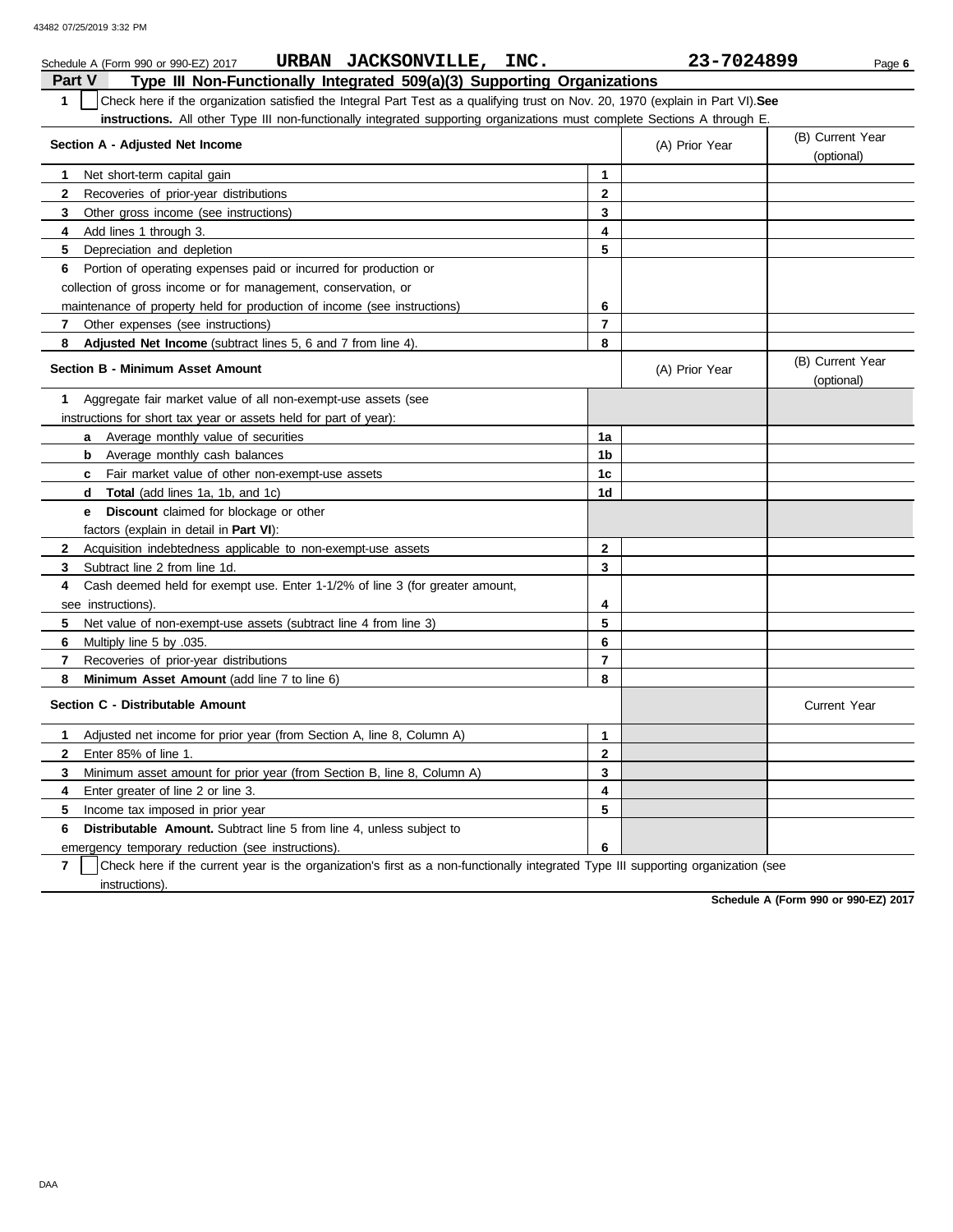Schedule A (Form 990 or 990-EZ) 2017 **URBAN JACKSONVILLE, INC.** **23-7024899** Page **6**

## Part V Type III Non-Functionally Integrated 509(a)(3) Supporting Organizations

**1** ☐ Check here if the organization satisfied the Integral Part Test as a qualifying trust on Nov. 20, 1970 (explain in Part VI). **See instructions.** All other Type III non-functionally integrated supporting organizations must complete Sections A through E.

| **Section A - Adjusted Net Income** | | (A) Prior Year | (B) Current Year (optional) |
|---|---|---|---|
| **1** Net short-term capital gain | **1** | | |
| **2** Recoveries of prior-year distributions | **2** | | |
| **3** Other gross income (see instructions) | **3** | | |
| **4** Add lines 1 through 3. | **4** | | |
| **5** Depreciation and depletion | **5** | | |
| **6** Portion of operating expenses paid or incurred for production or collection of gross income or for management, conservation, or maintenance of property held for production of income (see instructions) | **6** | | |
| **7** Other expenses (see instructions) | **7** | | |
| **8** **Adjusted Net Income** (subtract lines 5, 6 and 7 from line 4). | **8** | | |

| **Section B - Minimum Asset Amount** | | (A) Prior Year | (B) Current Year (optional) |
|---|---|---|---|
| **1** Aggregate fair market value of all non-exempt-use assets (see instructions for short tax year or assets held for part of year): | | | |
| **a** Average monthly value of securities | **1a** | | |
| **b** Average monthly cash balances | **1b** | | |
| **c** Fair market value of other non-exempt-use assets | **1c** | | |
| **d** **Total** (add lines 1a, 1b, and 1c) | **1d** | | |
| **e** **Discount** claimed for blockage or other factors (explain in detail in **Part VI**): | | | |
| **2** Acquisition indebtedness applicable to non-exempt-use assets | **2** | | |
| **3** Subtract line 2 from line 1d. | **3** | | |
| **4** Cash deemed held for exempt use. Enter 1-1/2% of line 3 (for greater amount, see instructions). | **4** | | |
| **5** Net value of non-exempt-use assets (subtract line 4 from line 3) | **5** | | |
| **6** Multiply line 5 by .035. | **6** | | |
| **7** Recoveries of prior-year distributions | **7** | | |
| **8** **Minimum Asset Amount** (add line 7 to line 6) | **8** | | |

| **Section C - Distributable Amount** | | | Current Year |
|---|---|---|---|
| **1** Adjusted net income for prior year (from Section A, line 8, Column A) | **1** | | |
| **2** Enter 85% of line 1. | **2** | | |
| **3** Minimum asset amount for prior year (from Section B, line 8, Column A) | **3** | | |
| **4** Enter greater of line 2 or line 3. | **4** | | |
| **5** Income tax imposed in prior year | **5** | | |
| **6** **Distributable Amount.** Subtract line 5 from line 4, unless subject to emergency temporary reduction (see instructions). | **6** | | |

**7** ☐ Check here if the current year is the organization's first as a non-functionally integrated Type III supporting organization (see instructions).

**Schedule A (Form 990 or 990-EZ) 2017**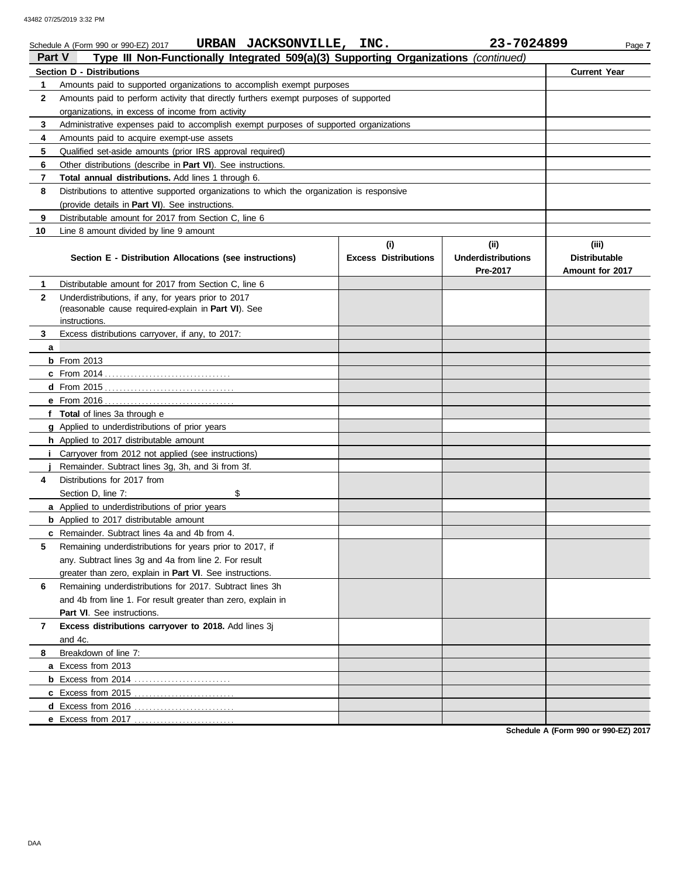Schedule A (Form 990 or 990-EZ) 2017 **URBAN JACKSONVILLE, INC.** **23-7024899** Page **7**

**Part V** **Type III Non-Functionally Integrated 509(a)(3) Supporting Organizations** *(continued)*

| | **Section D - Distributions** | **Current Year** |
|---|---|---|
| **1** | Amounts paid to supported organizations to accomplish exempt purposes | |
| **2** | Amounts paid to perform activity that directly furthers exempt purposes of supported organizations, in excess of income from activity | |
| **3** | Administrative expenses paid to accomplish exempt purposes of supported organizations | |
| **4** | Amounts paid to acquire exempt-use assets | |
| **5** | Qualified set-aside amounts (prior IRS approval required) | |
| **6** | Other distributions (describe in **Part VI**). See instructions. | |
| **7** | **Total annual distributions.** Add lines 1 through 6. | |
| **8** | Distributions to attentive supported organizations to which the organization is responsive (provide details in **Part VI**). See instructions. | |
| **9** | Distributable amount for 2017 from Section C, line 6 | |
| **10** | Line 8 amount divided by line 9 amount | |

| | **Section E - Distribution Allocations (see instructions)** | **(i) Excess Distributions** | **(ii) Underdistributions Pre-2017** | **(iii) Distributable Amount for 2017** |
|---|---|---|---|---|
| **1** | Distributable amount for 2017 from Section C, line 6 | | | |
| **2** | Underdistributions, if any, for years prior to 2017 (reasonable cause required-explain in **Part VI**). See instructions. | | | |
| **3** | Excess distributions carryover, if any, to 2017: | | | |
| **a** | | | | |
| **b** | From 2013 | | | |
| **c** | From 2014 | | | |
| **d** | From 2015 | | | |
| **e** | From 2016 | | | |
| **f** | **Total** of lines 3a through e | | | |
| **g** | Applied to underdistributions of prior years | | | |
| **h** | Applied to 2017 distributable amount | | | |
| **i** | Carryover from 2012 not applied (see instructions) | | | |
| **j** | Remainder. Subtract lines 3g, 3h, and 3i from 3f. | | | |
| **4** | Distributions for 2017 from Section D, line 7: $ | | | |
| **a** | Applied to underdistributions of prior years | | | |
| **b** | Applied to 2017 distributable amount | | | |
| **c** | Remainder. Subtract lines 4a and 4b from 4. | | | |
| **5** | Remaining underdistributions for years prior to 2017, if any. Subtract lines 3g and 4a from line 2. For result greater than zero, explain in **Part VI**. See instructions. | | | |
| **6** | Remaining underdistributions for 2017. Subtract lines 3h and 4b from line 1. For result greater than zero, explain in **Part VI**. See instructions. | | | |
| **7** | **Excess distributions carryover to 2018.** Add lines 3j and 4c. | | | |
| **8** | Breakdown of line 7: | | | |
| **a** | Excess from 2013 | | | |
| **b** | Excess from 2014 | | | |
| **c** | Excess from 2015 | | | |
| **d** | Excess from 2016 | | | |
| **e** | Excess from 2017 | | | |

**Schedule A (Form 990 or 990-EZ) 2017**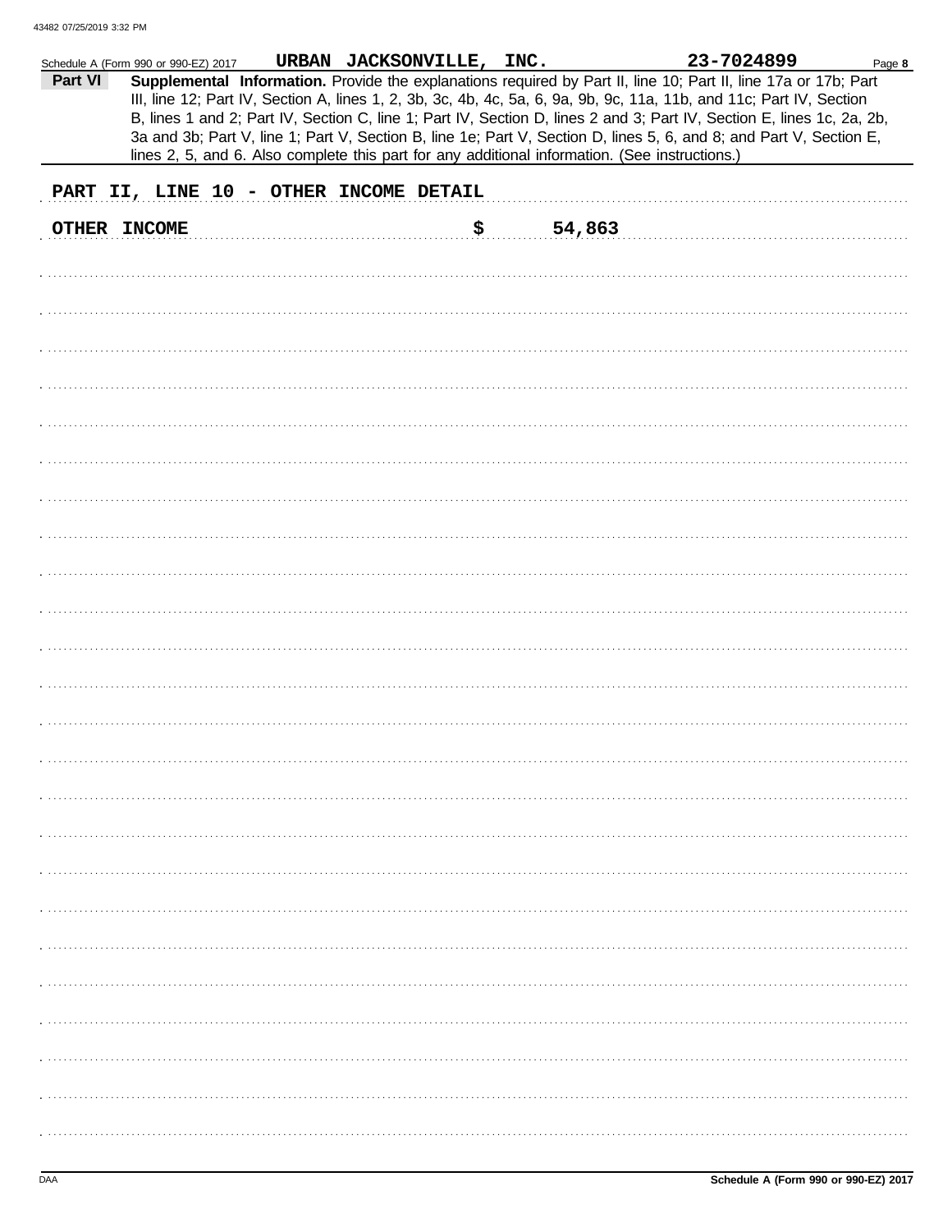Schedule A (Form 990 or 990-EZ) 2017 URBAN JACKSONVILLE, INC. 23-7024899

**Part VI** **Supplemental Information.** Provide the explanations required by Part II, line 10; Part II, line 17a or 17b; Part III, line 12; Part IV, Section A, lines 1, 2, 3b, 3c, 4b, 4c, 5a, 6, 9a, 9b, 9c, 11a, 11b, and 11c; Part IV, Section B, lines 1 and 2; Part IV, Section C, line 1; Part IV, Section D, lines 2 and 3; Part IV, Section E, lines 1c, 2a, 2b, 3a and 3b; Part V, line 1; Part V, Section B, line 1e; Part V, Section D, lines 5, 6, and 8; and Part V, Section E, lines 2, 5, and 6. Also complete this part for any additional information. (See instructions.)

PART II, LINE 10 - OTHER INCOME DETAIL

OTHER INCOME $ 54,863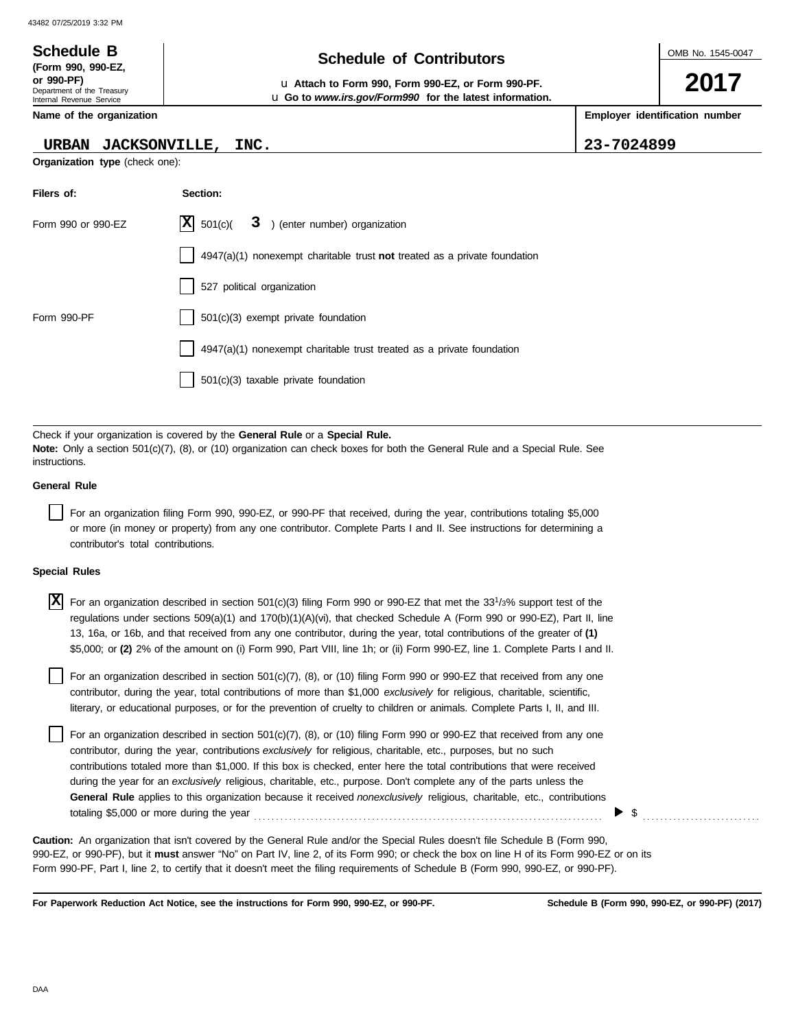43482 07/25/2019 3:32 PM

**Schedule B**
**(Form 990, 990-EZ, or 990-PF)**
Department of the Treasury
Internal Revenue Service

# Schedule of Contributors

u **Attach to Form 990, Form 990-EZ, or Form 990-PF.**
u **Go to *www.irs.gov/Form990* for the latest information.**

OMB No. 1545-0047

**2017**

| **Name of the organization** | **Employer identification number** |
|---|---|
| URBAN JACKSONVILLE, INC. | 23-7024899 |

**Organization type** (check one):

| **Filers of:** | **Section:** |
|---|---|
| Form 990 or 990-EZ | [X] 501(c)( 3 ) (enter number) organization |
| | [ ] 4947(a)(1) nonexempt charitable trust **not** treated as a private foundation |
| | [ ] 527 political organization |
| Form 990-PF | [ ] 501(c)(3) exempt private foundation |
| | [ ] 4947(a)(1) nonexempt charitable trust treated as a private foundation |
| | [ ] 501(c)(3) taxable private foundation |

Check if your organization is covered by the **General Rule** or a **Special Rule.**
**Note:** Only a section 501(c)(7), (8), or (10) organization can check boxes for both the General Rule and a Special Rule. See instructions.

**General Rule**

[ ] For an organization filing Form 990, 990-EZ, or 990-PF that received, during the year, contributions totaling $5,000 or more (in money or property) from any one contributor. Complete Parts I and II. See instructions for determining a contributor's total contributions.

**Special Rules**

[X] For an organization described in section 501(c)(3) filing Form 990 or 990-EZ that met the 33 1/3% support test of the regulations under sections 509(a)(1) and 170(b)(1)(A)(vi), that checked Schedule A (Form 990 or 990-EZ), Part II, line 13, 16a, or 16b, and that received from any one contributor, during the year, total contributions of the greater of **(1)** $5,000; or **(2)** 2% of the amount on (i) Form 990, Part VIII, line 1h; or (ii) Form 990-EZ, line 1. Complete Parts I and II.

[ ] For an organization described in section 501(c)(7), (8), or (10) filing Form 990 or 990-EZ that received from any one contributor, during the year, total contributions of more than $1,000 *exclusively* for religious, charitable, scientific, literary, or educational purposes, or for the prevention of cruelty to children or animals. Complete Parts I, II, and III.

[ ] For an organization described in section 501(c)(7), (8), or (10) filing Form 990 or 990-EZ that received from any one contributor, during the year, contributions *exclusively* for religious, charitable, etc., purposes, but no such contributions totaled more than $1,000. If this box is checked, enter here the total contributions that were received during the year for an *exclusively* religious, charitable, etc., purpose. Don't complete any of the parts unless the **General Rule** applies to this organization because it received *nonexclusively* religious, charitable, etc., contributions totaling $5,000 or more during the year . . . . . . . . . . ▶ $ . . . . . . . . . .

**Caution:** An organization that isn't covered by the General Rule and/or the Special Rules doesn't file Schedule B (Form 990, 990-EZ, or 990-PF), but it **must** answer "No" on Part IV, line 2, of its Form 990; or check the box on line H of its Form 990-EZ or on its Form 990-PF, Part I, line 2, to certify that it doesn't meet the filing requirements of Schedule B (Form 990, 990-EZ, or 990-PF).

**For Paperwork Reduction Act Notice, see the instructions for Form 990, 990-EZ, or 990-PF.** **Schedule B (Form 990, 990-EZ, or 990-PF) (2017)**

DAA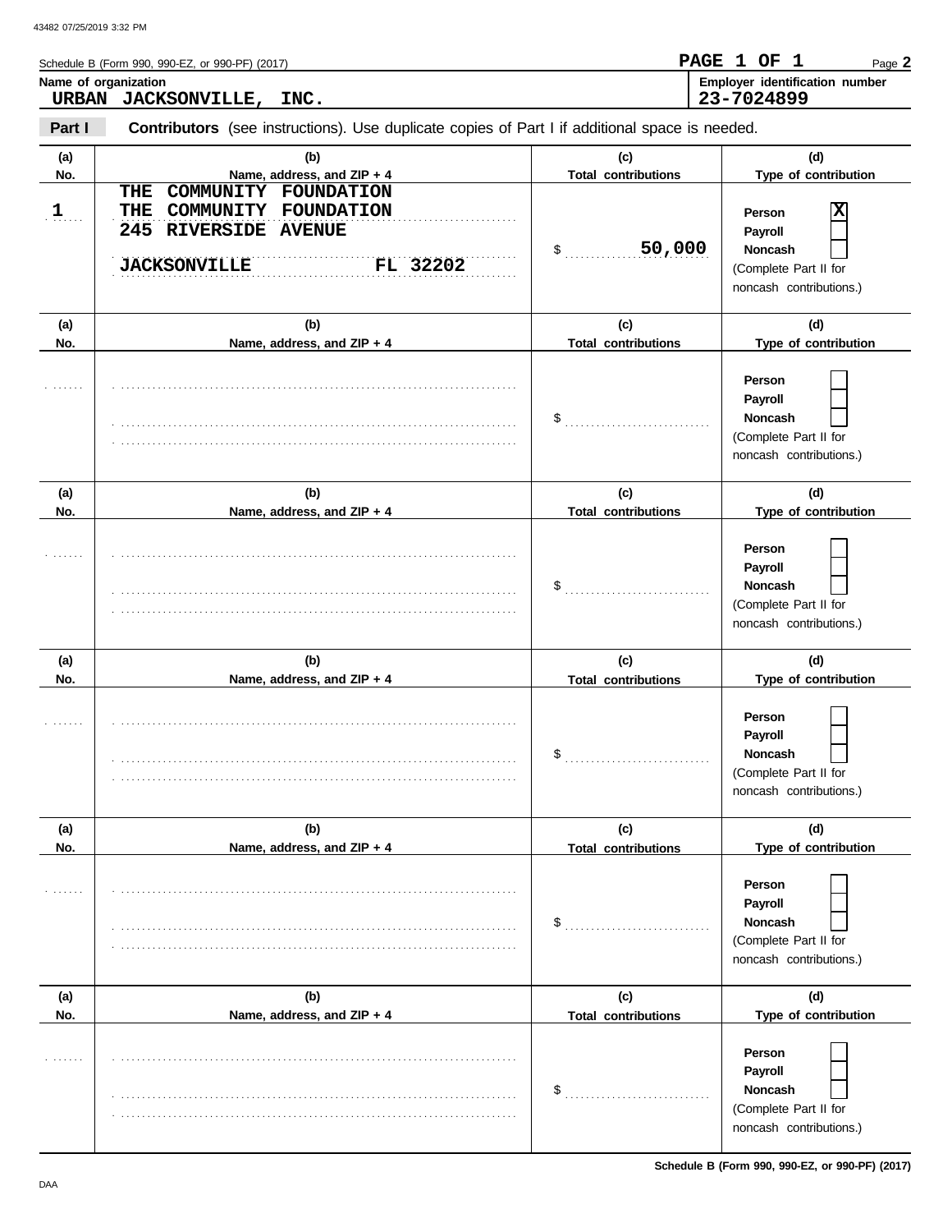Schedule B (Form 990, 990-EZ, or 990-PF) (2017)

**PAGE 1 OF 1**

**Name of organization**
URBAN JACKSONVILLE, INC.

**Employer identification number**
23-7024899

**Part I** **Contributors** (see instructions). Use duplicate copies of Part I if additional space is needed.

| (a) No. | (b) Name, address, and ZIP + 4 | (c) Total contributions | (d) Type of contribution |
|---|---|---|---|
| 1 | THE COMMUNITY FOUNDATION<br>THE COMMUNITY FOUNDATION<br>245 RIVERSIDE AVENUE<br>JACKSONVILLE FL 32202 | $ 50,000 | Person [X]<br>Payroll [ ]<br>Noncash [ ]<br>(Complete Part II for noncash contributions.) |
| | | $ | Person [ ]<br>Payroll [ ]<br>Noncash [ ]<br>(Complete Part II for noncash contributions.) |
| | | $ | Person [ ]<br>Payroll [ ]<br>Noncash [ ]<br>(Complete Part II for noncash contributions.) |
| | | $ | Person [ ]<br>Payroll [ ]<br>Noncash [ ]<br>(Complete Part II for noncash contributions.) |
| | | $ | Person [ ]<br>Payroll [ ]<br>Noncash [ ]<br>(Complete Part II for noncash contributions.) |
| | | $ | Person [ ]<br>Payroll [ ]<br>Noncash [ ]<br>(Complete Part II for noncash contributions.) |

Schedule B (Form 990, 990-EZ, or 990-PF) (2017)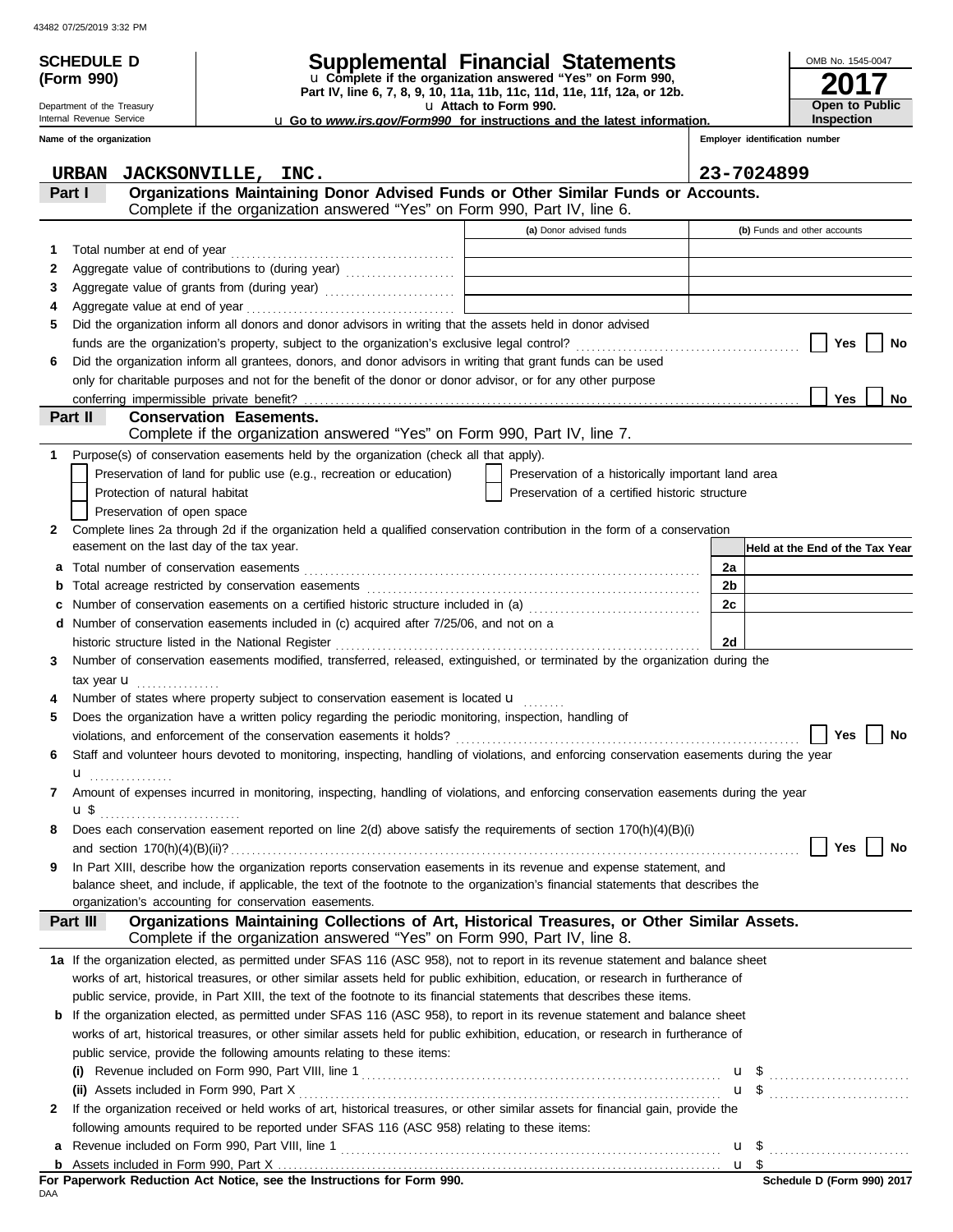**SCHEDULE D (Form 990)**

Department of the Treasury
Internal Revenue Service

# Supplemental Financial Statements

u Complete if the organization answered "Yes" on Form 990, Part IV, line 6, 7, 8, 9, 10, 11a, 11b, 11c, 11d, 11e, 11f, 12a, or 12b.
u Attach to Form 990.
u Go to *www.irs.gov/Form990* for instructions and the latest information.

OMB No. 1545-0047
**2017**
**Open to Public Inspection**

**Name of the organization:** URBAN JACKSONVILLE, INC.
**Employer identification number:** 23-7024899

## Part I — Organizations Maintaining Donor Advised Funds or Other Similar Funds or Accounts.
Complete if the organization answered "Yes" on Form 990, Part IV, line 6.

| | | (a) Donor advised funds | (b) Funds and other accounts |
|---|---|---|---|
| 1 | Total number at end of year | | |
| 2 | Aggregate value of contributions to (during year) | | |
| 3 | Aggregate value of grants from (during year) | | |
| 4 | Aggregate value at end of year | | |

5 Did the organization inform all donors and donor advisors in writing that the assets held in donor advised funds are the organization's property, subject to the organization's exclusive legal control? ☐ Yes ☐ No

6 Did the organization inform all grantees, donors, and donor advisors in writing that grant funds can be used only for charitable purposes and not for the benefit of the donor or donor advisor, or for any other purpose conferring impermissible private benefit? ☐ Yes ☐ No

## Part II — Conservation Easements.
Complete if the organization answered "Yes" on Form 990, Part IV, line 7.

1 Purpose(s) of conservation easements held by the organization (check all that apply).

- ☐ Preservation of land for public use (e.g., recreation or education)
- ☐ Protection of natural habitat
- ☐ Preservation of open space
- ☐ Preservation of a historically important land area
- ☐ Preservation of a certified historic structure

2 Complete lines 2a through 2d if the organization held a qualified conservation contribution in the form of a conservation easement on the last day of the tax year.

| | | | Held at the End of the Tax Year |
|---|---|---|---|
| a | Total number of conservation easements | 2a | |
| b | Total acreage restricted by conservation easements | 2b | |
| c | Number of conservation easements on a certified historic structure included in (a) | 2c | |
| d | Number of conservation easements included in (c) acquired after 7/25/06, and not on a historic structure listed in the National Register | 2d | |

3 Number of conservation easements modified, transferred, released, extinguished, or terminated by the organization during the tax year u

4 Number of states where property subject to conservation easement is located u

5 Does the organization have a written policy regarding the periodic monitoring, inspection, handling of violations, and enforcement of the conservation easements it holds? ☐ Yes ☐ No

6 Staff and volunteer hours devoted to monitoring, inspecting, handling of violations, and enforcing conservation easements during the year u

7 Amount of expenses incurred in monitoring, inspecting, handling of violations, and enforcing conservation easements during the year u $

8 Does each conservation easement reported on line 2(d) above satisfy the requirements of section 170(h)(4)(B)(i) and section 170(h)(4)(B)(ii)? ☐ Yes ☐ No

9 In Part XIII, describe how the organization reports conservation easements in its revenue and expense statement, and balance sheet, and include, if applicable, the text of the footnote to the organization's financial statements that describes the organization's accounting for conservation easements.

## Part III — Organizations Maintaining Collections of Art, Historical Treasures, or Other Similar Assets.
Complete if the organization answered "Yes" on Form 990, Part IV, line 8.

1a If the organization elected, as permitted under SFAS 116 (ASC 958), not to report in its revenue statement and balance sheet works of art, historical treasures, or other similar assets held for public exhibition, education, or research in furtherance of public service, provide, in Part XIII, the text of the footnote to its financial statements that describes these items.

b If the organization elected, as permitted under SFAS 116 (ASC 958), to report in its revenue statement and balance sheet works of art, historical treasures, or other similar assets held for public exhibition, education, or research in furtherance of public service, provide the following amounts relating to these items:

(i) Revenue included on Form 990, Part VIII, line 1 u $

(ii) Assets included in Form 990, Part X u $

2 If the organization received or held works of art, historical treasures, or other similar assets for financial gain, provide the following amounts required to be reported under SFAS 116 (ASC 958) relating to these items:

a Revenue included on Form 990, Part VIII, line 1 u $

b Assets included in Form 990, Part X u $

**For Paperwork Reduction Act Notice, see the Instructions for Form 990.**

DAA

Schedule D (Form 990) 2017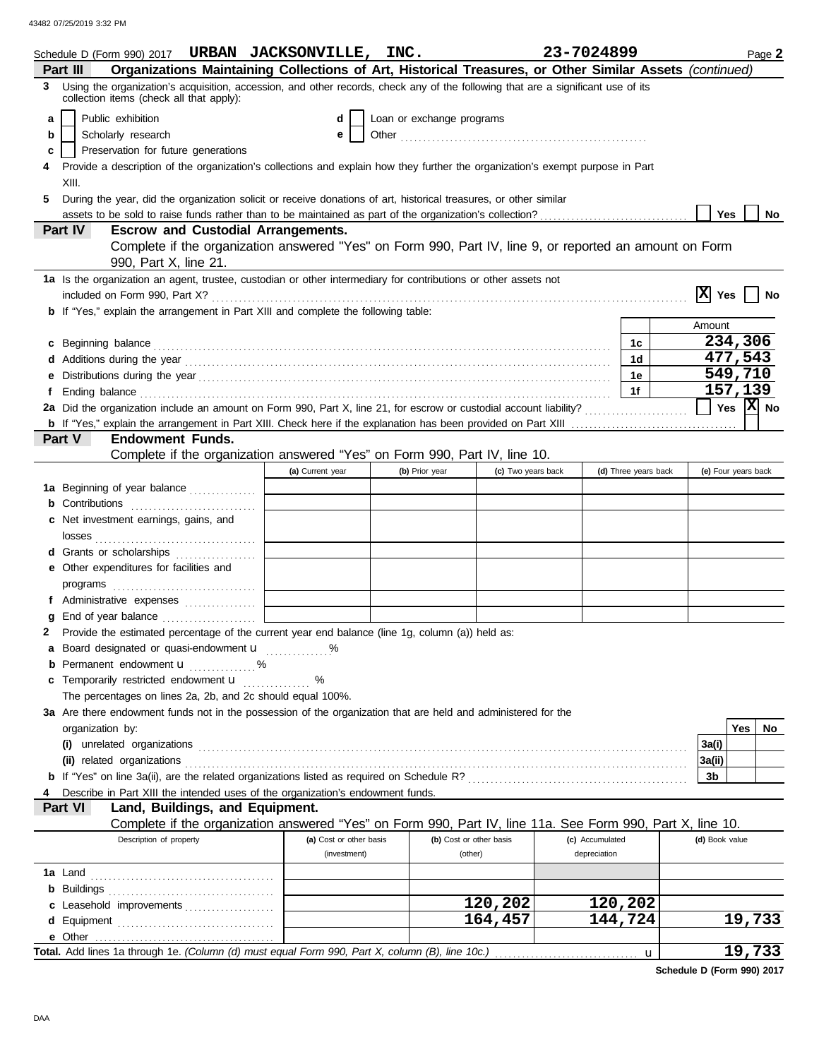Schedule D (Form 990) 2017 **URBAN JACKSONVILLE, INC.** **23-7024899** Page **2**

## Part III Organizations Maintaining Collections of Art, Historical Treasures, or Other Similar Assets *(continued)*

**3** Using the organization's acquisition, accession, and other records, check any of the following that are a significant use of its collection items (check all that apply):

- **a** ☐ Public exhibition
- **b** ☐ Scholarly research
- **c** ☐ Preservation for future generations
- **d** ☐ Loan or exchange programs
- **e** ☐ Other

**4** Provide a description of the organization's collections and explain how they further the organization's exempt purpose in Part XIII.

**5** During the year, did the organization solicit or receive donations of art, historical treasures, or other similar assets to be sold to raise funds rather than to be maintained as part of the organization's collection? ☐ Yes ☐ No

## Part IV Escrow and Custodial Arrangements.

Complete if the organization answered "Yes" on Form 990, Part IV, line 9, or reported an amount on Form 990, Part X, line 21.

**1a** Is the organization an agent, trustee, custodian or other intermediary for contributions or other assets not included on Form 990, Part X? ☒ Yes ☐ No

**b** If "Yes," explain the arrangement in Part XIII and complete the following table:

| | | | Amount |
|---|---|---|---|
| **c** | Beginning balance | 1c | 234,306 |
| **d** | Additions during the year | 1d | 477,543 |
| **e** | Distributions during the year | 1e | 549,710 |
| **f** | Ending balance | 1f | 157,139 |

**2a** Did the organization include an amount on Form 990, Part X, line 21, for escrow or custodial account liability? ☐ Yes ☒ No

**b** If "Yes," explain the arrangement in Part XIII. Check here if the explanation has been provided on Part XIII ☐

## Part V Endowment Funds.

Complete if the organization answered "Yes" on Form 990, Part IV, line 10.

| | (a) Current year | (b) Prior year | (c) Two years back | (d) Three years back | (e) Four years back |
|---|---|---|---|---|---|
| **1a** Beginning of year balance | | | | | |
| **b** Contributions | | | | | |
| **c** Net investment earnings, gains, and losses | | | | | |
| **d** Grants or scholarships | | | | | |
| **e** Other expenditures for facilities and programs | | | | | |
| **f** Administrative expenses | | | | | |
| **g** End of year balance | | | | | |

**2** Provide the estimated percentage of the current year end balance (line 1g, column (a)) held as:

- **a** Board designated or quasi-endowment u ______ %
- **b** Permanent endowment u ______ %
- **c** Temporarily restricted endowment u ______ %

The percentages on lines 2a, 2b, and 2c should equal 100%.

**3a** Are there endowment funds not in the possession of the organization that are held and administered for the organization by:

| | | Yes | No |
|---|---|---|---|
| **(i)** unrelated organizations | 3a(i) | | |
| **(ii)** related organizations | 3a(ii) | | |
| **b** If "Yes" on line 3a(ii), are the related organizations listed as required on Schedule R? | 3b | | |

**4** Describe in Part XIII the intended uses of the organization's endowment funds.

## Part VI Land, Buildings, and Equipment.

Complete if the organization answered "Yes" on Form 990, Part IV, line 11a. See Form 990, Part X, line 10.

| Description of property | (a) Cost or other basis (investment) | (b) Cost or other basis (other) | (c) Accumulated depreciation | (d) Book value |
|---|---|---|---|---|
| **1a** Land | | | | |
| **b** Buildings | | | | |
| **c** Leasehold improvements | | 120,202 | 120,202 | |
| **d** Equipment | | 164,457 | 144,724 | 19,733 |
| **e** Other | | | | |
| **Total.** Add lines 1a through 1e. *(Column (d) must equal Form 990, Part X, column (B), line 10c.)* u | | | | 19,733 |

**Schedule D (Form 990) 2017**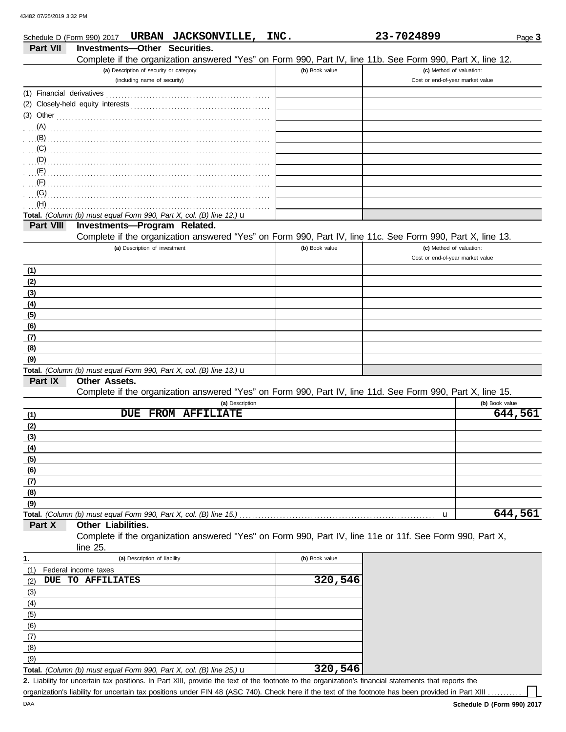Schedule D (Form 990) 2017 **URBAN JACKSONVILLE, INC.** **23-7024899**

## Part VII Investments—Other Securities.

Complete if the organization answered "Yes" on Form 990, Part IV, line 11b. See Form 990, Part X, line 12.

| (a) Description of security or category (including name of security) | (b) Book value | (c) Method of valuation: Cost or end-of-year market value |
|---|---|---|
| (1) Financial derivatives | | |
| (2) Closely-held equity interests | | |
| (3) Other | | |
| (A) | | |
| (B) | | |
| (C) | | |
| (D) | | |
| (E) | | |
| (F) | | |
| (G) | | |
| (H) | | |
| **Total.** *(Column (b) must equal Form 990, Part X, col. (B) line 12.)* u | | |

## Part VIII Investments—Program Related.

Complete if the organization answered "Yes" on Form 990, Part IV, line 11c. See Form 990, Part X, line 13.

| (a) Description of investment | (b) Book value | (c) Method of valuation: Cost or end-of-year market value |
|---|---|---|
| (1) | | |
| (2) | | |
| (3) | | |
| (4) | | |
| (5) | | |
| (6) | | |
| (7) | | |
| (8) | | |
| (9) | | |
| **Total.** *(Column (b) must equal Form 990, Part X, col. (B) line 13.)* u | | |

## Part IX Other Assets.

Complete if the organization answered "Yes" on Form 990, Part IV, line 11d. See Form 990, Part X, line 15.

| (a) Description | (b) Book value |
|---|---|
| (1) DUE FROM AFFILIATE | 644,561 |
| (2) | |
| (3) | |
| (4) | |
| (5) | |
| (6) | |
| (7) | |
| (8) | |
| (9) | |
| **Total.** *(Column (b) must equal Form 990, Part X, col. (B) line 15.)* u | 644,561 |

## Part X Other Liabilities.

Complete if the organization answered "Yes" on Form 990, Part IV, line 11e or 11f. See Form 990, Part X, line 25.

| 1. (a) Description of liability | (b) Book value |
|---|---|
| (1) Federal income taxes | |
| (2) DUE TO AFFILIATES | 320,546 |
| (3) | |
| (4) | |
| (5) | |
| (6) | |
| (7) | |
| (8) | |
| (9) | |
| **Total.** *(Column (b) must equal Form 990, Part X, col. (B) line 25.)* u | 320,546 |

**2.** Liability for uncertain tax positions. In Part XIII, provide the text of the footnote to the organization's financial statements that reports the organization's liability for uncertain tax positions under FIN 48 (ASC 740). Check here if the text of the footnote has been provided in Part XIII ☐

DAA **Schedule D (Form 990) 2017**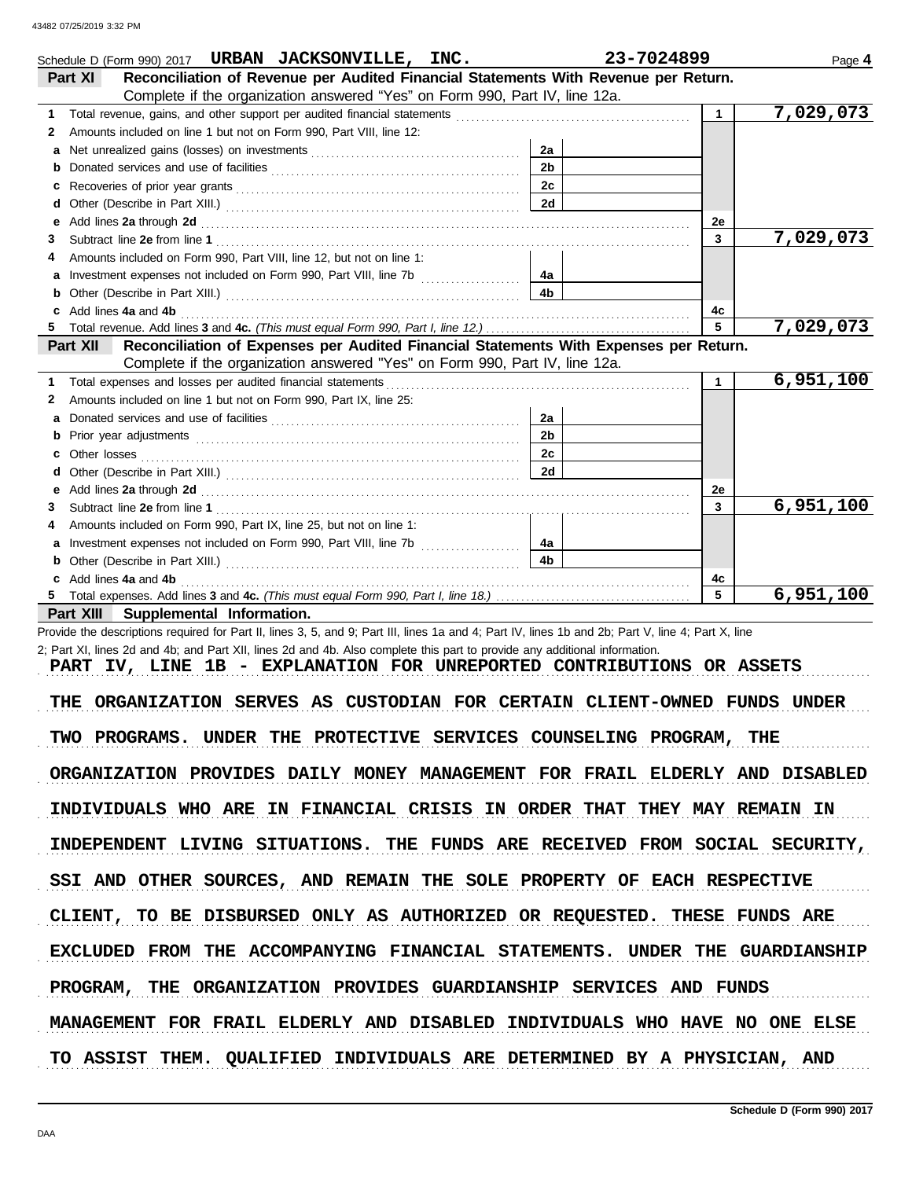Schedule D (Form 990) 2017 URBAN JACKSONVILLE, INC. 23-7024899 Page 4

**Part XI — Reconciliation of Revenue per Audited Financial Statements With Revenue per Return.**
Complete if the organization answered "Yes" on Form 990, Part IV, line 12a.

| | | | | | |
|---|---|---|---|---|---|
| 1 | Total revenue, gains, and other support per audited financial statements | | | 1 | 7,029,073 |
| 2 | Amounts included on line 1 but not on Form 990, Part VIII, line 12: | | | | |
| a | Net unrealized gains (losses) on investments | 2a | | | |
| b | Donated services and use of facilities | 2b | | | |
| c | Recoveries of prior year grants | 2c | | | |
| d | Other (Describe in Part XIII.) | 2d | | | |
| e | Add lines 2a through 2d | | | 2e | |
| 3 | Subtract line 2e from line 1 | | | 3 | 7,029,073 |
| 4 | Amounts included on Form 990, Part VIII, line 12, but not on line 1: | | | | |
| a | Investment expenses not included on Form 990, Part VIII, line 7b | 4a | | | |
| b | Other (Describe in Part XIII.) | 4b | | | |
| c | Add lines 4a and 4b | | | 4c | |
| 5 | Total revenue. Add lines 3 and 4c. *(This must equal Form 990, Part I, line 12.)* | | | 5 | 7,029,073 |

**Part XII — Reconciliation of Expenses per Audited Financial Statements With Expenses per Return.**
Complete if the organization answered "Yes" on Form 990, Part IV, line 12a.

| | | | | | |
|---|---|---|---|---|---|
| 1 | Total expenses and losses per audited financial statements | | | 1 | 6,951,100 |
| 2 | Amounts included on line 1 but not on Form 990, Part IX, line 25: | | | | |
| a | Donated services and use of facilities | 2a | | | |
| b | Prior year adjustments | 2b | | | |
| c | Other losses | 2c | | | |
| d | Other (Describe in Part XIII.) | 2d | | | |
| e | Add lines 2a through 2d | | | 2e | |
| 3 | Subtract line 2e from line 1 | | | 3 | 6,951,100 |
| 4 | Amounts included on Form 990, Part IX, line 25, but not on line 1: | | | | |
| a | Investment expenses not included on Form 990, Part VIII, line 7b | 4a | | | |
| b | Other (Describe in Part XIII.) | 4b | | | |
| c | Add lines 4a and 4b | | | 4c | |
| 5 | Total expenses. Add lines 3 and 4c. *(This must equal Form 990, Part I, line 18.)* | | | 5 | 6,951,100 |

**Part XIII — Supplemental Information.**

Provide the descriptions required for Part II, lines 3, 5, and 9; Part III, lines 1a and 4; Part IV, lines 1b and 2b; Part V, line 4; Part X, line 2; Part XI, lines 2d and 4b; and Part XII, lines 2d and 4b. Also complete this part to provide any additional information.

PART IV, LINE 1B - EXPLANATION FOR UNREPORTED CONTRIBUTIONS OR ASSETS

THE ORGANIZATION SERVES AS CUSTODIAN FOR CERTAIN CLIENT-OWNED FUNDS UNDER TWO PROGRAMS. UNDER THE PROTECTIVE SERVICES COUNSELING PROGRAM, THE ORGANIZATION PROVIDES DAILY MONEY MANAGEMENT FOR FRAIL ELDERLY AND DISABLED INDIVIDUALS WHO ARE IN FINANCIAL CRISIS IN ORDER THAT THEY MAY REMAIN IN INDEPENDENT LIVING SITUATIONS. THE FUNDS ARE RECEIVED FROM SOCIAL SECURITY, SSI AND OTHER SOURCES, AND REMAIN THE SOLE PROPERTY OF EACH RESPECTIVE CLIENT, TO BE DISBURSED ONLY AS AUTHORIZED OR REQUESTED. THESE FUNDS ARE EXCLUDED FROM THE ACCOMPANYING FINANCIAL STATEMENTS. UNDER THE GUARDIANSHIP PROGRAM, THE ORGANIZATION PROVIDES GUARDIANSHIP SERVICES AND FUNDS MANAGEMENT FOR FRAIL ELDERLY AND DISABLED INDIVIDUALS WHO HAVE NO ONE ELSE TO ASSIST THEM. QUALIFIED INDIVIDUALS ARE DETERMINED BY A PHYSICIAN, AND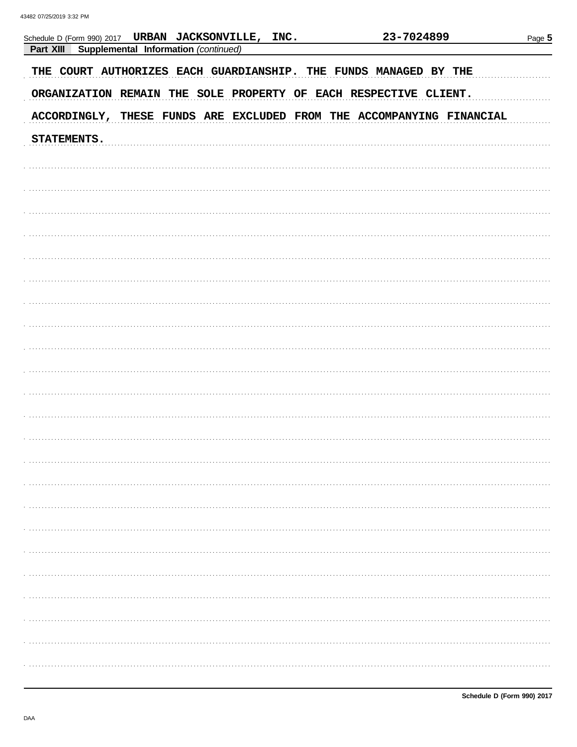Schedule D (Form 990) 2017 URBAN JACKSONVILLE, INC. 23-7024899

**Part XIII Supplemental Information** *(continued)*

THE COURT AUTHORIZES EACH GUARDIANSHIP. THE FUNDS MANAGED BY THE ORGANIZATION REMAIN THE SOLE PROPERTY OF EACH RESPECTIVE CLIENT. ACCORDINGLY, THESE FUNDS ARE EXCLUDED FROM THE ACCOMPANYING FINANCIAL STATEMENTS.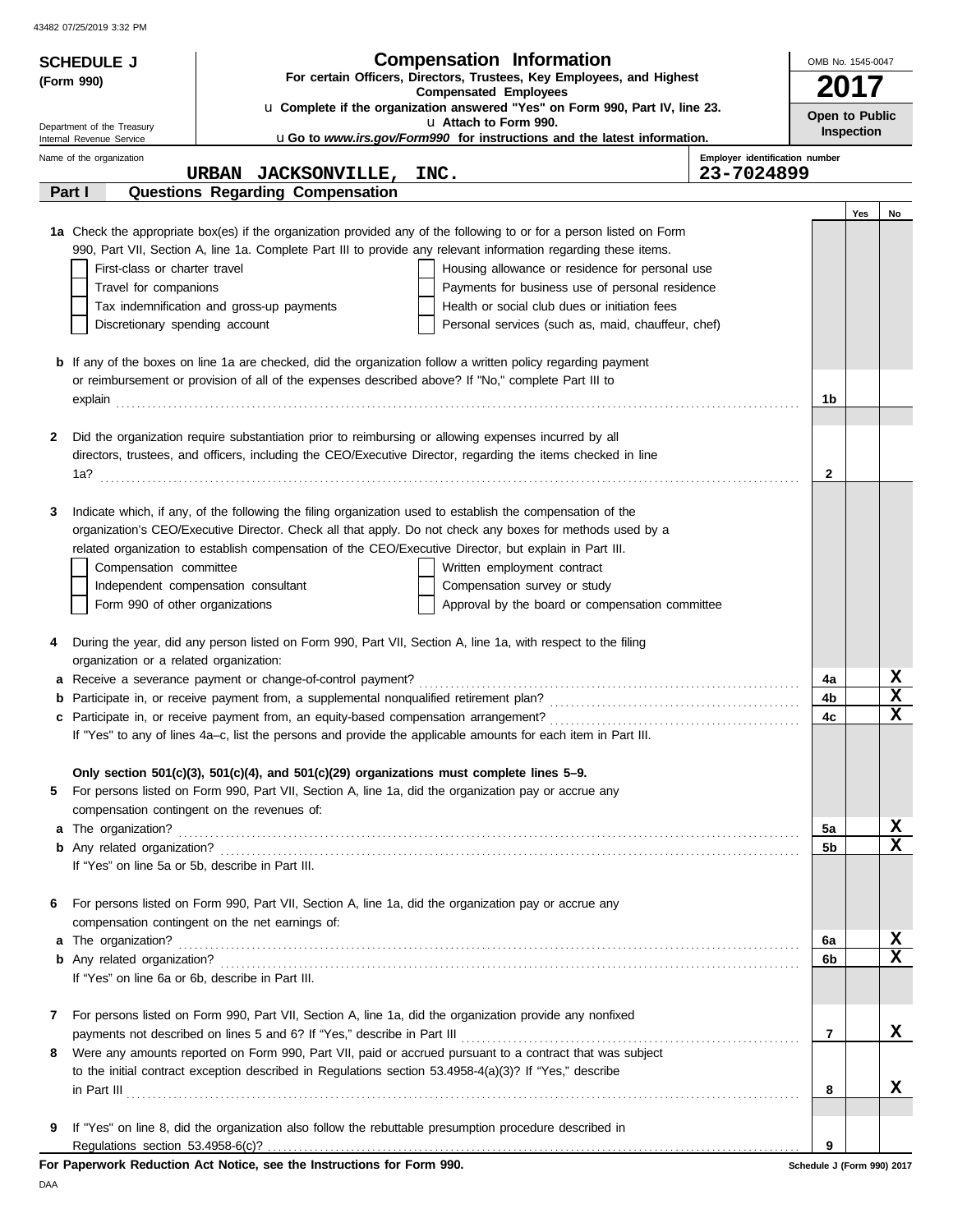**SCHEDULE J**
**(Form 990)**

Department of the Treasury
Internal Revenue Service

# Compensation Information

**For certain Officers, Directors, Trustees, Key Employees, and Highest Compensated Employees**

u **Complete if the organization answered "Yes" on Form 990, Part IV, line 23.**
u **Attach to Form 990.**
u **Go to *www.irs.gov/Form990* for instructions and the latest information.**

OMB No. 1545-0047
**2017**
**Open to Public Inspection**

Name of the organization: **URBAN JACKSONVILLE, INC.**
Employer identification number: **23-7024899**

## Part I Questions Regarding Compensation

| | | | Yes | No |
|---|---|---|---|---|
| **1a** | Check the appropriate box(es) if the organization provided any of the following to or for a person listed on Form 990, Part VII, Section A, line 1a. Complete Part III to provide any relevant information regarding these items.<br>☐ First-class or charter travel ☐ Housing allowance or residence for personal use<br>☐ Travel for companions ☐ Payments for business use of personal residence<br>☐ Tax indemnification and gross-up payments ☐ Health or social club dues or initiation fees<br>☐ Discretionary spending account ☐ Personal services (such as, maid, chauffeur, chef) | | | |
| **b** | If any of the boxes on line 1a are checked, did the organization follow a written policy regarding payment or reimbursement or provision of all of the expenses described above? If "No," complete Part III to explain | 1b | | |
| **2** | Did the organization require substantiation prior to reimbursing or allowing expenses incurred by all directors, trustees, and officers, including the CEO/Executive Director, regarding the items checked in line 1a? | 2 | | |
| **3** | Indicate which, if any, of the following the filing organization used to establish the compensation of the organization's CEO/Executive Director. Check all that apply. Do not check any boxes for methods used by a related organization to establish compensation of the CEO/Executive Director, but explain in Part III.<br>☐ Compensation committee ☐ Written employment contract<br>☐ Independent compensation consultant ☐ Compensation survey or study<br>☐ Form 990 of other organizations ☐ Approval by the board or compensation committee | | | |
| **4** | During the year, did any person listed on Form 990, Part VII, Section A, line 1a, with respect to the filing organization or a related organization: | | | |
| **a** | Receive a severance payment or change-of-control payment? | 4a | | X |
| **b** | Participate in, or receive payment from, a supplemental nonqualified retirement plan? | 4b | | X |
| **c** | Participate in, or receive payment from, an equity-based compensation arrangement? | 4c | | X |
| | If "Yes" to any of lines 4a–c, list the persons and provide the applicable amounts for each item in Part III. | | | |
| | **Only section 501(c)(3), 501(c)(4), and 501(c)(29) organizations must complete lines 5–9.** | | | |
| **5** | For persons listed on Form 990, Part VII, Section A, line 1a, did the organization pay or accrue any compensation contingent on the revenues of: | | | |
| **a** | The organization? | 5a | | X |
| **b** | Any related organization? | 5b | | X |
| | If "Yes" on line 5a or 5b, describe in Part III. | | | |
| **6** | For persons listed on Form 990, Part VII, Section A, line 1a, did the organization pay or accrue any compensation contingent on the net earnings of: | | | |
| **a** | The organization? | 6a | | X |
| **b** | Any related organization? | 6b | | X |
| | If "Yes" on line 6a or 6b, describe in Part III. | | | |
| **7** | For persons listed on Form 990, Part VII, Section A, line 1a, did the organization provide any nonfixed payments not described on lines 5 and 6? If "Yes," describe in Part III | 7 | | X |
| **8** | Were any amounts reported on Form 990, Part VII, paid or accrued pursuant to a contract that was subject to the initial contract exception described in Regulations section 53.4958-4(a)(3)? If "Yes," describe in Part III | 8 | | X |
| **9** | If "Yes" on line 8, did the organization also follow the rebuttable presumption procedure described in Regulations section 53.4958-6(c)? | 9 | | |

**For Paperwork Reduction Act Notice, see the Instructions for Form 990.** Schedule J (Form 990) 2017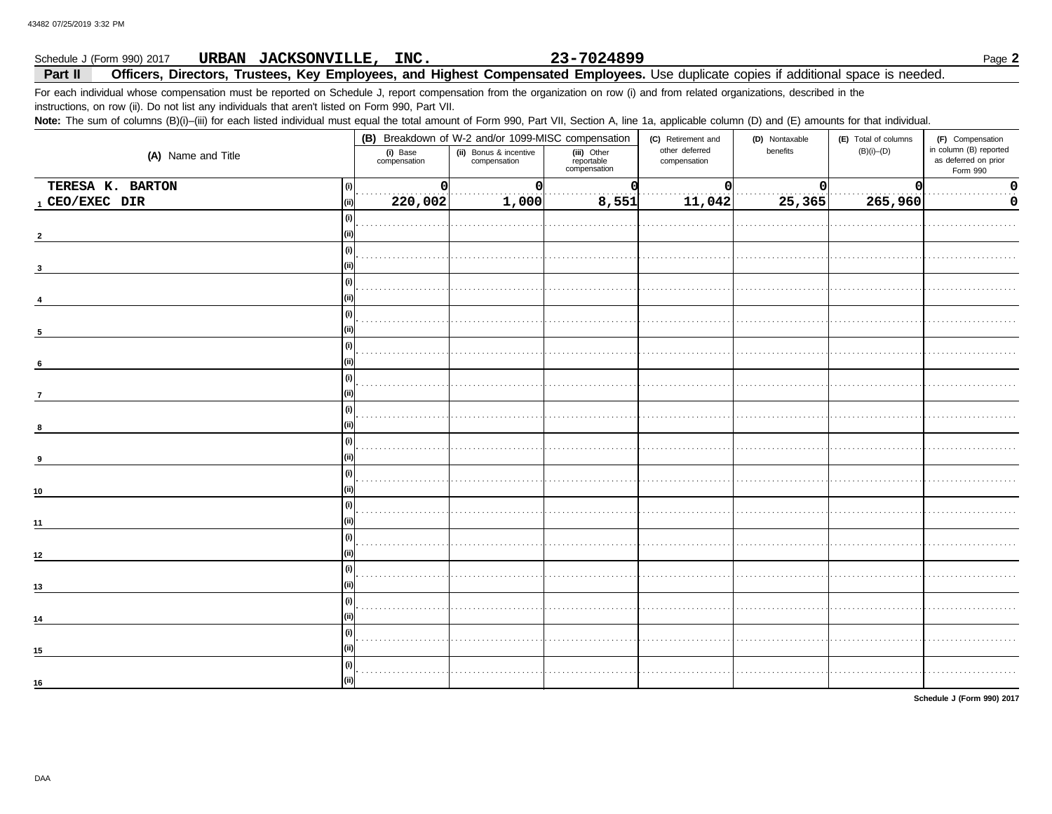Schedule J (Form 990) 2017 **URBAN JACKSONVILLE, INC.** **23-7024899** Page **2**

**Part II** **Officers, Directors, Trustees, Key Employees, and Highest Compensated Employees.** Use duplicate copies if additional space is needed.

For each individual whose compensation must be reported on Schedule J, report compensation from the organization on row (i) and from related organizations, described in the instructions, on row (ii). Do not list any individuals that aren't listed on Form 990, Part VII.

**Note:** The sum of columns (B)(i)–(iii) for each listed individual must equal the total amount of Form 990, Part VII, Section A, line 1a, applicable column (D) and (E) amounts for that individual.

| (A) Name and Title | | (B) Breakdown of W-2 and/or 1099-MISC compensation | | | (C) Retirement and other deferred compensation | (D) Nontaxable benefits | (E) Total of columns (B)(i)–(D) | (F) Compensation in column (B) reported as deferred on prior Form 990 |
|---|---|---|---|---|---|---|---|---|
| | | (i) Base compensation | (ii) Bonus & incentive compensation | (iii) Other reportable compensation | | | | |
| 1 TERESA K. BARTON | (i) | 0 | 0 | 0 | 0 | 0 | 0 | 0 |
| CEO/EXEC DIR | (ii) | 220,002 | 1,000 | 8,551 | 11,042 | 25,365 | 265,960 | 0 |
| 2 | (i) | | | | | | | |
| | (ii) | | | | | | | |
| 3 | (i) | | | | | | | |
| | (ii) | | | | | | | |
| 4 | (i) | | | | | | | |
| | (ii) | | | | | | | |
| 5 | (i) | | | | | | | |
| | (ii) | | | | | | | |
| 6 | (i) | | | | | | | |
| | (ii) | | | | | | | |
| 7 | (i) | | | | | | | |
| | (ii) | | | | | | | |
| 8 | (i) | | | | | | | |
| | (ii) | | | | | | | |
| 9 | (i) | | | | | | | |
| | (ii) | | | | | | | |
| 10 | (i) | | | | | | | |
| | (ii) | | | | | | | |
| 11 | (i) | | | | | | | |
| | (ii) | | | | | | | |
| 12 | (i) | | | | | | | |
| | (ii) | | | | | | | |
| 13 | (i) | | | | | | | |
| | (ii) | | | | | | | |
| 14 | (i) | | | | | | | |
| | (ii) | | | | | | | |
| 15 | (i) | | | | | | | |
| | (ii) | | | | | | | |
| 16 | (i) | | | | | | | |
| | (ii) | | | | | | | |

**Schedule J (Form 990) 2017**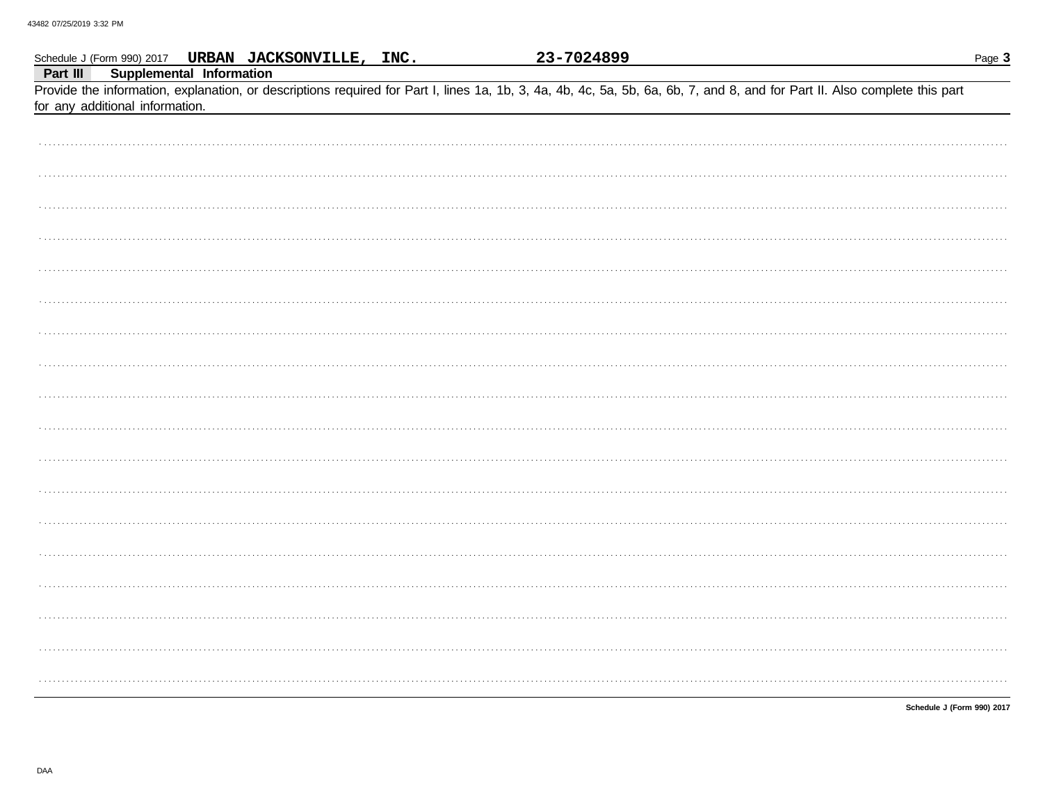Schedule J (Form 990) 2017 **URBAN JACKSONVILLE, INC.** **23-7024899**

**Part III** **Supplemental Information**

Provide the information, explanation, or descriptions required for Part I, lines 1a, 1b, 3, 4a, 4b, 4c, 5a, 5b, 6a, 6b, 7, and 8, and for Part II. Also complete this part for any additional information.

**Schedule J (Form 990) 2017**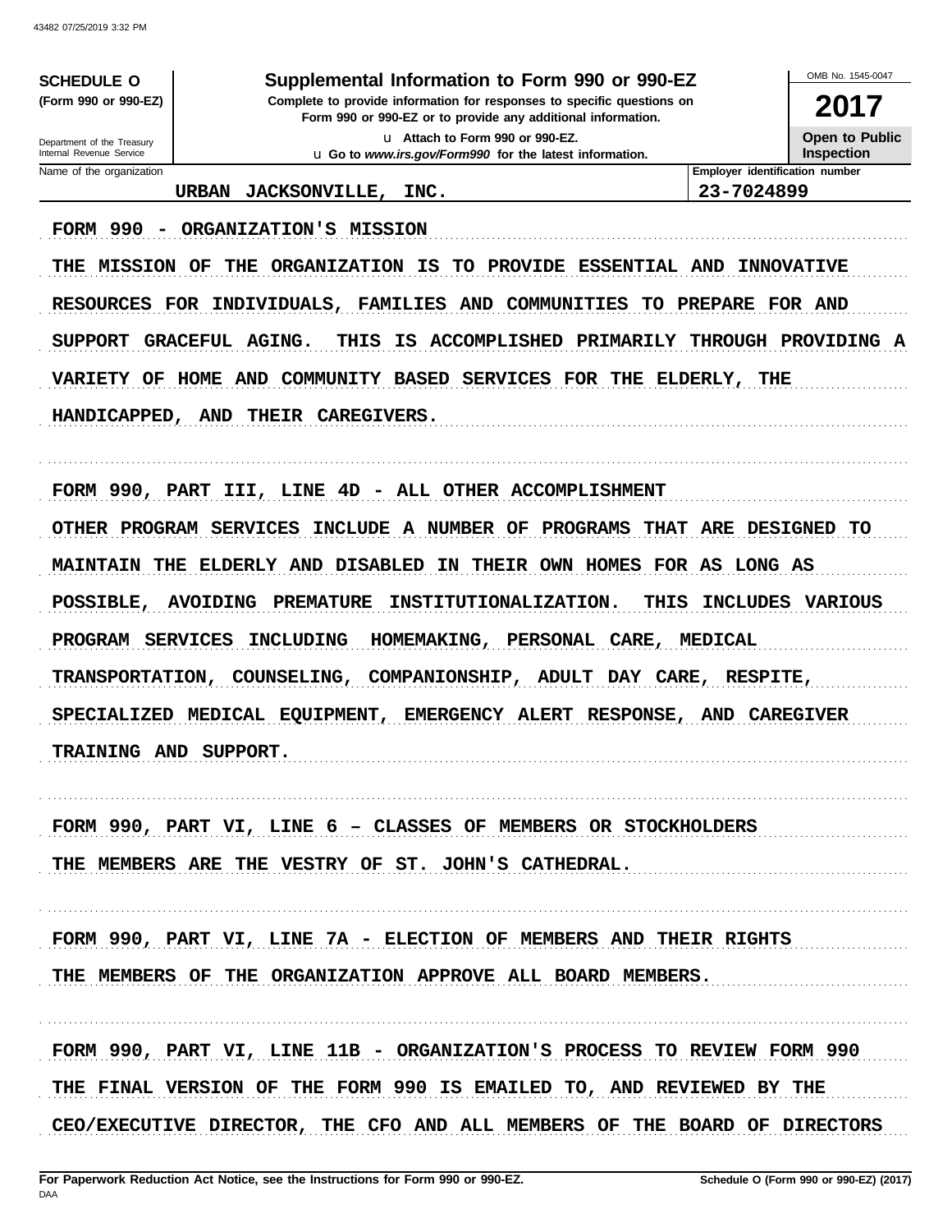**SCHEDULE O**
**(Form 990 or 990-EZ)**

Department of the Treasury
Internal Revenue Service

# Supplemental Information to Form 990 or 990-EZ

**Complete to provide information for responses to specific questions on Form 990 or 990-EZ or to provide any additional information.**

**Attach to Form 990 or 990-EZ.**

**Go to www.irs.gov/Form990 for the latest information.**

OMB No. 1545-0047

**2017**

**Open to Public Inspection**

| Name of the organization | Employer identification number |
|---|---|
| URBAN JACKSONVILLE, INC. | 23-7024899 |

FORM 990 - ORGANIZATION'S MISSION

THE MISSION OF THE ORGANIZATION IS TO PROVIDE ESSENTIAL AND INNOVATIVE RESOURCES FOR INDIVIDUALS, FAMILIES AND COMMUNITIES TO PREPARE FOR AND SUPPORT GRACEFUL AGING. THIS IS ACCOMPLISHED PRIMARILY THROUGH PROVIDING A VARIETY OF HOME AND COMMUNITY BASED SERVICES FOR THE ELDERLY, THE HANDICAPPED, AND THEIR CAREGIVERS.

FORM 990, PART III, LINE 4D - ALL OTHER ACCOMPLISHMENT

OTHER PROGRAM SERVICES INCLUDE A NUMBER OF PROGRAMS THAT ARE DESIGNED TO MAINTAIN THE ELDERLY AND DISABLED IN THEIR OWN HOMES FOR AS LONG AS POSSIBLE, AVOIDING PREMATURE INSTITUTIONALIZATION. THIS INCLUDES VARIOUS PROGRAM SERVICES INCLUDING HOMEMAKING, PERSONAL CARE, MEDICAL TRANSPORTATION, COUNSELING, COMPANIONSHIP, ADULT DAY CARE, RESPITE, SPECIALIZED MEDICAL EQUIPMENT, EMERGENCY ALERT RESPONSE, AND CAREGIVER TRAINING AND SUPPORT.

FORM 990, PART VI, LINE 6 – CLASSES OF MEMBERS OR STOCKHOLDERS

THE MEMBERS ARE THE VESTRY OF ST. JOHN'S CATHEDRAL.

FORM 990, PART VI, LINE 7A - ELECTION OF MEMBERS AND THEIR RIGHTS

THE MEMBERS OF THE ORGANIZATION APPROVE ALL BOARD MEMBERS.

FORM 990, PART VI, LINE 11B - ORGANIZATION'S PROCESS TO REVIEW FORM 990

THE FINAL VERSION OF THE FORM 990 IS EMAILED TO, AND REVIEWED BY THE CEO/EXECUTIVE DIRECTOR, THE CFO AND ALL MEMBERS OF THE BOARD OF DIRECTORS

**For Paperwork Reduction Act Notice, see the Instructions for Form 990 or 990-EZ.** DAA

**Schedule O (Form 990 or 990-EZ) (2017)**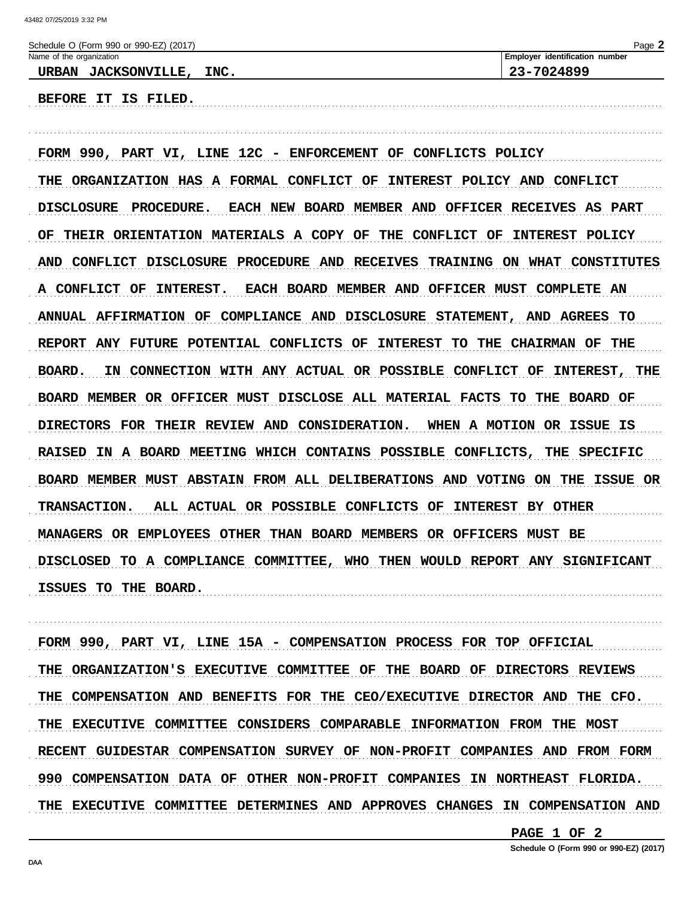Schedule O (Form 990 or 990-EZ) (2017)

| Name of the organization | Employer identification number |
| --- | --- |
| URBAN JACKSONVILLE, INC. | 23-7024899 |

BEFORE IT IS FILED.

FORM 990, PART VI, LINE 12C - ENFORCEMENT OF CONFLICTS POLICY

THE ORGANIZATION HAS A FORMAL CONFLICT OF INTEREST POLICY AND CONFLICT DISCLOSURE PROCEDURE. EACH NEW BOARD MEMBER AND OFFICER RECEIVES AS PART OF THEIR ORIENTATION MATERIALS A COPY OF THE CONFLICT OF INTEREST POLICY AND CONFLICT DISCLOSURE PROCEDURE AND RECEIVES TRAINING ON WHAT CONSTITUTES A CONFLICT OF INTEREST. EACH BOARD MEMBER AND OFFICER MUST COMPLETE AN ANNUAL AFFIRMATION OF COMPLIANCE AND DISCLOSURE STATEMENT, AND AGREES TO REPORT ANY FUTURE POTENTIAL CONFLICTS OF INTEREST TO THE CHAIRMAN OF THE BOARD. IN CONNECTION WITH ANY ACTUAL OR POSSIBLE CONFLICT OF INTEREST, THE BOARD MEMBER OR OFFICER MUST DISCLOSE ALL MATERIAL FACTS TO THE BOARD OF DIRECTORS FOR THEIR REVIEW AND CONSIDERATION. WHEN A MOTION OR ISSUE IS RAISED IN A BOARD MEETING WHICH CONTAINS POSSIBLE CONFLICTS, THE SPECIFIC BOARD MEMBER MUST ABSTAIN FROM ALL DELIBERATIONS AND VOTING ON THE ISSUE OR TRANSACTION. ALL ACTUAL OR POSSIBLE CONFLICTS OF INTEREST BY OTHER MANAGERS OR EMPLOYEES OTHER THAN BOARD MEMBERS OR OFFICERS MUST BE DISCLOSED TO A COMPLIANCE COMMITTEE, WHO THEN WOULD REPORT ANY SIGNIFICANT ISSUES TO THE BOARD.

FORM 990, PART VI, LINE 15A - COMPENSATION PROCESS FOR TOP OFFICIAL

THE ORGANIZATION'S EXECUTIVE COMMITTEE OF THE BOARD OF DIRECTORS REVIEWS THE COMPENSATION AND BENEFITS FOR THE CEO/EXECUTIVE DIRECTOR AND THE CFO. THE EXECUTIVE COMMITTEE CONSIDERS COMPARABLE INFORMATION FROM THE MOST RECENT GUIDESTAR COMPENSATION SURVEY OF NON-PROFIT COMPANIES AND FROM FORM 990 COMPENSATION DATA OF OTHER NON-PROFIT COMPANIES IN NORTHEAST FLORIDA. THE EXECUTIVE COMMITTEE DETERMINES AND APPROVES CHANGES IN COMPENSATION AND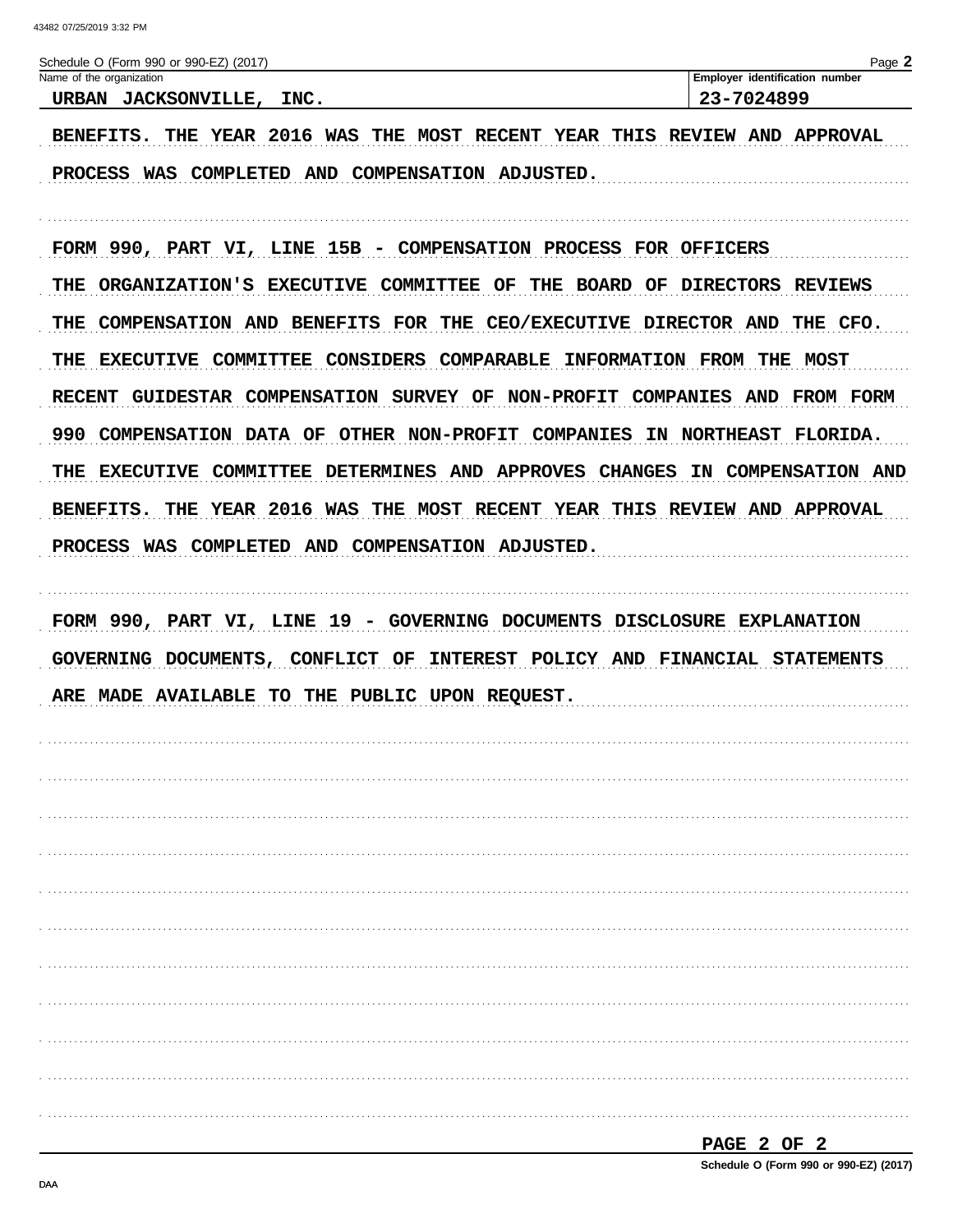Schedule O (Form 990 or 990-EZ) (2017)

Name of the organization: URBAN JACKSONVILLE, INC.

Employer identification number: 23-7024899

BENEFITS. THE YEAR 2016 WAS THE MOST RECENT YEAR THIS REVIEW AND APPROVAL PROCESS WAS COMPLETED AND COMPENSATION ADJUSTED.

FORM 990, PART VI, LINE 15B - COMPENSATION PROCESS FOR OFFICERS

THE ORGANIZATION'S EXECUTIVE COMMITTEE OF THE BOARD OF DIRECTORS REVIEWS THE COMPENSATION AND BENEFITS FOR THE CEO/EXECUTIVE DIRECTOR AND THE CFO. THE EXECUTIVE COMMITTEE CONSIDERS COMPARABLE INFORMATION FROM THE MOST RECENT GUIDESTAR COMPENSATION SURVEY OF NON-PROFIT COMPANIES AND FROM FORM 990 COMPENSATION DATA OF OTHER NON-PROFIT COMPANIES IN NORTHEAST FLORIDA. THE EXECUTIVE COMMITTEE DETERMINES AND APPROVES CHANGES IN COMPENSATION AND BENEFITS. THE YEAR 2016 WAS THE MOST RECENT YEAR THIS REVIEW AND APPROVAL PROCESS WAS COMPLETED AND COMPENSATION ADJUSTED.

FORM 990, PART VI, LINE 19 - GOVERNING DOCUMENTS DISCLOSURE EXPLANATION

GOVERNING DOCUMENTS, CONFLICT OF INTEREST POLICY AND FINANCIAL STATEMENTS ARE MADE AVAILABLE TO THE PUBLIC UPON REQUEST.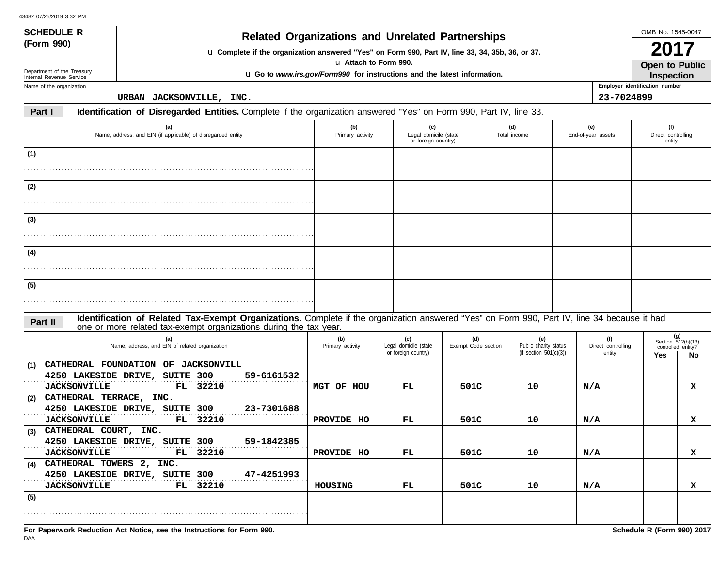43482 07/25/2019 3:32 PM

**SCHEDULE R (Form 990)**

Department of the Treasury
Internal Revenue Service

# Related Organizations and Unrelated Partnerships

u **Complete if the organization answered "Yes" on Form 990, Part IV, line 33, 34, 35b, 36, or 37.**

u **Attach to Form 990.**

u **Go to *www.irs.gov/Form990* for instructions and the latest information.**

OMB No. 1545-0047

**2017**

**Open to Public Inspection**

Name of the organization: URBAN JACKSONVILLE, INC.

Employer identification number: 23-7024899

**Part I** **Identification of Disregarded Entities.** Complete if the organization answered "Yes" on Form 990, Part IV, line 33.

| | (a) Name, address, and EIN (if applicable) of disregarded entity | (b) Primary activity | (c) Legal domicile (state or foreign country) | (d) Total income | (e) End-of-year assets | (f) Direct controlling entity |
|---|---|---|---|---|---|---|
| (1) | | | | | | |
| (2) | | | | | | |
| (3) | | | | | | |
| (4) | | | | | | |
| (5) | | | | | | |

**Part II** **Identification of Related Tax-Exempt Organizations.** Complete if the organization answered "Yes" on Form 990, Part IV, line 34 because it had one or more related tax-exempt organizations during the tax year.

| | (a) Name, address, and EIN of related organization | (b) Primary activity | (c) Legal domicile (state or foreign country) | (d) Exempt Code section | (e) Public charity status (if section 501(c)(3)) | (f) Direct controlling entity | (g) Section 512(b)(13) controlled entity? Yes | No |
|---|---|---|---|---|---|---|---|---|
| (1) | CATHEDRAL FOUNDATION OF JACKSONVILL<br>4250 LAKESIDE DRIVE, SUITE 300 59-6161532<br>JACKSONVILLE FL 32210 | MGT OF HOU | FL | 501C | 10 | N/A | | X |
| (2) | CATHEDRAL TERRACE, INC.<br>4250 LAKESIDE DRIVE, SUITE 300 23-7301688<br>JACKSONVILLE FL 32210 | PROVIDE HO | FL | 501C | 10 | N/A | | X |
| (3) | CATHEDRAL COURT, INC.<br>4250 LAKESIDE DRIVE, SUITE 300 59-1842385<br>JACKSONVILLE FL 32210 | PROVIDE HO | FL | 501C | 10 | N/A | | X |
| (4) | CATHEDRAL TOWERS 2, INC.<br>4250 LAKESIDE DRIVE, SUITE 300 47-4251993<br>JACKSONVILLE FL 32210 | HOUSING | FL | 501C | 10 | N/A | | X |
| (5) | | | | | | | | |

**For Paperwork Reduction Act Notice, see the Instructions for Form 990.**

DAA

**Schedule R (Form 990) 2017**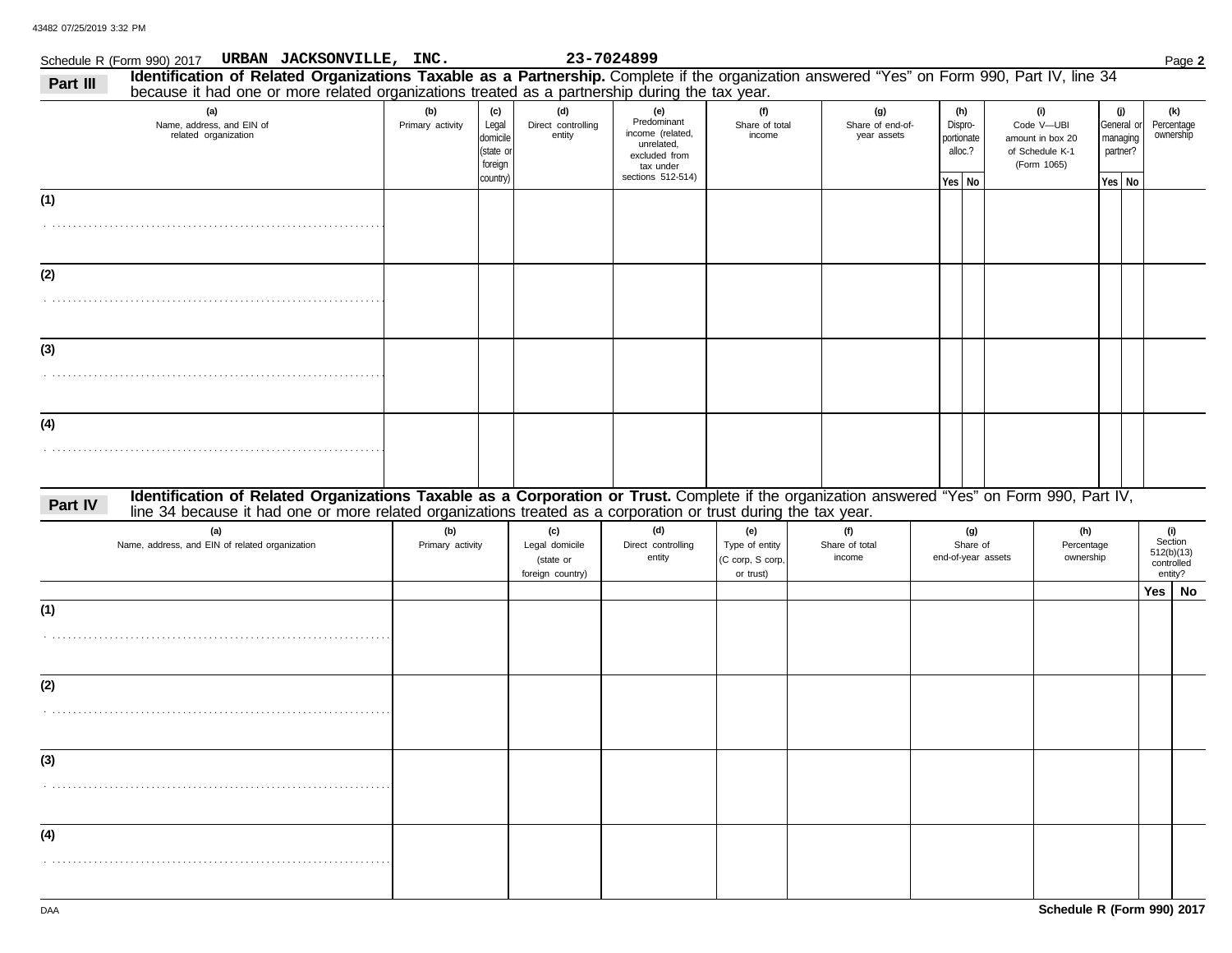Schedule R (Form 990) 2017 URBAN JACKSONVILLE, INC. 23-7024899 Page **2**

## Part III Identification of Related Organizations Taxable as a Partnership.

Complete if the organization answered "Yes" on Form 990, Part IV, line 34 because it had one or more related organizations treated as a partnership during the tax year.

| (a) Name, address, and EIN of related organization | (b) Primary activity | (c) Legal domicile (state or foreign country) | (d) Direct controlling entity | (e) Predominant income (related, unrelated, excluded from tax under sections 512-514) | (f) Share of total income | (g) Share of end-of-year assets | (h) Disproportionate alloc.? | | (i) Code V—UBI amount in box 20 of Schedule K-1 (Form 1065) | (j) General or managing partner? | | (k) Percentage ownership |
|---|---|---|---|---|---|---|---|---|---|---|---|---|
| | | | | | | | Yes | No | | Yes | No | |
| (1) | | | | | | | | | | | | |
| (2) | | | | | | | | | | | | |
| (3) | | | | | | | | | | | | |
| (4) | | | | | | | | | | | | |

## Part IV Identification of Related Organizations Taxable as a Corporation or Trust.

Complete if the organization answered "Yes" on Form 990, Part IV, line 34 because it had one or more related organizations treated as a corporation or trust during the tax year.

| (a) Name, address, and EIN of related organization | (b) Primary activity | (c) Legal domicile (state or foreign country) | (d) Direct controlling entity | (e) Type of entity (C corp, S corp, or trust) | (f) Share of total income | (g) Share of end-of-year assets | (h) Percentage ownership | (i) Section 512(b)(13) controlled entity? | |
|---|---|---|---|---|---|---|---|---|---|
| | | | | | | | | Yes | No |
| (1) | | | | | | | | | |
| (2) | | | | | | | | | |
| (3) | | | | | | | | | |
| (4) | | | | | | | | | |

Schedule R (Form 990) 2017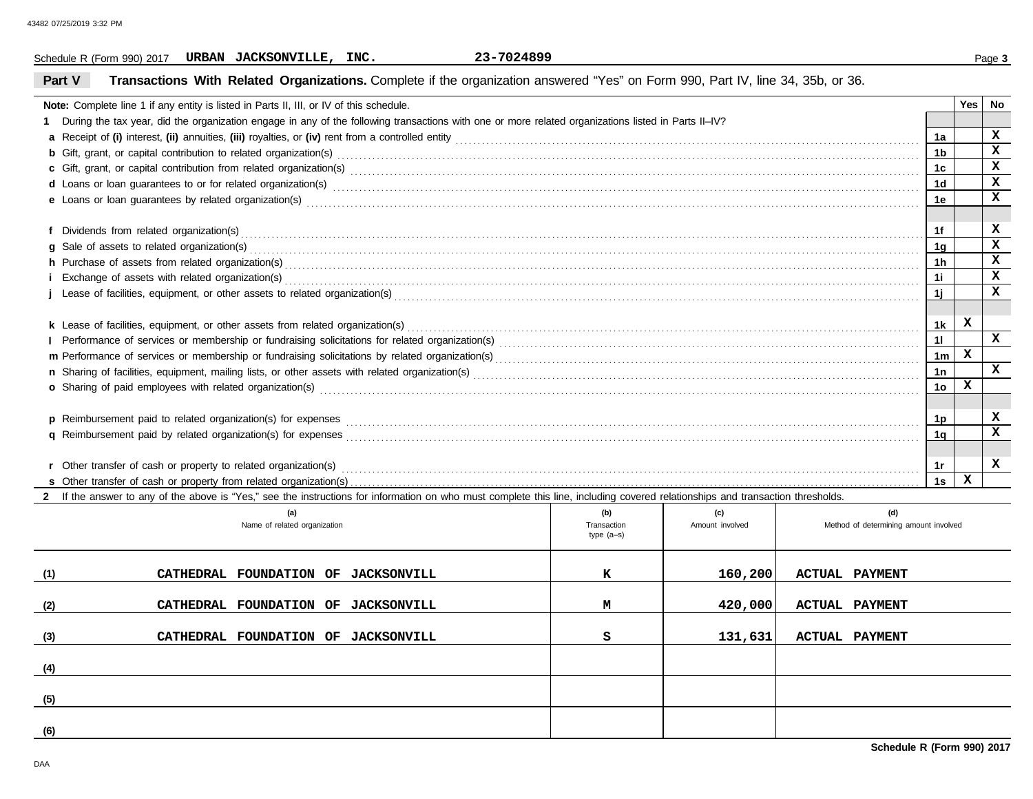Schedule R (Form 990) 2017 **URBAN JACKSONVILLE, INC.** **23-7024899**

## Part V Transactions With Related Organizations.

Complete if the organization answered "Yes" on Form 990, Part IV, line 34, 35b, or 36.

| **Note:** Complete line 1 if any entity is listed in Parts II, III, or IV of this schedule. | | Yes | No |
|---|---|---|---|
| **1** During the tax year, did the organization engage in any of the following transactions with one or more related organizations listed in Parts II–IV? | | | |
| **a** Receipt of **(i)** interest, **(ii)** annuities, **(iii)** royalties, or **(iv)** rent from a controlled entity | 1a | | X |
| **b** Gift, grant, or capital contribution to related organization(s) | 1b | | X |
| **c** Gift, grant, or capital contribution from related organization(s) | 1c | | X |
| **d** Loans or loan guarantees to or for related organization(s) | 1d | | X |
| **e** Loans or loan guarantees by related organization(s) | 1e | | X |
| **f** Dividends from related organization(s) | 1f | | X |
| **g** Sale of assets to related organization(s) | 1g | | X |
| **h** Purchase of assets from related organization(s) | 1h | | X |
| **i** Exchange of assets with related organization(s) | 1i | | X |
| **j** Lease of facilities, equipment, or other assets to related organization(s) | 1j | | X |
| **k** Lease of facilities, equipment, or other assets from related organization(s) | 1k | X | |
| **l** Performance of services or membership or fundraising solicitations for related organization(s) | 1l | | X |
| **m** Performance of services or membership or fundraising solicitations by related organization(s) | 1m | X | |
| **n** Sharing of facilities, equipment, mailing lists, or other assets with related organization(s) | 1n | | X |
| **o** Sharing of paid employees with related organization(s) | 1o | X | |
| **p** Reimbursement paid to related organization(s) for expenses | 1p | | X |
| **q** Reimbursement paid by related organization(s) for expenses | 1q | | X |
| **r** Other transfer of cash or property to related organization(s) | 1r | | X |
| **s** Other transfer of cash or property from related organization(s) | 1s | X | |

**2** If the answer to any of the above is "Yes," see the instructions for information on who must complete this line, including covered relationships and transaction thresholds.

| | (a) Name of related organization | (b) Transaction type (a–s) | (c) Amount involved | (d) Method of determining amount involved |
|---|---|---|---|---|
| (1) | CATHEDRAL FOUNDATION OF JACKSONVILL | K | 160,200 | ACTUAL PAYMENT |
| (2) | CATHEDRAL FOUNDATION OF JACKSONVILL | M | 420,000 | ACTUAL PAYMENT |
| (3) | CATHEDRAL FOUNDATION OF JACKSONVILL | S | 131,631 | ACTUAL PAYMENT |
| (4) | | | | |
| (5) | | | | |
| (6) | | | | |

**Schedule R (Form 990) 2017**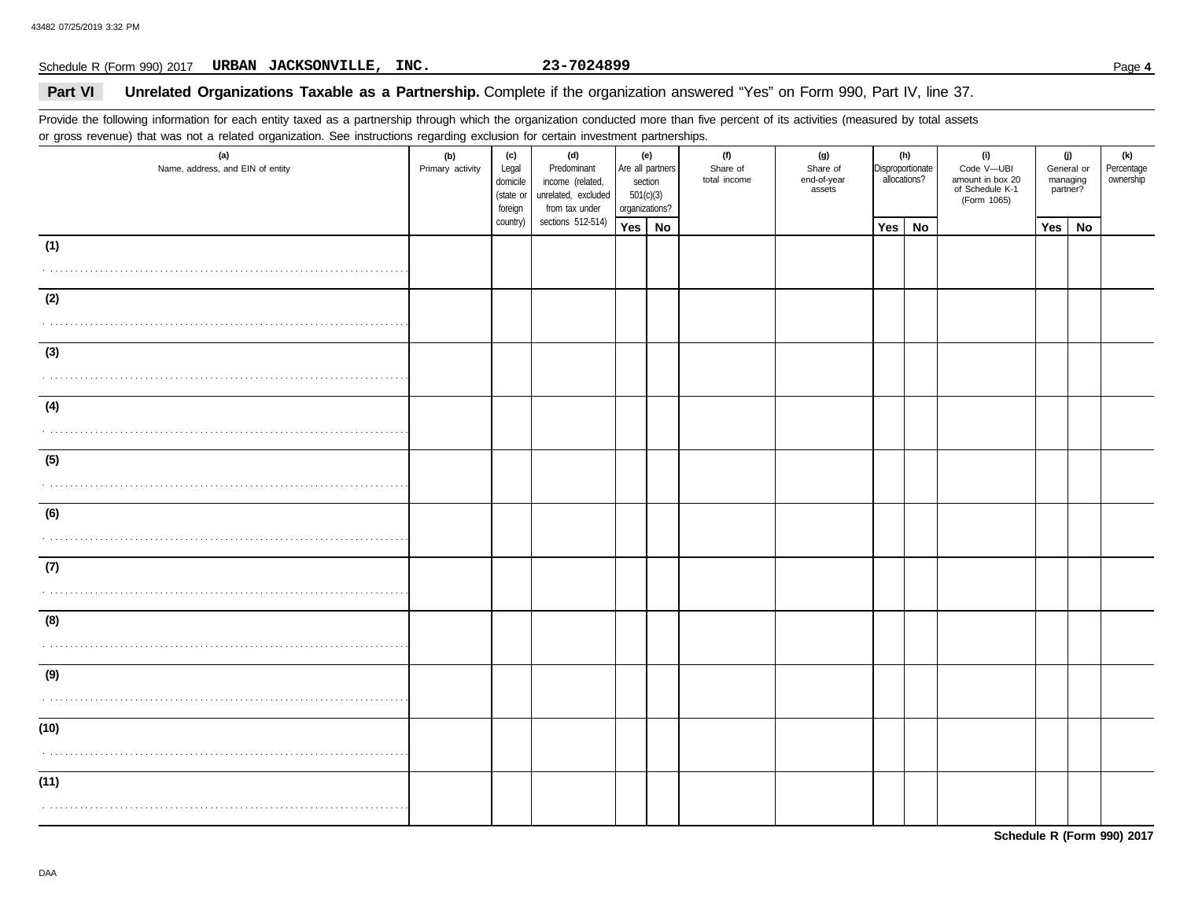Schedule R (Form 990) 2017 **URBAN JACKSONVILLE, INC.** **23-7024899** Page **4**

## Part VI Unrelated Organizations Taxable as a Partnership.

**Unrelated Organizations Taxable as a Partnership.** Complete if the organization answered "Yes" on Form 990, Part IV, line 37.

Provide the following information for each entity taxed as a partnership through which the organization conducted more than five percent of its activities (measured by total assets or gross revenue) that was not a related organization. See instructions regarding exclusion for certain investment partnerships.

| (a) Name, address, and EIN of entity | (b) Primary activity | (c) Legal domicile (state or foreign country) | (d) Predominant income (related, unrelated, excluded from tax under sections 512-514) | (e) Are all partners section 501(c)(3) organizations? | | (f) Share of total income | (g) Share of end-of-year assets | (h) Disproportionate allocations? | | (i) Code V—UBI amount in box 20 of Schedule K-1 (Form 1065) | (j) General or managing partner? | | (k) Percentage ownership |
|---|---|---|---|---|---|---|---|---|---|---|---|---|---|
| | | | | Yes | No | | | Yes | No | | Yes | No | |
| (1) | | | | | | | | | | | | | |
| (2) | | | | | | | | | | | | | |
| (3) | | | | | | | | | | | | | |
| (4) | | | | | | | | | | | | | |
| (5) | | | | | | | | | | | | | |
| (6) | | | | | | | | | | | | | |
| (7) | | | | | | | | | | | | | |
| (8) | | | | | | | | | | | | | |
| (9) | | | | | | | | | | | | | |
| (10) | | | | | | | | | | | | | |
| (11) | | | | | | | | | | | | | |

**Schedule R (Form 990) 2017**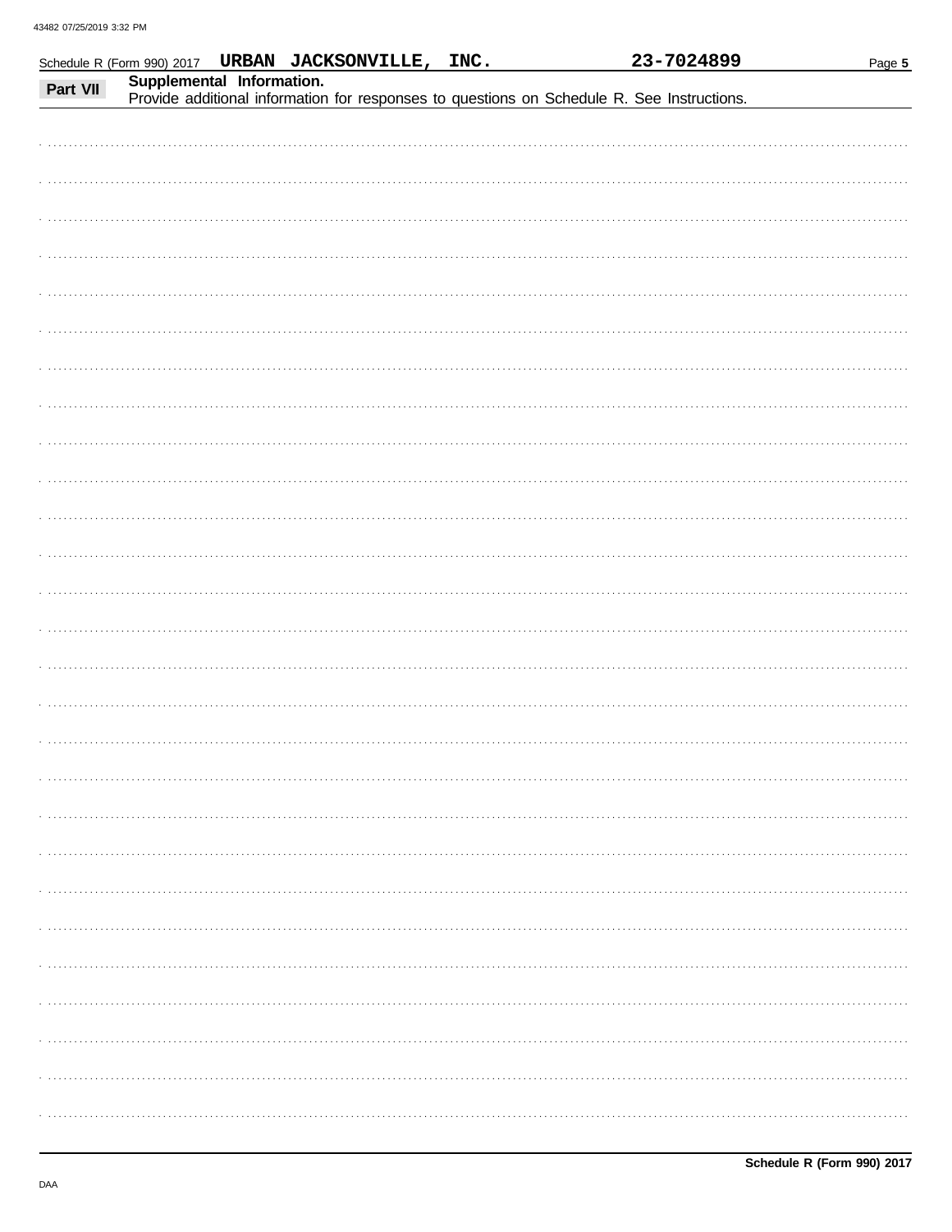Schedule R (Form 990) 2017 **URBAN JACKSONVILLE, INC.** **23-7024899**

**Part VII** **Supplemental Information.**
Provide additional information for responses to questions on Schedule R. See Instructions.

**Schedule R (Form 990) 2017**

DAA